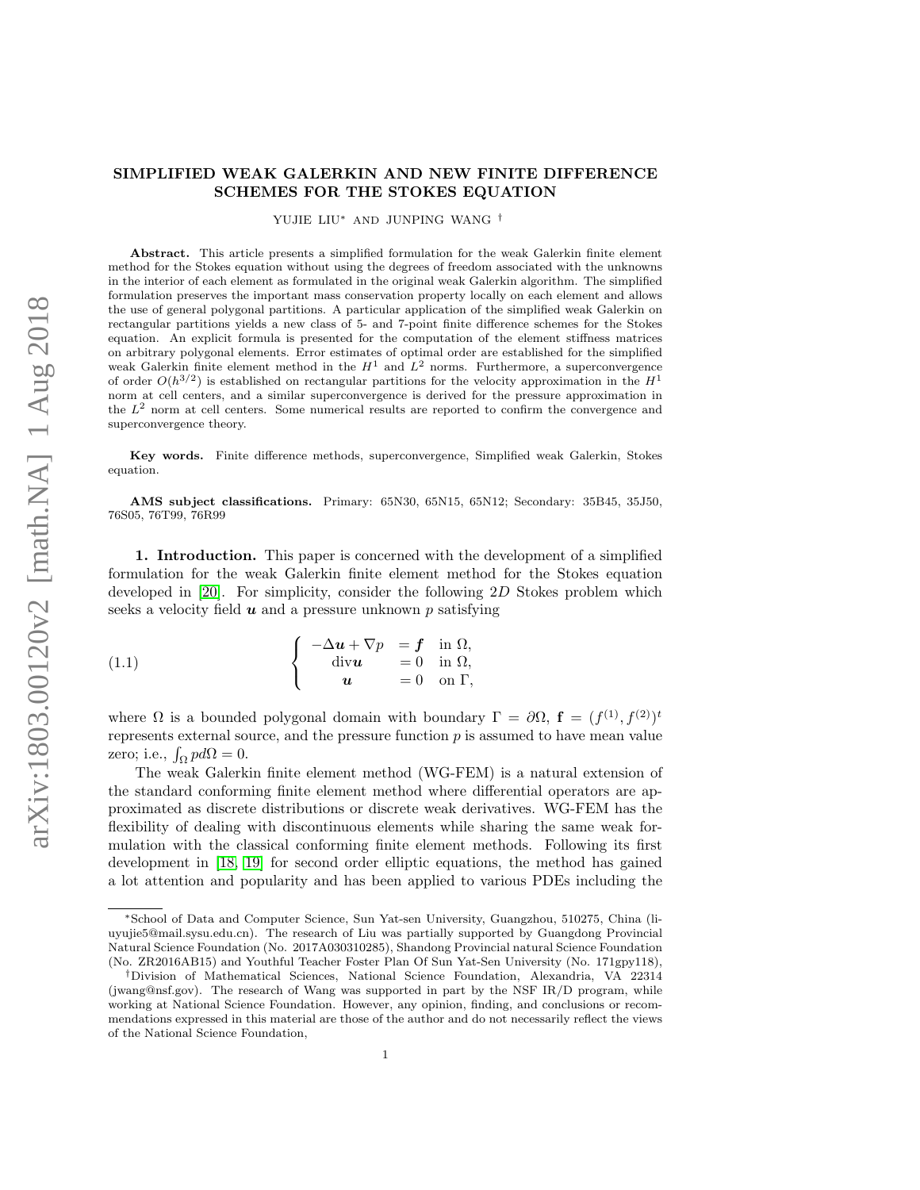# SIMPLIFIED WEAK GALERKIN AND NEW FINITE DIFFERENCE SCHEMES FOR THE STOKES EQUATION

YUJIE LIU* AND JUNPING WANG †

**Abstract.** This article presents a simplified formulation for the weak Galerkin finite element method for the Stokes equation without using the degrees of freedom associated with the unknowns in the interior of each element as formulated in the original weak Galerkin algorithm. The simplified formulation preserves the important mass conservation property locally on each element and allows the use of general polygonal partitions. A particular application of the simplified weak Galerkin on rectangular partitions yields a new class of 5- and 7-point finite difference schemes for the Stokes equation. An explicit formula is presented for the computation of the element stiffness matrices on arbitrary polygonal elements. Error estimates of optimal order are established for the simplified weak Galerkin finite element method in the $H^1$ and $L^2$ norms. Furthermore, a superconvergence of order $O(h^{3/2})$ is established on rectangular partitions for the velocity approximation in the $H^1$ norm at cell centers, and a similar superconvergence is derived for the pressure approximation in the $L^2$ norm at cell centers. Some numerical results are reported to confirm the convergence and superconvergence theory.

**Key words.** Finite difference methods, superconvergence, Simplified weak Galerkin, Stokes equation.

**AMS subject classifications.** Primary: 65N30, 65N15, 65N12; Secondary: 35B45, 35J50, 76S05, 76T99, 76R99

**1. Introduction.** This paper is concerned with the development of a simplified formulation for the weak Galerkin finite element method for the Stokes equation developed in [20]. For simplicity, consider the following $2D$ Stokes problem which seeks a velocity field $\boldsymbol{u}$ and a pressure unknown $p$ satisfying

$$
\left\{
\begin{array}{rll}
-\Delta \boldsymbol{u} + \nabla p & = \boldsymbol{f} & \text{in } \Omega, \\
\mathrm{div}\boldsymbol{u} & = 0 & \text{in } \Omega, \\
\boldsymbol{u} & = 0 & \text{on } \Gamma,
\end{array}
\right. \tag{1.1}
$$

where $\Omega$ is a bounded polygonal domain with boundary $\Gamma = \partial\Omega$, $\mathbf{f} = (f^{(1)}, f^{(2)})^t$ represents external source, and the pressure function $p$ is assumed to have mean value zero; i.e., $\int_\Omega p d\Omega = 0$.

The weak Galerkin finite element method (WG-FEM) is a natural extension of the standard conforming finite element method where differential operators are approximated as discrete distributions or discrete weak derivatives. WG-FEM has the flexibility of dealing with discontinuous elements while sharing the same weak formulation with the classical conforming finite element methods. Following its first development in [18, 19] for second order elliptic equations, the method has gained a lot attention and popularity and has been applied to various PDEs including the

---

*School of Data and Computer Science, Sun Yat-sen University, Guangzhou, 510275, China (liuyujie5@mail.sysu.edu.cn). The research of Liu was partially supported by Guangdong Provincial Natural Science Foundation (No. 2017A030310285), Shandong Provincial natural Science Foundation (No. ZR2016AB15) and Youthful Teacher Foster Plan Of Sun Yat-Sen University (No. 171gpy118),

†Division of Mathematical Sciences, National Science Foundation, Alexandria, VA 22314 (jwang@nsf.gov). The research of Wang was supported in part by the NSF IR/D program, while working at National Science Foundation. However, any opinion, finding, and conclusions or recommendations expressed in this material are those of the author and do not necessarily reflect the views of the National Science Foundation,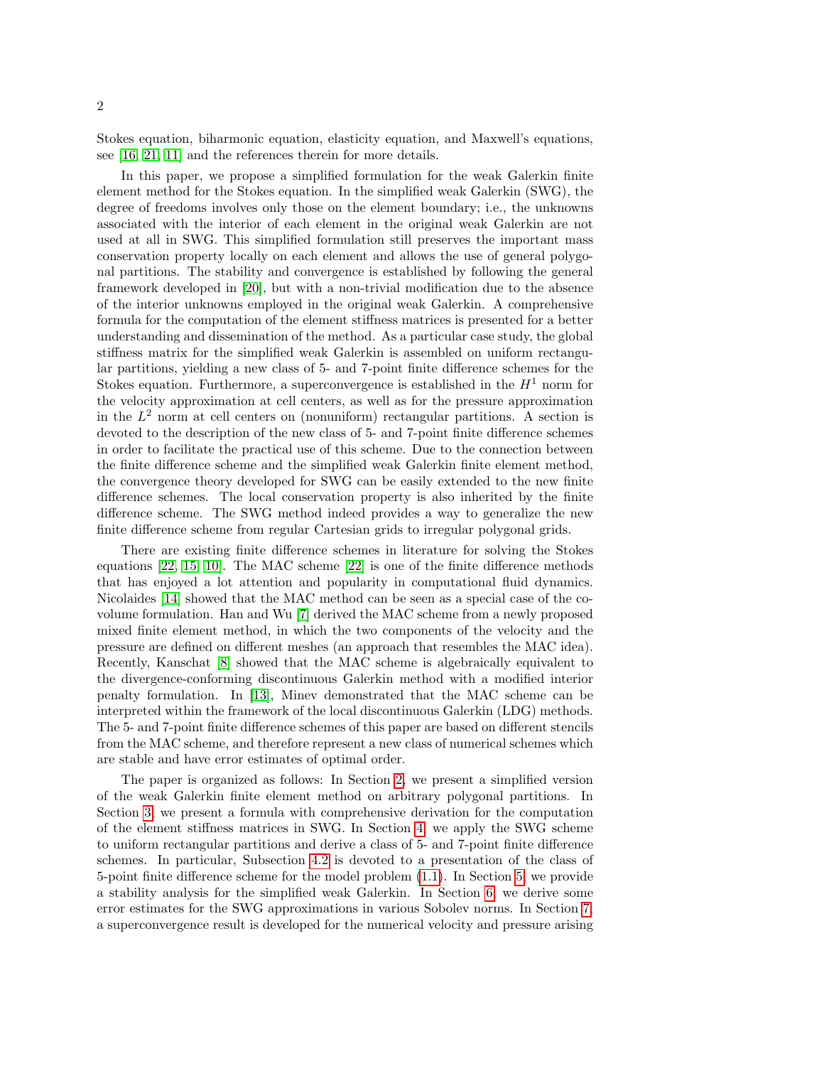Stokes equation, biharmonic equation, elasticity equation, and Maxwell's equations, see [16, 21, 11] and the references therein for more details.

In this paper, we propose a simplified formulation for the weak Galerkin finite element method for the Stokes equation. In the simplified weak Galerkin (SWG), the degree of freedoms involves only those on the element boundary; i.e., the unknowns associated with the interior of each element in the original weak Galerkin are not used at all in SWG. This simplified formulation still preserves the important mass conservation property locally on each element and allows the use of general polygonal partitions. The stability and convergence is established by following the general framework developed in [20], but with a non-trivial modification due to the absence of the interior unknowns employed in the original weak Galerkin. A comprehensive formula for the computation of the element stiffness matrices is presented for a better understanding and dissemination of the method. As a particular case study, the global stiffness matrix for the simplified weak Galerkin is assembled on uniform rectangular partitions, yielding a new class of 5- and 7-point finite difference schemes for the Stokes equation. Furthermore, a superconvergence is established in the $H^1$ norm for the velocity approximation at cell centers, as well as for the pressure approximation in the $L^2$ norm at cell centers on (nonuniform) rectangular partitions. A section is devoted to the description of the new class of 5- and 7-point finite difference schemes in order to facilitate the practical use of this scheme. Due to the connection between the finite difference scheme and the simplified weak Galerkin finite element method, the convergence theory developed for SWG can be easily extended to the new finite difference schemes. The local conservation property is also inherited by the finite difference scheme. The SWG method indeed provides a way to generalize the new finite difference scheme from regular Cartesian grids to irregular polygonal grids.

There are existing finite difference schemes in literature for solving the Stokes equations [22, 15, 10]. The MAC scheme [22] is one of the finite difference methods that has enjoyed a lot attention and popularity in computational fluid dynamics. Nicolaides [14] showed that the MAC method can be seen as a special case of the covolume formulation. Han and Wu [7] derived the MAC scheme from a newly proposed mixed finite element method, in which the two components of the velocity and the pressure are defined on different meshes (an approach that resembles the MAC idea). Recently, Kanschat [8] showed that the MAC scheme is algebraically equivalent to the divergence-conforming discontinuous Galerkin method with a modified interior penalty formulation. In [13], Minev demonstrated that the MAC scheme can be interpreted within the framework of the local discontinuous Galerkin (LDG) methods. The 5- and 7-point finite difference schemes of this paper are based on different stencils from the MAC scheme, and therefore represent a new class of numerical schemes which are stable and have error estimates of optimal order.

The paper is organized as follows: In Section 2, we present a simplified version of the weak Galerkin finite element method on arbitrary polygonal partitions. In Section 3, we present a formula with comprehensive derivation for the computation of the element stiffness matrices in SWG. In Section 4, we apply the SWG scheme to uniform rectangular partitions and derive a class of 5- and 7-point finite difference schemes. In particular, Subsection 4.2 is devoted to a presentation of the class of 5-point finite difference scheme for the model problem (1.1). In Section 5, we provide a stability analysis for the simplified weak Galerkin. In Section 6, we derive some error estimates for the SWG approximations in various Sobolev norms. In Section 7, a superconvergence result is developed for the numerical velocity and pressure arising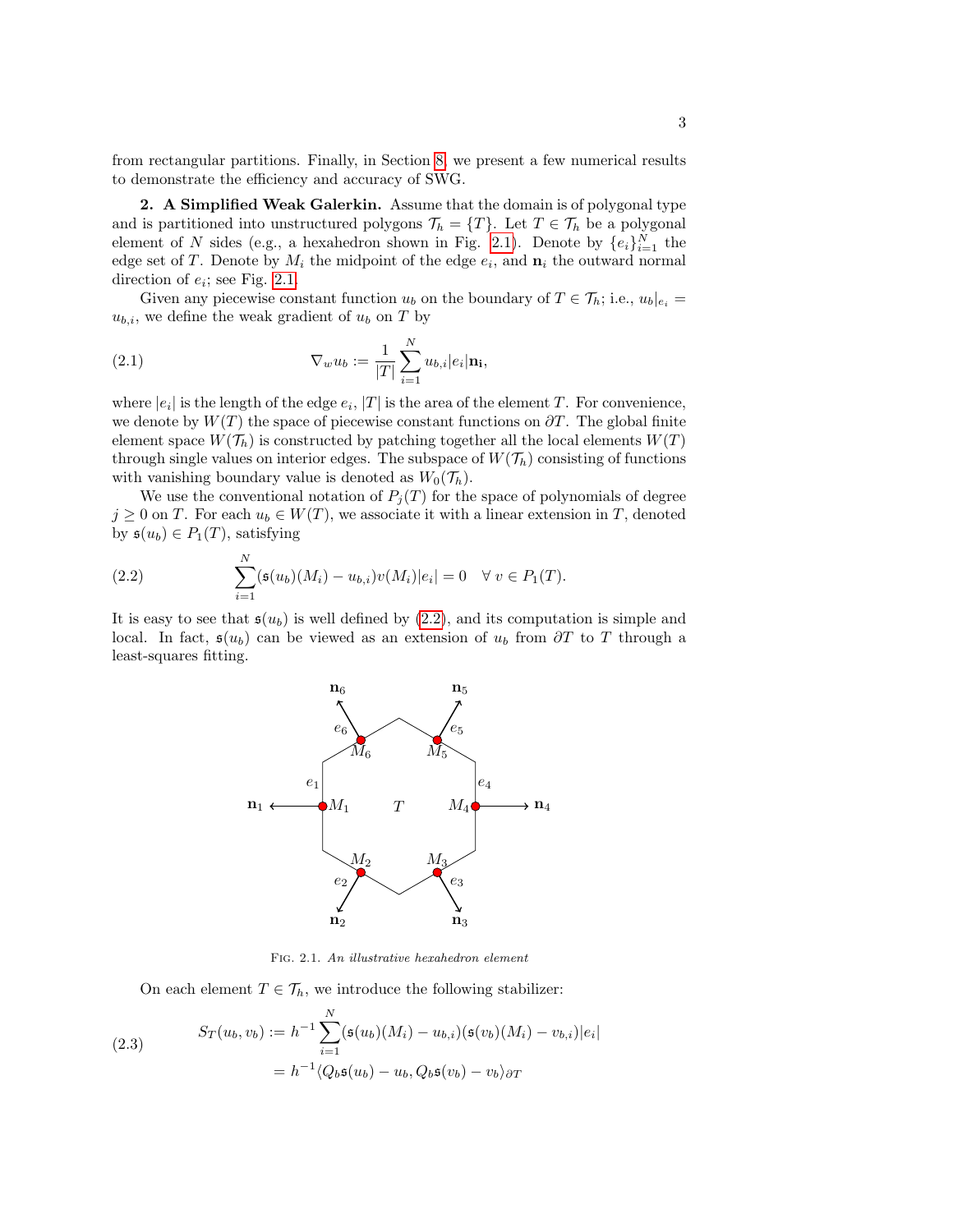from rectangular partitions. Finally, in Section 8, we present a few numerical results to demonstrate the efficiency and accuracy of SWG.

**2. A Simplified Weak Galerkin.** Assume that the domain is of polygonal type and is partitioned into unstructured polygons $\mathcal{T}_h = \{T\}$. Let $T \in \mathcal{T}_h$ be a polygonal element of $N$ sides (e.g., a hexahedron shown in Fig. 2.1). Denote by $\{e_i\}_{i=1}^N$ the edge set of $T$. Denote by $M_i$ the midpoint of the edge $e_i$, and $\mathbf{n}_i$ the outward normal direction of $e_i$; see Fig. 2.1.

Given any piecewise constant function $u_b$ on the boundary of $T \in \mathcal{T}_h$; i.e., $u_b|_{e_i} = u_{b,i}$, we define the weak gradient of $u_b$ on $T$ by

$$\nabla_w u_b := \frac{1}{|T|} \sum_{i=1}^{N} u_{b,i} |e_i| \mathbf{n_i}, \tag{2.1}$$

where $|e_i|$ is the length of the edge $e_i$, $|T|$ is the area of the element $T$. For convenience, we denote by $W(T)$ the space of piecewise constant functions on $\partial T$. The global finite element space $W(\mathcal{T}_h)$ is constructed by patching together all the local elements $W(T)$ through single values on interior edges. The subspace of $W(\mathcal{T}_h)$ consisting of functions with vanishing boundary value is denoted as $W_0(\mathcal{T}_h)$.

We use the conventional notation of $P_j(T)$ for the space of polynomials of degree $j \geq 0$ on $T$. For each $u_b \in W(T)$, we associate it with a linear extension in $T$, denoted by $\mathfrak{s}(u_b) \in P_1(T)$, satisfying

$$\sum_{i=1}^{N} (\mathfrak{s}(u_b)(M_i) - u_{b,i}) v(M_i) |e_i| = 0 \quad \forall\, v \in P_1(T). \tag{2.2}$$

It is easy to see that $\mathfrak{s}(u_b)$ is well defined by (2.2), and its computation is simple and local. In fact, $\mathfrak{s}(u_b)$ can be viewed as an extension of $u_b$ from $\partial T$ to $T$ through a least-squares fitting.

Fig. 2.1. *An illustrative hexahedron element*

On each element $T \in \mathcal{T}_h$, we introduce the following stabilizer:

$$\begin{aligned} S_T(u_b, v_b) &:= h^{-1} \sum_{i=1}^{N} (\mathfrak{s}(u_b)(M_i) - u_{b,i})(\mathfrak{s}(v_b)(M_i) - v_{b,i})|e_i| \\ &= h^{-1} \langle Q_b \mathfrak{s}(u_b) - u_b, Q_b \mathfrak{s}(v_b) - v_b \rangle_{\partial T} \end{aligned} \tag{2.3}$$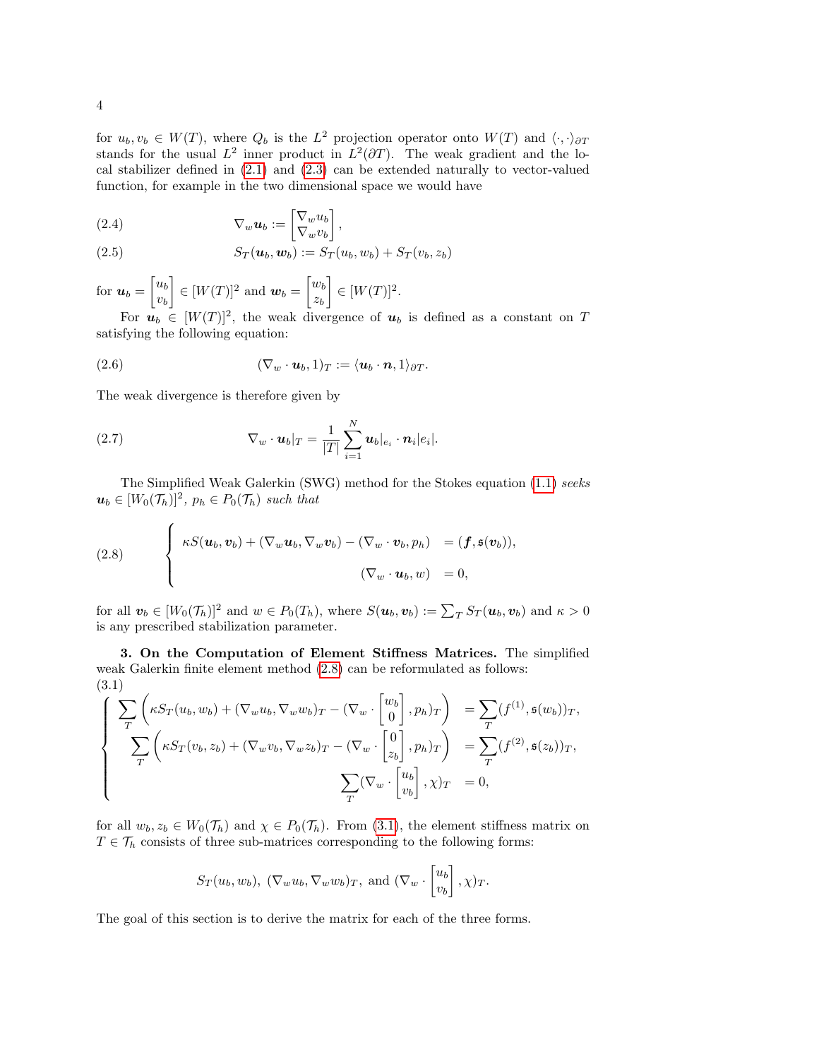for $u_b, v_b \in W(T)$, where $Q_b$ is the $L^2$ projection operator onto $W(T)$ and $\langle \cdot, \cdot \rangle_{\partial T}$ stands for the usual $L^2$ inner product in $L^2(\partial T)$. The weak gradient and the local stabilizer defined in (2.1) and (2.3) can be extended naturally to vector-valued function, for example in the two dimensional space we would have

$$
\nabla_w \boldsymbol{u}_b := \begin{bmatrix} \nabla_w u_b \\ \nabla_w v_b \end{bmatrix}, \tag{2.4}
$$

$$
S_T(\boldsymbol{u}_b, \boldsymbol{w}_b) := S_T(u_b, w_b) + S_T(v_b, z_b) \tag{2.5}
$$

for $\boldsymbol{u}_b = \begin{bmatrix} u_b \\ v_b \end{bmatrix} \in [W(T)]^2$ and $\boldsymbol{w}_b = \begin{bmatrix} w_b \\ z_b \end{bmatrix} \in [W(T)]^2$.

For $\boldsymbol{u}_b \in [W(T)]^2$, the weak divergence of $\boldsymbol{u}_b$ is defined as a constant on $T$ satisfying the following equation:

$$
(\nabla_w \cdot \boldsymbol{u}_b, 1)_T := \langle \boldsymbol{u}_b \cdot \boldsymbol{n}, 1 \rangle_{\partial T}. \tag{2.6}
$$

The weak divergence is therefore given by

$$
\nabla_w \cdot \boldsymbol{u}_b|_T = \frac{1}{|T|} \sum_{i=1}^{N} \boldsymbol{u}_b|_{e_i} \cdot \boldsymbol{n}_i |e_i|. \tag{2.7}
$$

The Simplified Weak Galerkin (SWG) method for the Stokes equation (1.1) *seeks* $\boldsymbol{u}_b \in [W_0(\mathcal{T}_h)]^2$, $p_h \in P_0(\mathcal{T}_h)$ *such that*

$$
\begin{cases}
\kappa S(\boldsymbol{u}_b, \boldsymbol{v}_b) + (\nabla_w \boldsymbol{u}_b, \nabla_w \boldsymbol{v}_b) - (\nabla_w \cdot \boldsymbol{v}_b, p_h) & = (\boldsymbol{f}, \mathfrak{s}(\boldsymbol{v}_b)), \\
(\nabla_w \cdot \boldsymbol{u}_b, w) & = 0,
\end{cases} \tag{2.8}
$$

for all $\boldsymbol{v}_b \in [W_0(\mathcal{T}_h)]^2$ and $w \in P_0(T_h)$, where $S(\boldsymbol{u}_b, \boldsymbol{v}_b) := \sum_T S_T(\boldsymbol{u}_b, \boldsymbol{v}_b)$ and $\kappa > 0$ is any prescribed stabilization parameter.

**3. On the Computation of Element Stiffness Matrices.** The simplified weak Galerkin finite element method (2.8) can be reformulated as follows:

$$
\begin{cases}
\sum_T \left( \kappa S_T(u_b, w_b) + (\nabla_w u_b, \nabla_w w_b)_T - (\nabla_w \cdot \begin{bmatrix} w_b \\ 0 \end{bmatrix}, p_h)_T \right) & = \sum_T (f^{(1)}, \mathfrak{s}(w_b))_T, \\
\sum_T \left( \kappa S_T(v_b, z_b) + (\nabla_w v_b, \nabla_w z_b)_T - (\nabla_w \cdot \begin{bmatrix} 0 \\ z_b \end{bmatrix}, p_h)_T \right) & = \sum_T (f^{(2)}, \mathfrak{s}(z_b))_T, \\
\sum_T (\nabla_w \cdot \begin{bmatrix} u_b \\ v_b \end{bmatrix}, \chi)_T & = 0,
\end{cases} \tag{3.1}
$$

for all $w_b, z_b \in W_0(\mathcal{T}_h)$ and $\chi \in P_0(\mathcal{T}_h)$. From (3.1), the element stiffness matrix on $T \in \mathcal{T}_h$ consists of three sub-matrices corresponding to the following forms:

$$
S_T(u_b, w_b), \ (\nabla_w u_b, \nabla_w w_b)_T, \text{ and } (\nabla_w \cdot \begin{bmatrix} u_b \\ v_b \end{bmatrix}, \chi)_T.
$$

The goal of this section is to derive the matrix for each of the three forms.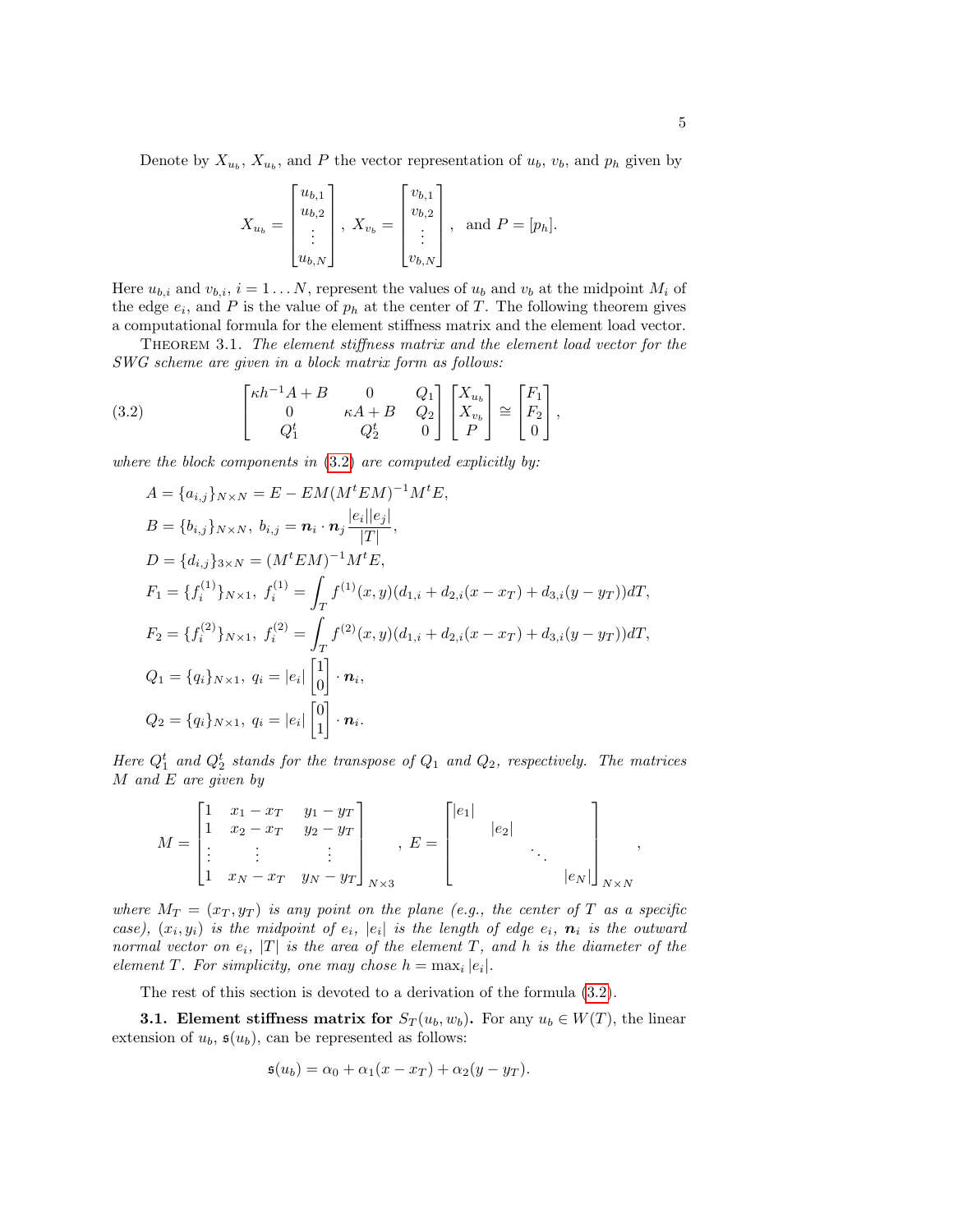Denote by $X_{u_b}$, $X_{u_b}$, and $P$ the vector representation of $u_b$, $v_b$, and $p_h$ given by

$$X_{u_b} = \begin{bmatrix} u_{b,1} \\ u_{b,2} \\ \vdots \\ u_{b,N} \end{bmatrix}, \; X_{v_b} = \begin{bmatrix} v_{b,1} \\ v_{b,2} \\ \vdots \\ v_{b,N} \end{bmatrix}, \; \text{ and } P = [p_h].$$

Here $u_{b,i}$ and $v_{b,i}$, $i = 1 \dots N$, represent the values of $u_b$ and $v_b$ at the midpoint $M_i$ of the edge $e_i$, and $P$ is the value of $p_h$ at the center of $T$. The following theorem gives a computational formula for the element stiffness matrix and the element load vector.

THEOREM 3.1. *The element stiffness matrix and the element load vector for the SWG scheme are given in a block matrix form as follows:*

$$\begin{bmatrix} \kappa h^{-1} A + B & 0 & Q_1 \\ 0 & \kappa A + B & Q_2 \\ Q_1^t & Q_2^t & 0 \end{bmatrix} \begin{bmatrix} X_{u_b} \\ X_{v_b} \\ P \end{bmatrix} \cong \begin{bmatrix} F_1 \\ F_2 \\ 0 \end{bmatrix}, \tag{3.2}$$

*where the block components in (3.2) are computed explicitly by:*

$$\begin{aligned}
&A = \{a_{i,j}\}_{N\times N} = E - EM(M^tEM)^{-1}M^tE,\\
&B = \{b_{i,j}\}_{N\times N},\; b_{i,j} = \boldsymbol{n}_i \cdot \boldsymbol{n}_j \frac{|e_i||e_j|}{|T|},\\
&D = \{d_{i,j}\}_{3\times N} = (M^tEM)^{-1}M^tE,\\
&F_1 = \{f_i^{(1)}\}_{N\times 1},\; f_i^{(1)} = \int_T f^{(1)}(x,y)(d_{1,i} + d_{2,i}(x - x_T) + d_{3,i}(y - y_T))dT,\\
&F_2 = \{f_i^{(2)}\}_{N\times 1},\; f_i^{(2)} = \int_T f^{(2)}(x,y)(d_{1,i} + d_{2,i}(x - x_T) + d_{3,i}(y - y_T))dT,\\
&Q_1 = \{q_i\}_{N\times 1},\; q_i = |e_i| \begin{bmatrix} 1 \\ 0 \end{bmatrix} \cdot \boldsymbol{n}_i,\\
&Q_2 = \{q_i\}_{N\times 1},\; q_i = |e_i| \begin{bmatrix} 0 \\ 1 \end{bmatrix} \cdot \boldsymbol{n}_i.
\end{aligned}$$

*Here $Q_1^t$ and $Q_2^t$ stands for the transpose of $Q_1$ and $Q_2$, respectively. The matrices $M$ and $E$ are given by*

$$M = \begin{bmatrix} 1 & x_1 - x_T & y_1 - y_T \\ 1 & x_2 - x_T & y_2 - y_T \\ \vdots & \vdots & \vdots \\ 1 & x_N - x_T & y_N - y_T \end{bmatrix}_{N\times 3}, \; E = \begin{bmatrix} |e_1| & & & \\ & |e_2| & & \\ & & \ddots & \\ & & & |e_N| \end{bmatrix}_{N\times N},$$

*where $M_T = (x_T, y_T)$ is any point on the plane (e.g., the center of $T$ as a specific case), $(x_i, y_i)$ is the midpoint of $e_i$, $|e_i|$ is the length of edge $e_i$, $\boldsymbol{n}_i$ is the outward normal vector on $e_i$, $|T|$ is the area of the element $T$, and $h$ is the diameter of the element $T$. For simplicity, one may chose $h = \max_i |e_i|$.*

The rest of this section is devoted to a derivation of the formula (3.2).

**3.1. Element stiffness matrix for $S_T(u_b, w_b)$.** For any $u_b \in W(T)$, the linear extension of $u_b$, $\mathfrak{s}(u_b)$, can be represented as follows:

$$\mathfrak{s}(u_b) = \alpha_0 + \alpha_1(x - x_T) + \alpha_2(y - y_T).$$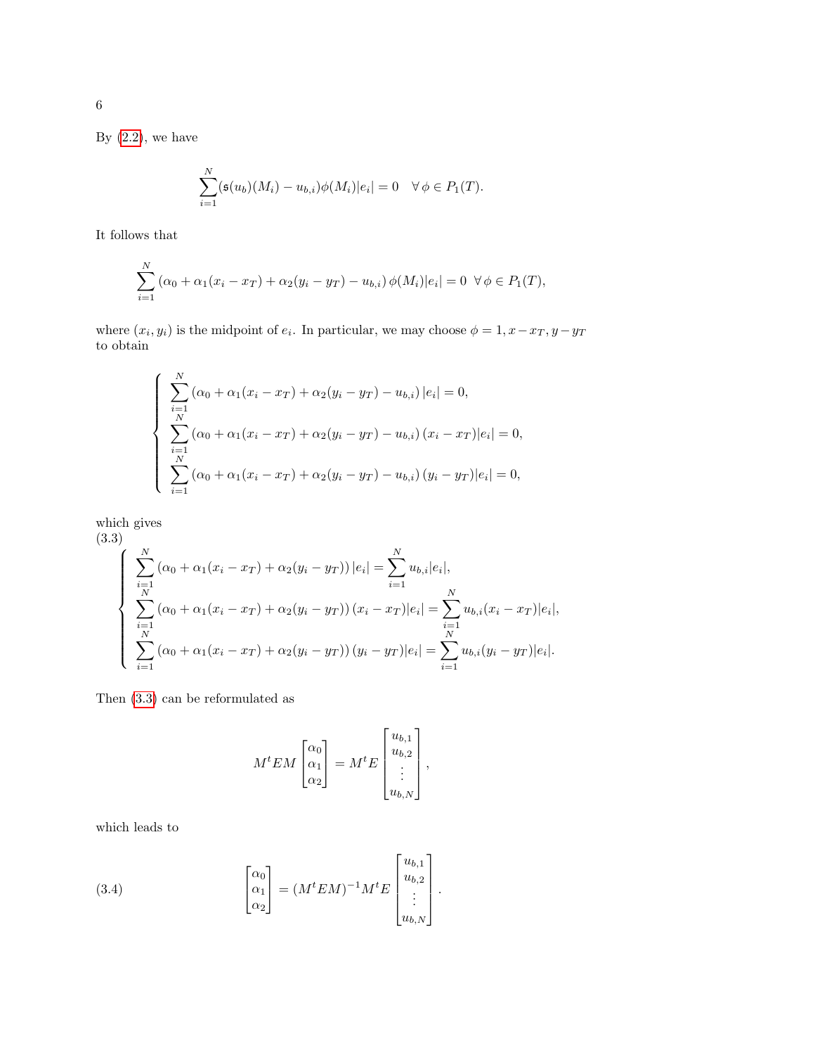By (2.2), we have

$$\sum_{i=1}^{N}(\mathfrak{s}(u_b)(M_i) - u_{b,i})\phi(M_i)|e_i| = 0 \quad \forall\, \phi \in P_1(T).$$

It follows that

$$\sum_{i=1}^{N}\left(\alpha_0 + \alpha_1(x_i - x_T) + \alpha_2(y_i - y_T) - u_{b,i}\right)\phi(M_i)|e_i| = 0 \ \ \forall\, \phi \in P_1(T),$$

where $(x_i, y_i)$ is the midpoint of $e_i$. In particular, we may choose $\phi = 1, x - x_T, y - y_T$ to obtain

$$\left\{\begin{array}{l} \displaystyle\sum_{i=1}^{N}\left(\alpha_0 + \alpha_1(x_i - x_T) + \alpha_2(y_i - y_T) - u_{b,i}\right)|e_i| = 0, \\ \displaystyle\sum_{i=1}^{N}\left(\alpha_0 + \alpha_1(x_i - x_T) + \alpha_2(y_i - y_T) - u_{b,i}\right)(x_i - x_T)|e_i| = 0, \\ \displaystyle\sum_{i=1}^{N}\left(\alpha_0 + \alpha_1(x_i - x_T) + \alpha_2(y_i - y_T) - u_{b,i}\right)(y_i - y_T)|e_i| = 0, \end{array}\right.$$

which gives

$$\left\{\begin{array}{l} \displaystyle\sum_{i=1}^{N}\left(\alpha_0 + \alpha_1(x_i - x_T) + \alpha_2(y_i - y_T)\right)|e_i| = \sum_{i=1}^{N} u_{b,i}|e_i|, \\ \displaystyle\sum_{i=1}^{N}\left(\alpha_0 + \alpha_1(x_i - x_T) + \alpha_2(y_i - y_T)\right)(x_i - x_T)|e_i| = \sum_{i=1}^{N} u_{b,i}(x_i - x_T)|e_i|, \\ \displaystyle\sum_{i=1}^{N}\left(\alpha_0 + \alpha_1(x_i - x_T) + \alpha_2(y_i - y_T)\right)(y_i - y_T)|e_i| = \sum_{i=1}^{N} u_{b,i}(y_i - y_T)|e_i|. \end{array}\right. \tag{3.3}$$

Then (3.3) can be reformulated as

$$M^tEM\begin{bmatrix}\alpha_0\\ \alpha_1\\ \alpha_2\end{bmatrix} = M^tE\begin{bmatrix}u_{b,1}\\ u_{b,2}\\ \vdots\\ u_{b,N}\end{bmatrix},$$

which leads to

$$\begin{bmatrix}\alpha_0\\ \alpha_1\\ \alpha_2\end{bmatrix} = (M^tEM)^{-1}M^tE\begin{bmatrix}u_{b,1}\\ u_{b,2}\\ \vdots\\ u_{b,N}\end{bmatrix}. \tag{3.4}$$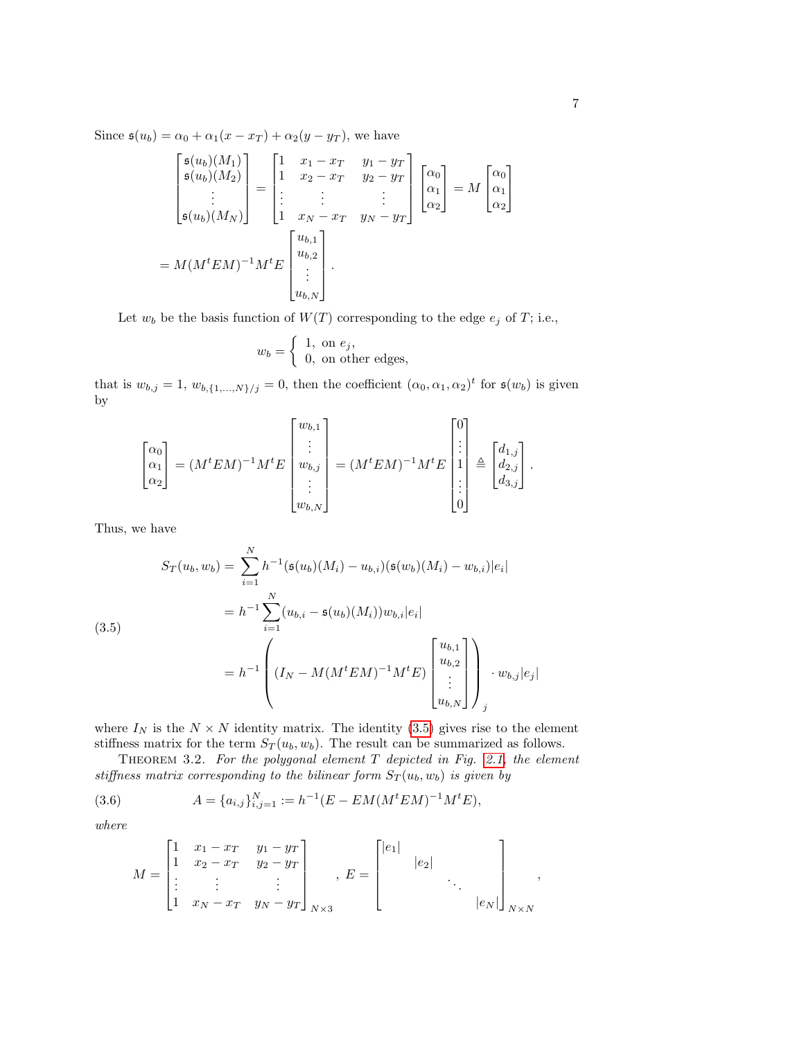Since $\mathfrak{s}(u_b) = \alpha_0 + \alpha_1(x - x_T) + \alpha_2(y - y_T)$, we have

$$
\begin{bmatrix} \mathfrak{s}(u_b)(M_1) \\ \mathfrak{s}(u_b)(M_2) \\ \vdots \\ \mathfrak{s}(u_b)(M_N) \end{bmatrix} = \begin{bmatrix} 1 & x_1 - x_T & y_1 - y_T \\ 1 & x_2 - x_T & y_2 - y_T \\ \vdots & \vdots & \vdots \\ 1 & x_N - x_T & y_N - y_T \end{bmatrix} \begin{bmatrix} \alpha_0 \\ \alpha_1 \\ \alpha_2 \end{bmatrix} = M \begin{bmatrix} \alpha_0 \\ \alpha_1 \\ \alpha_2 \end{bmatrix}
$$

$$
= M(M^t E M)^{-1} M^t E \begin{bmatrix} u_{b,1} \\ u_{b,2} \\ \vdots \\ u_{b,N} \end{bmatrix}.
$$

Let $w_b$ be the basis function of $W(T)$ corresponding to the edge $e_j$ of $T$; i.e.,

$$
w_b = \begin{cases} 1, & \text{on } e_j, \\ 0, & \text{on other edges,} \end{cases}
$$

that is $w_{b,j} = 1$, $w_{b,\{1,\ldots,N\}/j} = 0$, then the coefficient $(\alpha_0, \alpha_1, \alpha_2)^t$ for $\mathfrak{s}(w_b)$ is given by

$$
\begin{bmatrix} \alpha_0 \\ \alpha_1 \\ \alpha_2 \end{bmatrix} = (M^t E M)^{-1} M^t E \begin{bmatrix} w_{b,1} \\ \vdots \\ w_{b,j} \\ \vdots \\ w_{b,N} \end{bmatrix} = (M^t E M)^{-1} M^t E \begin{bmatrix} 0 \\ \vdots \\ 1 \\ \vdots \\ 0 \end{bmatrix} \triangleq \begin{bmatrix} d_{1,j} \\ d_{2,j} \\ d_{3,j} \end{bmatrix}.
$$

Thus, we have

$$
\begin{aligned}
S_T(u_b, w_b) &= \sum_{i=1}^{N} h^{-1}(\mathfrak{s}(u_b)(M_i) - u_{b,i})(\mathfrak{s}(w_b)(M_i) - w_{b,i})|e_i| \\
&= h^{-1} \sum_{i=1}^{N} (u_{b,i} - \mathfrak{s}(u_b)(M_i)) w_{b,i} |e_i| \\
&= h^{-1} \left( (I_N - M(M^t E M)^{-1} M^t E) \begin{bmatrix} u_{b,1} \\ u_{b,2} \\ \vdots \\ u_{b,N} \end{bmatrix} \right)_j \cdot w_{b,j} |e_j|
\end{aligned} \tag{3.5}
$$

where $I_N$ is the $N \times N$ identity matrix. The identity (3.5) gives rise to the element stiffness matrix for the term $S_T(u_b, w_b)$. The result can be summarized as follows.

THEOREM 3.2. *For the polygonal element $T$ depicted in Fig. 2.1, the element stiffness matrix corresponding to the bilinear form $S_T(u_b, w_b)$ is given by*

$$
A = \{a_{i,j}\}_{i,j=1}^{N} := h^{-1}(E - EM(M^t E M)^{-1} M^t E), \tag{3.6}
$$

*where*

$$
M = \begin{bmatrix} 1 & x_1 - x_T & y_1 - y_T \\ 1 & x_2 - x_T & y_2 - y_T \\ \vdots & \vdots & \vdots \\ 1 & x_N - x_T & y_N - y_T \end{bmatrix}_{N \times 3}, \quad E = \begin{bmatrix} |e_1| & & & \\ & |e_2| & & \\ & & \ddots & \\ & & & |e_N| \end{bmatrix}_{N \times N},
$$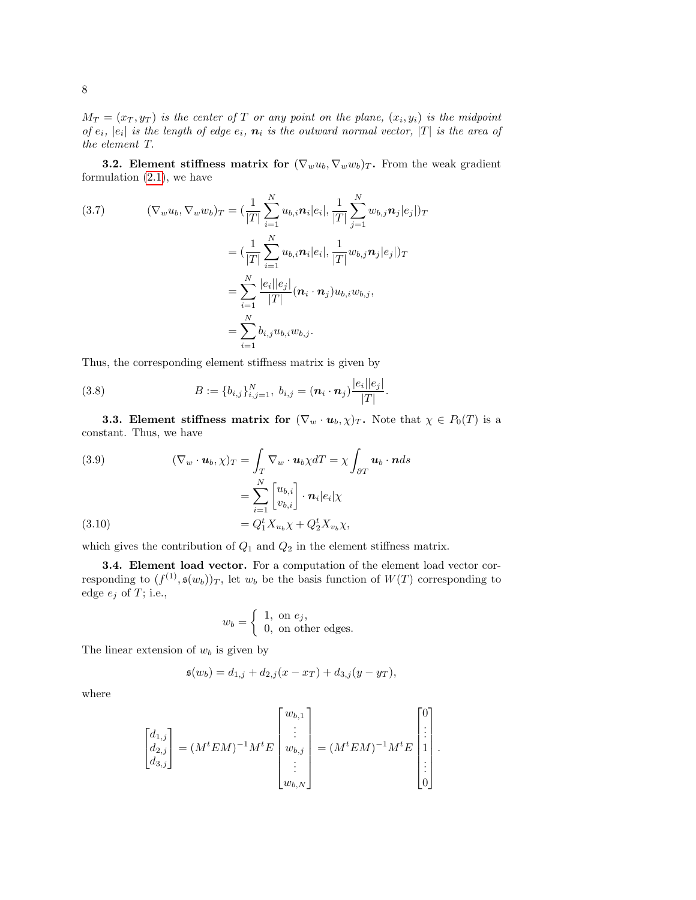*$M_T = (x_T, y_T)$ is the center of $T$ or any point on the plane, $(x_i, y_i)$ is the midpoint of $e_i$, $|e_i|$ is the length of edge $e_i$, $\boldsymbol{n}_i$ is the outward normal vector, $|T|$ is the area of the element $T$.*

**3.2. Element stiffness matrix for $(\nabla_w u_b, \nabla_w w_b)_T$.** From the weak gradient formulation (2.1), we have

$$
\begin{aligned}
(\nabla_w u_b, \nabla_w w_b)_T &= (\frac{1}{|T|}\sum_{i=1}^{N} u_{b,i}\boldsymbol{n}_i|e_i|, \frac{1}{|T|}\sum_{j=1}^{N} w_{b,j}\boldsymbol{n}_j|e_j|)_T \\
&= (\frac{1}{|T|}\sum_{i=1}^{N} u_{b,i}\boldsymbol{n}_i|e_i|, \frac{1}{|T|} w_{b,j}\boldsymbol{n}_j|e_j|)_T \\
&= \sum_{i=1}^{N} \frac{|e_i||e_j|}{|T|}(\boldsymbol{n}_i\cdot\boldsymbol{n}_j)u_{b,i}w_{b,j}, \\
&= \sum_{i=1}^{N} b_{i,j}u_{b,i}w_{b,j}.
\end{aligned}
\tag{3.7}
$$

Thus, the corresponding element stiffness matrix is given by

$$
B := \{b_{i,j}\}_{i,j=1}^{N},\ b_{i,j} = (\boldsymbol{n}_i\cdot\boldsymbol{n}_j)\frac{|e_i||e_j|}{|T|}. \tag{3.8}
$$

**3.3. Element stiffness matrix for $(\nabla_w \cdot \boldsymbol{u}_b, \chi)_T$.** Note that $\chi \in P_0(T)$ is a constant. Thus, we have

$$
(\nabla_w \cdot \boldsymbol{u}_b, \chi)_T = \int_T \nabla_w \cdot \boldsymbol{u}_b \chi dT = \chi\int_{\partial T} \boldsymbol{u}_b\cdot\boldsymbol{n}ds \tag{3.9}
$$

$$
= \sum_{i=1}^{N}\begin{bmatrix} u_{b,i} \\ v_{b,i}\end{bmatrix}\cdot\boldsymbol{n}_i|e_i|\chi
$$

$$
= Q_1^t X_{u_b}\chi + Q_2^t X_{v_b}\chi, \tag{3.10}
$$

which gives the contribution of $Q_1$ and $Q_2$ in the element stiffness matrix.

**3.4. Element load vector.** For a computation of the element load vector corresponding to $(f^{(1)}, \mathfrak{s}(w_b))_T$, let $w_b$ be the basis function of $W(T)$ corresponding to edge $e_j$ of $T$; i.e.,

$$
w_b = \begin{cases} 1, & \text{on } e_j, \\ 0, & \text{on other edges.}\end{cases}
$$

The linear extension of $w_b$ is given by

$$
\mathfrak{s}(w_b) = d_{1,j} + d_{2,j}(x - x_T) + d_{3,j}(y - y_T),
$$

where

$$
\begin{bmatrix} d_{1,j} \\ d_{2,j} \\ d_{3,j}\end{bmatrix} = (M^tEM)^{-1}M^tE\begin{bmatrix} w_{b,1} \\ \vdots \\ w_{b,j} \\ \vdots \\ w_{b,N}\end{bmatrix} = (M^tEM)^{-1}M^tE\begin{bmatrix} 0 \\ \vdots \\ 1 \\ \vdots \\ 0\end{bmatrix}.
$$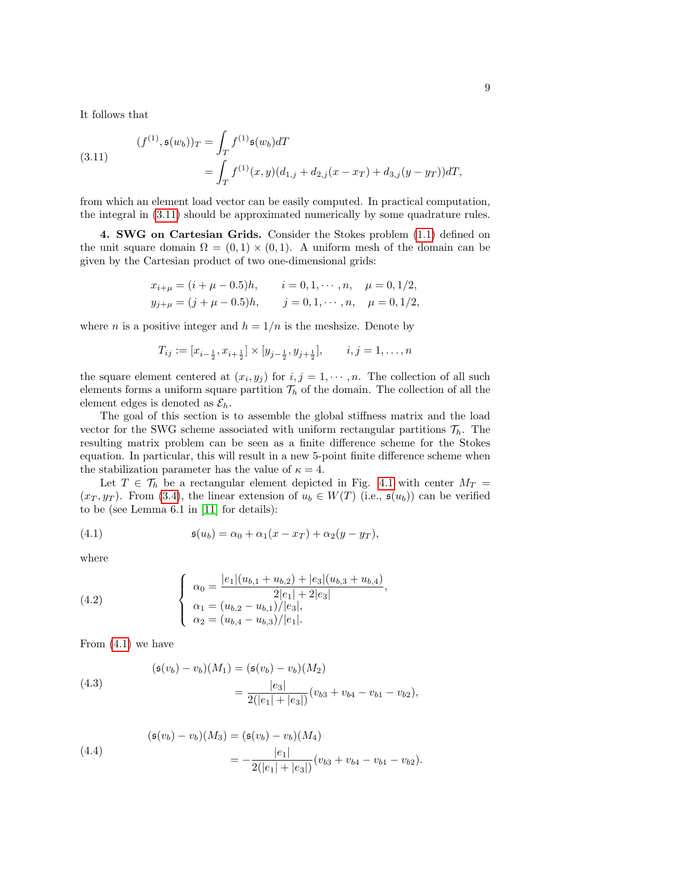It follows that

$$
\begin{aligned}
(f^{(1)}, \mathfrak{s}(w_b))_T &= \int_T f^{(1)} \mathfrak{s}(w_b) dT \\
&= \int_T f^{(1)}(x,y)(d_{1,j} + d_{2,j}(x - x_T) + d_{3,j}(y - y_T)) dT,
\end{aligned} \tag{3.11}
$$

from which an element load vector can be easily computed. In practical computation, the integral in (3.11) should be approximated numerically by some quadrature rules.

**4. SWG on Cartesian Grids.** Consider the Stokes problem (1.1) defined on the unit square domain $\Omega = (0,1) \times (0,1)$. A uniform mesh of the domain can be given by the Cartesian product of two one-dimensional grids:

$$
\begin{aligned}
x_{i+\mu} &= (i + \mu - 0.5)h, \qquad i = 0, 1, \cdots, n, \quad \mu = 0, 1/2, \\
y_{j+\mu} &= (j + \mu - 0.5)h, \qquad j = 0, 1, \cdots, n, \quad \mu = 0, 1/2,
\end{aligned}
$$

where $n$ is a positive integer and $h = 1/n$ is the meshsize. Denote by

$$
T_{ij} := [x_{i-\frac{1}{2}}, x_{i+\frac{1}{2}}] \times [y_{j-\frac{1}{2}}, y_{j+\frac{1}{2}}], \qquad i,j = 1, \ldots, n
$$

the square element centered at $(x_i, y_j)$ for $i, j = 1, \cdots, n$. The collection of all such elements forms a uniform square partition $\mathcal{T}_h$ of the domain. The collection of all the element edges is denoted as $\mathcal{E}_h$.

The goal of this section is to assemble the global stiffness matrix and the load vector for the SWG scheme associated with uniform rectangular partitions $\mathcal{T}_h$. The resulting matrix problem can be seen as a finite difference scheme for the Stokes equation. In particular, this will result in a new 5-point finite difference scheme when the stabilization parameter has the value of $\kappa = 4$.

Let $T \in \mathcal{T}_h$ be a rectangular element depicted in Fig. 4.1 with center $M_T = (x_T, y_T)$. From (3.4), the linear extension of $u_b \in W(T)$ (i.e., $\mathfrak{s}(u_b)$) can be verified to be (see Lemma 6.1 in [11] for details):

$$
\mathfrak{s}(u_b) = \alpha_0 + \alpha_1(x - x_T) + \alpha_2(y - y_T), \tag{4.1}
$$

where

$$
\left\{
\begin{aligned}
\alpha_0 &= \frac{|e_1|(u_{b,1} + u_{b,2}) + |e_3|(u_{b,3} + u_{b,4})}{2|e_1| + 2|e_3|}, \\
\alpha_1 &= (u_{b,2} - u_{b,1})/|e_3|, \\
\alpha_2 &= (u_{b,4} - u_{b,3})/|e_1|.
\end{aligned}
\right. \tag{4.2}
$$

From (4.1) we have

$$
\begin{aligned}
(\mathfrak{s}(v_b) - v_b)(M_1) &= (\mathfrak{s}(v_b) - v_b)(M_2) \\
&= \frac{|e_3|}{2(|e_1| + |e_3|)}(v_{b3} + v_{b4} - v_{b1} - v_{b2}),
\end{aligned} \tag{4.3}
$$

$$
\begin{aligned}
(\mathfrak{s}(v_b) - v_b)(M_3) &= (\mathfrak{s}(v_b) - v_b)(M_4) \\
&= -\frac{|e_1|}{2(|e_1| + |e_3|)}(v_{b3} + v_{b4} - v_{b1} - v_{b2}).
\end{aligned} \tag{4.4}
$$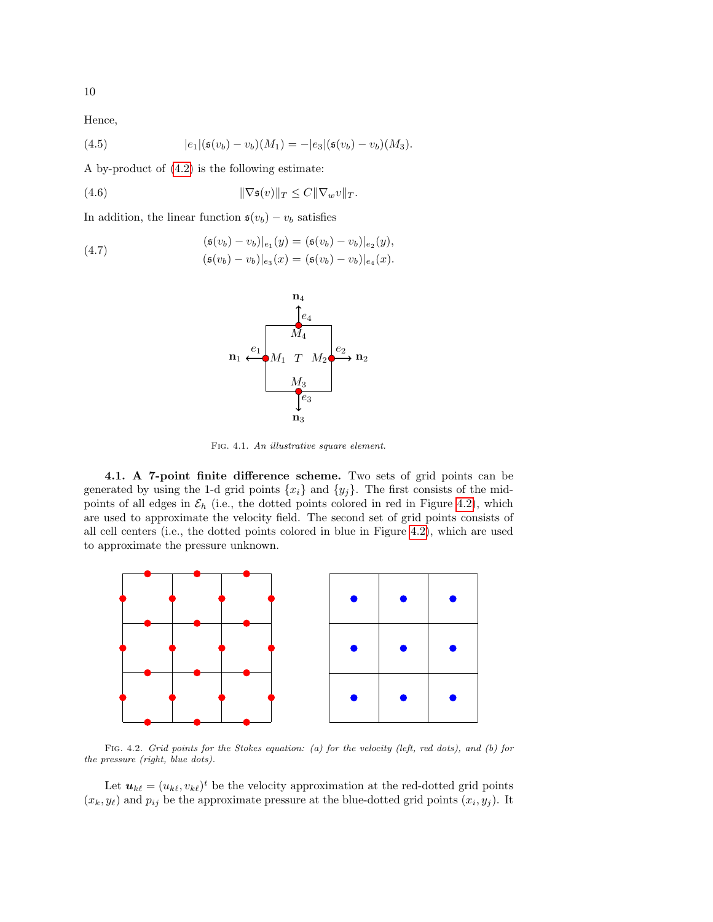Hence,

$$|e_1|(\mathfrak{s}(v_b) - v_b)(M_1) = -|e_3|(\mathfrak{s}(v_b) - v_b)(M_3). \tag{4.5}$$

A by-product of (4.2) is the following estimate:

$$\|\nabla \mathfrak{s}(v)\|_T \leq C\|\nabla_w v\|_T. \tag{4.6}$$

In addition, the linear function $\mathfrak{s}(v_b) - v_b$ satisfies

$$\begin{aligned} (\mathfrak{s}(v_b) - v_b)|_{e_1}(y) &= (\mathfrak{s}(v_b) - v_b)|_{e_2}(y), \\ (\mathfrak{s}(v_b) - v_b)|_{e_3}(x) &= (\mathfrak{s}(v_b) - v_b)|_{e_4}(x). \end{aligned} \tag{4.7}$$

Fig. 4.1. *An illustrative square element.*

**4.1. A 7-point finite difference scheme.** Two sets of grid points can be generated by using the 1-d grid points $\{x_i\}$ and $\{y_j\}$. The first consists of the mid-points of all edges in $\mathcal{E}_h$ (i.e., the dotted points colored in red in Figure 4.2), which are used to approximate the velocity field. The second set of grid points consists of all cell centers (i.e., the dotted points colored in blue in Figure 4.2), which are used to approximate the pressure unknown.

Fig. 4.2. *Grid points for the Stokes equation: (a) for the velocity (left, red dots), and (b) for the pressure (right, blue dots).*

Let $\boldsymbol{u}_{k\ell} = (u_{k\ell}, v_{k\ell})^t$ be the velocity approximation at the red-dotted grid points $(x_k, y_\ell)$ and $p_{ij}$ be the approximate pressure at the blue-dotted grid points $(x_i, y_j)$. It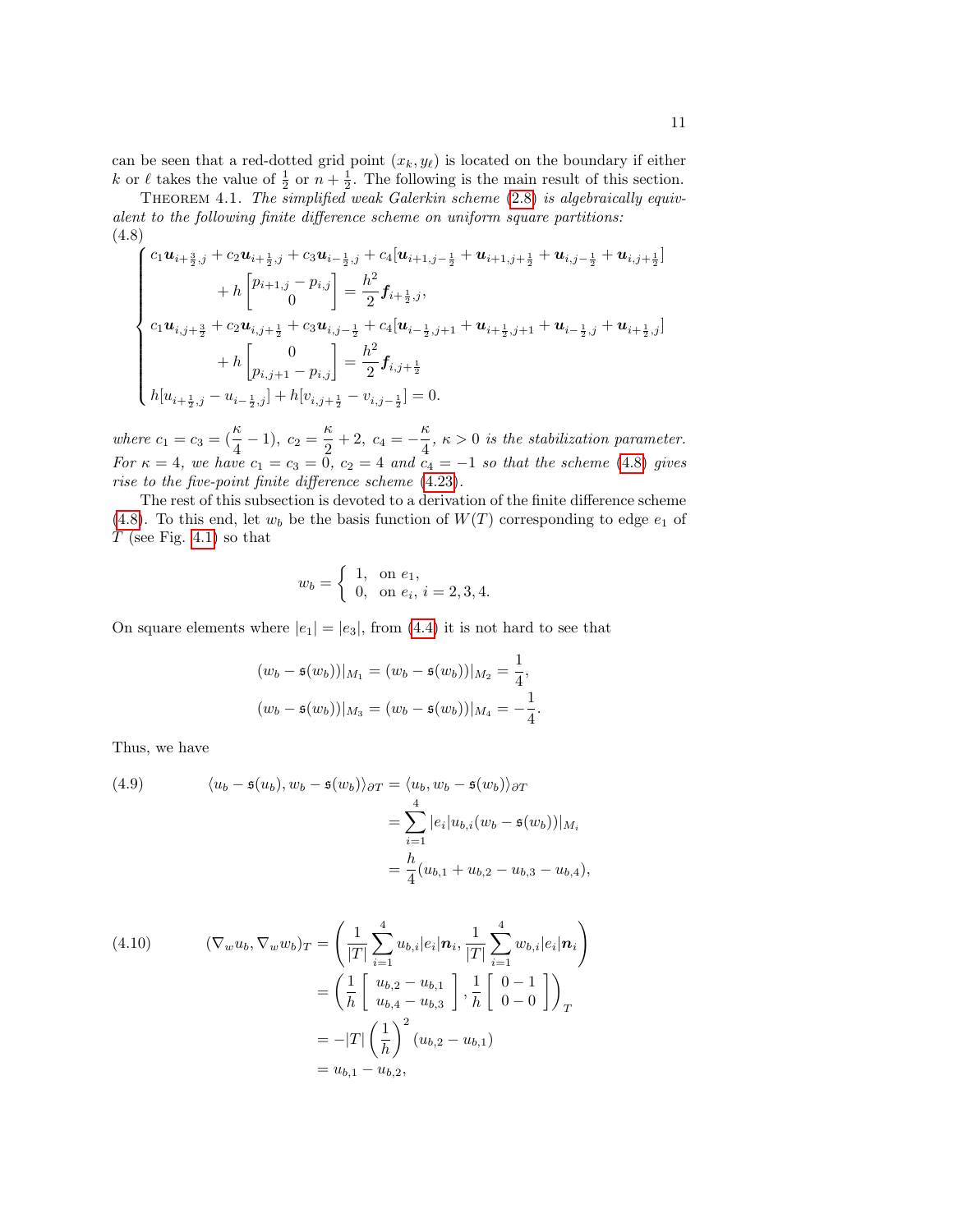can be seen that a red-dotted grid point $(x_k, y_\ell)$ is located on the boundary if either $k$ or $\ell$ takes the value of $\frac{1}{2}$ or $n+\frac{1}{2}$. The following is the main result of this section.

THEOREM 4.1. *The simplified weak Galerkin scheme (2.8) is algebraically equivalent to the following finite difference scheme on uniform square partitions:*

(4.8)
$$
\begin{cases}
c_1 \boldsymbol{u}_{i+\frac{3}{2},j} + c_2 \boldsymbol{u}_{i+\frac{1}{2},j} + c_3 \boldsymbol{u}_{i-\frac{1}{2},j} + c_4[\boldsymbol{u}_{i+1,j-\frac{1}{2}} + \boldsymbol{u}_{i+1,j+\frac{1}{2}} + \boldsymbol{u}_{i,j-\frac{1}{2}} + \boldsymbol{u}_{i,j+\frac{1}{2}}] \\
\qquad\qquad + h \begin{bmatrix} p_{i+1,j} - p_{i,j} \\ 0 \end{bmatrix} = \dfrac{h^2}{2} \boldsymbol{f}_{i+\frac{1}{2},j}, \\
c_1 \boldsymbol{u}_{i,j+\frac{3}{2}} + c_2 \boldsymbol{u}_{i,j+\frac{1}{2}} + c_3 \boldsymbol{u}_{i,j-\frac{1}{2}} + c_4[\boldsymbol{u}_{i-\frac{1}{2},j+1} + \boldsymbol{u}_{i+\frac{1}{2},j+1} + \boldsymbol{u}_{i-\frac{1}{2},j} + \boldsymbol{u}_{i+\frac{1}{2},j}] \\
\qquad\qquad + h \begin{bmatrix} 0 \\ p_{i,j+1} - p_{i,j} \end{bmatrix} = \dfrac{h^2}{2} \boldsymbol{f}_{i,j+\frac{1}{2}} \\
h[u_{i+\frac{1}{2},j} - u_{i-\frac{1}{2},j}] + h[v_{i,j+\frac{1}{2}} - v_{i,j-\frac{1}{2}}] = 0.
\end{cases}
$$

*where $c_1 = c_3 = (\frac{\kappa}{4} - 1)$, $c_2 = \frac{\kappa}{2} + 2$, $c_4 = -\frac{\kappa}{4}$, $\kappa > 0$ is the stabilization parameter. For $\kappa = 4$, we have $c_1 = c_3 = 0$, $c_2 = 4$ and $c_4 = -1$ so that the scheme (4.8) gives rise to the five-point finite difference scheme (4.23).*

The rest of this subsection is devoted to a derivation of the finite difference scheme (4.8). To this end, let $w_b$ be the basis function of $W(T)$ corresponding to edge $e_1$ of $T$ (see Fig. 4.1) so that

$$
w_b = \begin{cases} 1, & \text{on } e_1, \\ 0, & \text{on } e_i,\ i = 2, 3, 4. \end{cases}
$$

On square elements where $|e_1| = |e_3|$, from (4.4) it is not hard to see that

$$
(w_b - \mathfrak{s}(w_b))|_{M_1} = (w_b - \mathfrak{s}(w_b))|_{M_2} = \frac{1}{4},
$$
$$
(w_b - \mathfrak{s}(w_b))|_{M_3} = (w_b - \mathfrak{s}(w_b))|_{M_4} = -\frac{1}{4}.
$$

Thus, we have

$$
\begin{aligned}
\langle u_b - \mathfrak{s}(u_b), w_b - \mathfrak{s}(w_b) \rangle_{\partial T} &= \langle u_b, w_b - \mathfrak{s}(w_b) \rangle_{\partial T} \\
&= \sum_{i=1}^{4} |e_i| u_{b,i} (w_b - \mathfrak{s}(w_b))|_{M_i} \\
&= \frac{h}{4}(u_{b,1} + u_{b,2} - u_{b,3} - u_{b,4}),
\end{aligned} \tag{4.9}
$$

$$
\begin{aligned}
(\nabla_w u_b, \nabla_w w_b)_T &= \left( \frac{1}{|T|} \sum_{i=1}^{4} u_{b,i} |e_i| \boldsymbol{n}_i, \frac{1}{|T|} \sum_{i=1}^{4} w_{b,i} |e_i| \boldsymbol{n}_i \right) \\
&= \left( \frac{1}{h} \begin{bmatrix} u_{b,2} - u_{b,1} \\ u_{b,4} - u_{b,3} \end{bmatrix}, \frac{1}{h} \begin{bmatrix} 0 - 1 \\ 0 - 0 \end{bmatrix} \right)_T \\
&= -|T| \left( \frac{1}{h} \right)^2 (u_{b,2} - u_{b,1}) \\
&= u_{b,1} - u_{b,2},
\end{aligned} \tag{4.10}
$$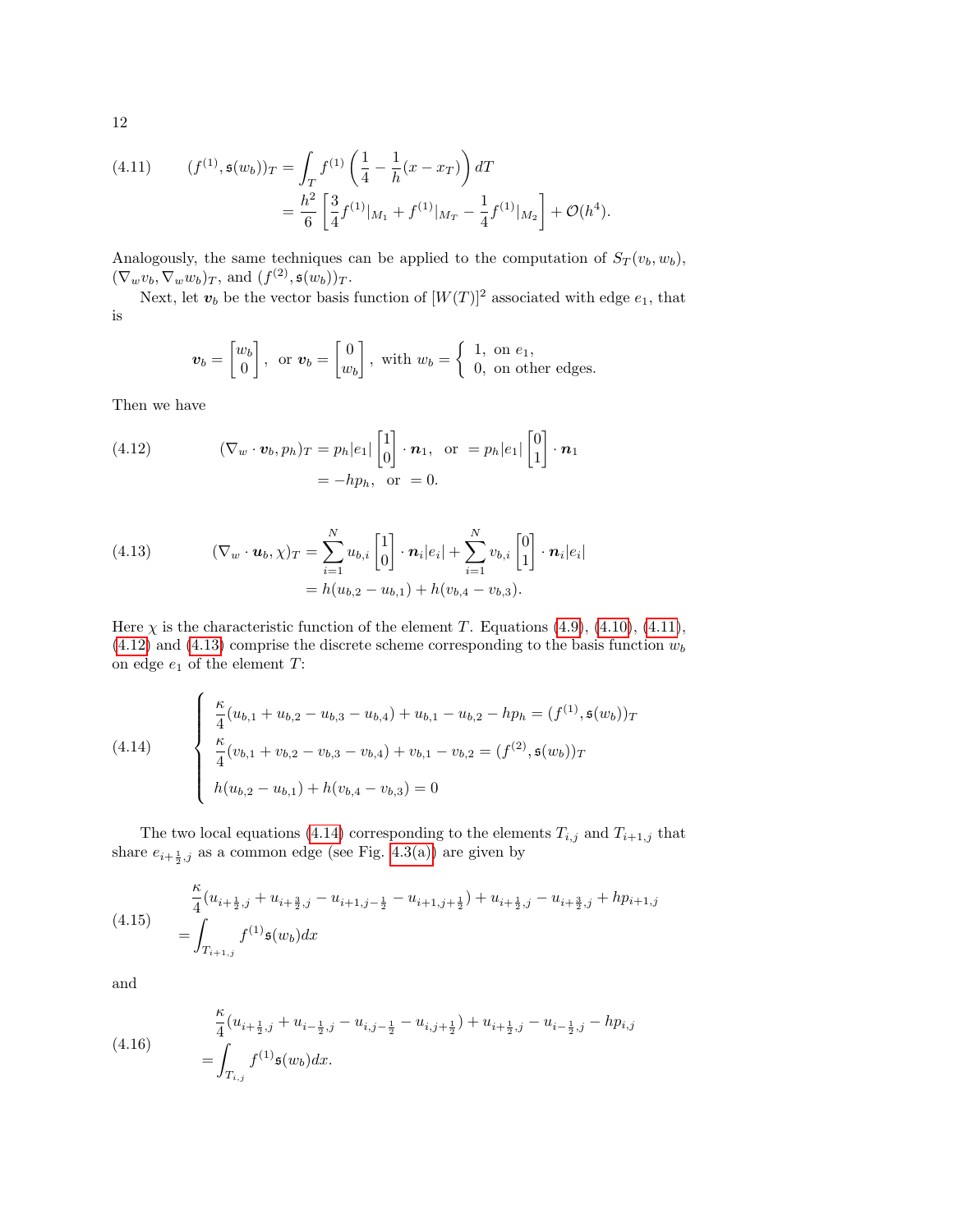$$
(4.11) \qquad (f^{(1)}, \mathfrak{s}(w_b))_T = \int_T f^{(1)} \left( \frac{1}{4} - \frac{1}{h}(x - x_T) \right) dT
$$
$$
= \frac{h^2}{6} \left[ \frac{3}{4} f^{(1)}|_{M_1} + f^{(1)}|_{M_T} - \frac{1}{4} f^{(1)}|_{M_2} \right] + \mathcal{O}(h^4).
$$

Analogously, the same techniques can be applied to the computation of $S_T(v_b, w_b)$, $(\nabla_w v_b, \nabla_w w_b)_T$, and $(f^{(2)}, \mathfrak{s}(w_b))_T$.

Next, let $\boldsymbol{v}_b$ be the vector basis function of $[W(T)]^2$ associated with edge $e_1$, that is

$$
\boldsymbol{v}_b = \begin{bmatrix} w_b \\ 0 \end{bmatrix}, \text{ or } \boldsymbol{v}_b = \begin{bmatrix} 0 \\ w_b \end{bmatrix}, \text{ with } w_b = \begin{cases} 1, \text{ on } e_1, \\ 0, \text{ on other edges.} \end{cases}
$$

Then we have

$$
(4.12) \qquad (\nabla_w \cdot \boldsymbol{v}_b, p_h)_T = p_h |e_1| \begin{bmatrix} 1 \\ 0 \end{bmatrix} \cdot \boldsymbol{n}_1, \text{ or } = p_h |e_1| \begin{bmatrix} 0 \\ 1 \end{bmatrix} \cdot \boldsymbol{n}_1
$$
$$
= -h p_h, \text{ or } = 0.
$$

$$
(4.13) \qquad (\nabla_w \cdot \boldsymbol{u}_b, \chi)_T = \sum_{i=1}^{N} u_{b,i} \begin{bmatrix} 1 \\ 0 \end{bmatrix} \cdot \boldsymbol{n}_i |e_i| + \sum_{i=1}^{N} v_{b,i} \begin{bmatrix} 0 \\ 1 \end{bmatrix} \cdot \boldsymbol{n}_i |e_i|
$$
$$
= h(u_{b,2} - u_{b,1}) + h(v_{b,4} - v_{b,3}).
$$

Here $\chi$ is the characteristic function of the element $T$. Equations (4.9), (4.10), (4.11), (4.12) and (4.13) comprise the discrete scheme corresponding to the basis function $w_b$ on edge $e_1$ of the element $T$:

$$
(4.14) \qquad \begin{cases} \dfrac{\kappa}{4}(u_{b,1} + u_{b,2} - u_{b,3} - u_{b,4}) + u_{b,1} - u_{b,2} - h p_h = (f^{(1)}, \mathfrak{s}(w_b))_T \\ \dfrac{\kappa}{4}(v_{b,1} + v_{b,2} - v_{b,3} - v_{b,4}) + v_{b,1} - v_{b,2} = (f^{(2)}, \mathfrak{s}(w_b))_T \\ h(u_{b,2} - u_{b,1}) + h(v_{b,4} - v_{b,3}) = 0 \end{cases}
$$

The two local equations (4.14) corresponding to the elements $T_{i,j}$ and $T_{i+1,j}$ that share $e_{i+\frac{1}{2},j}$ as a common edge (see Fig. 4.3(a)) are given by

$$
(4.15) \qquad \begin{aligned} &\frac{\kappa}{4}(u_{i+\frac{1}{2},j} + u_{i+\frac{3}{2},j} - u_{i+1,j-\frac{1}{2}} - u_{i+1,j+\frac{1}{2}}) + u_{i+\frac{1}{2},j} - u_{i+\frac{3}{2},j} + h p_{i+1,j} \\ &= \int_{T_{i+1,j}} f^{(1)} \mathfrak{s}(w_b) dx \end{aligned}
$$

and

$$
(4.16) \qquad \begin{aligned} &\frac{\kappa}{4}(u_{i+\frac{1}{2},j} + u_{i-\frac{1}{2},j} - u_{i,j-\frac{1}{2}} - u_{i,j+\frac{1}{2}}) + u_{i+\frac{1}{2},j} - u_{i-\frac{1}{2},j} - h p_{i,j} \\ &= \int_{T_{i,j}} f^{(1)} \mathfrak{s}(w_b) dx. \end{aligned}
$$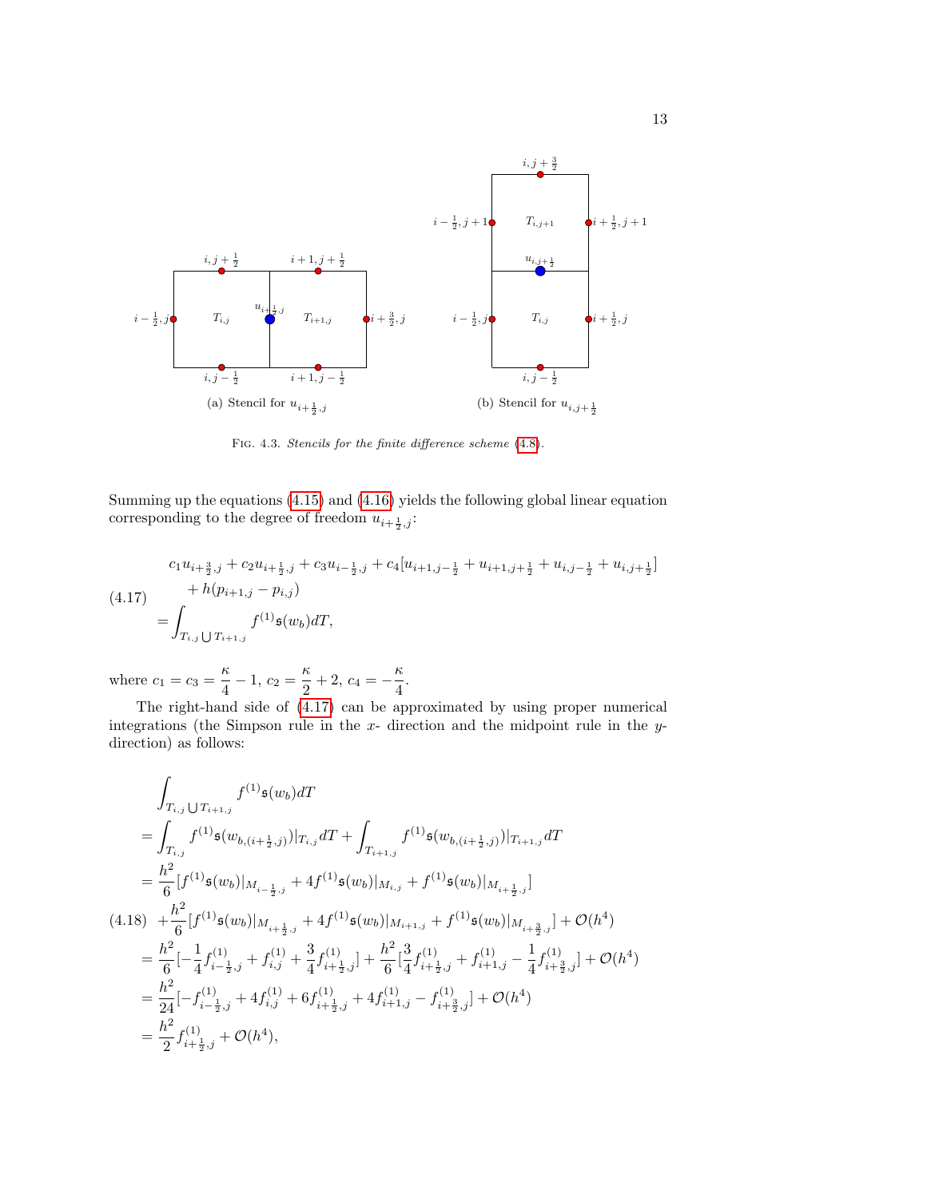(a) Stencil for $u_{i+\frac{1}{2},j}$

(b) Stencil for $u_{i,j+\frac{1}{2}}$

Fig. 4.3. *Stencils for the finite difference scheme* (4.8).

Summing up the equations (4.15) and (4.16) yields the following global linear equation corresponding to the degree of freedom $u_{i+\frac{1}{2},j}$:

$$
\begin{aligned}
&c_1 u_{i+\frac{3}{2},j} + c_2 u_{i+\frac{1}{2},j} + c_3 u_{i-\frac{1}{2},j} + c_4[u_{i+1,j-\frac{1}{2}} + u_{i+1,j+\frac{1}{2}} + u_{i,j-\frac{1}{2}} + u_{i,j+\frac{1}{2}}] \\
&\quad + h(p_{i+1,j} - p_{i,j}) \\
&= \int_{T_{i,j}\bigcup T_{i+1,j}} f^{(1)}\mathfrak{s}(w_b)dT,
\end{aligned}
\tag{4.17}
$$

where $c_1 = c_3 = \dfrac{\kappa}{4} - 1$, $c_2 = \dfrac{\kappa}{2} + 2$, $c_4 = -\dfrac{\kappa}{4}$.

The right-hand side of (4.17) can be approximated by using proper numerical integrations (the Simpson rule in the $x$- direction and the midpoint rule in the $y$-direction) as follows:

$$
\begin{aligned}
&\int_{T_{i,j}\bigcup T_{i+1,j}} f^{(1)}\mathfrak{s}(w_b)dT \\
&= \int_{T_{i,j}} f^{(1)}\mathfrak{s}(w_{b,(i+\frac{1}{2},j)})|_{T_{i,j}}dT + \int_{T_{i+1,j}} f^{(1)}\mathfrak{s}(w_{b,(i+\frac{1}{2},j)})|_{T_{i+1,j}}dT \\
&= \frac{h^2}{6}[f^{(1)}\mathfrak{s}(w_b)|_{M_{i-\frac{1}{2},j}} + 4f^{(1)}\mathfrak{s}(w_b)|_{M_{i,j}} + f^{(1)}\mathfrak{s}(w_b)|_{M_{i+\frac{1}{2},j}}] \\
&\quad + \frac{h^2}{6}[f^{(1)}\mathfrak{s}(w_b)|_{M_{i+\frac{1}{2},j}} + 4f^{(1)}\mathfrak{s}(w_b)|_{M_{i+1,j}} + f^{(1)}\mathfrak{s}(w_b)|_{M_{i+\frac{3}{2},j}}] + \mathcal{O}(h^4) \\
&= \frac{h^2}{6}[-\frac{1}{4}f^{(1)}_{i-\frac{1}{2},j} + f^{(1)}_{i,j} + \frac{3}{4}f^{(1)}_{i+\frac{1}{2},j}] + \frac{h^2}{6}[\frac{3}{4}f^{(1)}_{i+\frac{1}{2},j} + f^{(1)}_{i+1,j} - \frac{1}{4}f^{(1)}_{i+\frac{3}{2},j}] + \mathcal{O}(h^4) \\
&= \frac{h^2}{24}[-f^{(1)}_{i-\frac{1}{2},j} + 4f^{(1)}_{i,j} + 6f^{(1)}_{i+\frac{1}{2},j} + 4f^{(1)}_{i+1,j} - f^{(1)}_{i+\frac{3}{2},j}] + \mathcal{O}(h^4) \\
&= \frac{h^2}{2}f^{(1)}_{i+\frac{1}{2},j} + \mathcal{O}(h^4),
\end{aligned}
\tag{4.18}
$$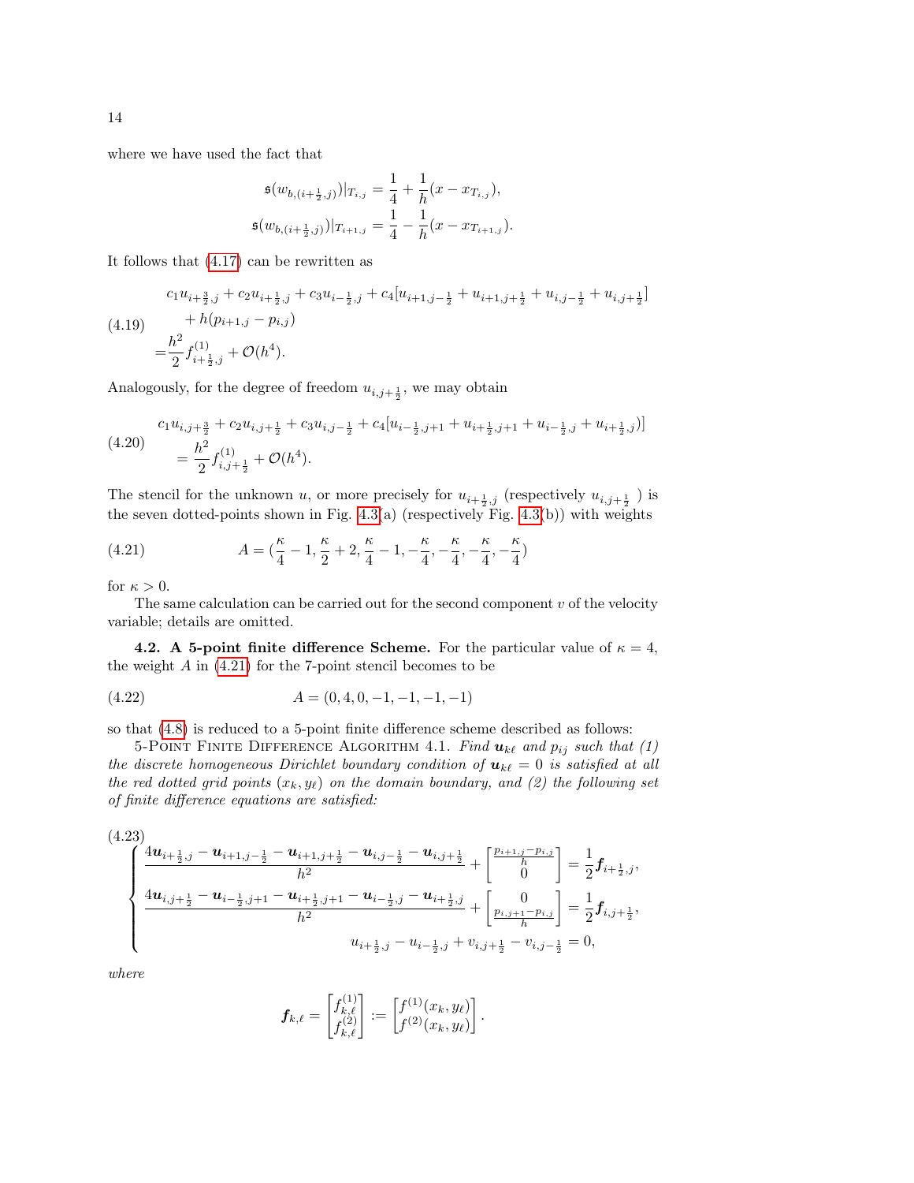where we have used the fact that

$$\mathfrak{s}(w_{b,(i+\frac{1}{2},j)})|_{T_{i,j}} = \frac{1}{4} + \frac{1}{h}(x - x_{T_{i,j}}),$$
$$\mathfrak{s}(w_{b,(i+\frac{1}{2},j)})|_{T_{i+1,j}} = \frac{1}{4} - \frac{1}{h}(x - x_{T_{i+1,j}}).$$

It follows that (4.17) can be rewritten as

$$\begin{aligned} &c_1 u_{i+\frac{3}{2},j} + c_2 u_{i+\frac{1}{2},j} + c_3 u_{i-\frac{1}{2},j} + c_4[u_{i+1,j-\frac{1}{2}} + u_{i+1,j+\frac{1}{2}} + u_{i,j-\frac{1}{2}} + u_{i,j+\frac{1}{2}}] \\ &\quad + h(p_{i+1,j} - p_{i,j}) \\ =&\frac{h^2}{2} f^{(1)}_{i+\frac{1}{2},j} + \mathcal{O}(h^4). \end{aligned} \tag{4.19}$$

Analogously, for the degree of freedom $u_{i,j+\frac{1}{2}}$, we may obtain

$$\begin{aligned} &c_1 u_{i,j+\frac{3}{2}} + c_2 u_{i,j+\frac{1}{2}} + c_3 u_{i,j-\frac{1}{2}} + c_4[u_{i-\frac{1}{2},j+1} + u_{i+\frac{1}{2},j+1} + u_{i-\frac{1}{2},j} + u_{i+\frac{1}{2},j})] \\ &\quad = \frac{h^2}{2} f^{(1)}_{i,j+\frac{1}{2}} + \mathcal{O}(h^4). \end{aligned} \tag{4.20}$$

The stencil for the unknown $u$, or more precisely for $u_{i+\frac{1}{2},j}$ (respectively $u_{i,j+\frac{1}{2}}$ ) is the seven dotted-points shown in Fig. 4.3(a) (respectively Fig. 4.3(b)) with weights

$$A = (\frac{\kappa}{4} - 1, \frac{\kappa}{2} + 2, \frac{\kappa}{4} - 1, -\frac{\kappa}{4}, -\frac{\kappa}{4}, -\frac{\kappa}{4}, -\frac{\kappa}{4}) \tag{4.21}$$

for $\kappa > 0$.

The same calculation can be carried out for the second component $v$ of the velocity variable; details are omitted.

**4.2. A 5-point finite difference Scheme.** For the particular value of $\kappa = 4$, the weight $A$ in (4.21) for the 7-point stencil becomes to be

$$A = (0, 4, 0, -1, -1, -1, -1) \tag{4.22}$$

so that (4.8) is reduced to a 5-point finite difference scheme described as follows:

5-Point Finite Difference Algorithm 4.1. *Find $\boldsymbol{u}_{k\ell}$ and $p_{ij}$ such that (1) the discrete homogeneous Dirichlet boundary condition of $\boldsymbol{u}_{k\ell} = 0$ is satisfied at all the red dotted grid points $(x_k, y_\ell)$ on the domain boundary, and (2) the following set of finite difference equations are satisfied:*

$$\left\{ \begin{aligned} &\frac{4\boldsymbol{u}_{i+\frac{1}{2},j} - \boldsymbol{u}_{i+1,j-\frac{1}{2}} - \boldsymbol{u}_{i+1,j+\frac{1}{2}} - \boldsymbol{u}_{i,j-\frac{1}{2}} - \boldsymbol{u}_{i,j+\frac{1}{2}}}{h^2} + \begin{bmatrix} \frac{p_{i+1,j} - p_{i,j}}{h} \\ 0 \end{bmatrix} = \frac{1}{2}\boldsymbol{f}_{i+\frac{1}{2},j}, \\ &\frac{4\boldsymbol{u}_{i,j+\frac{1}{2}} - \boldsymbol{u}_{i-\frac{1}{2},j+1} - \boldsymbol{u}_{i+\frac{1}{2},j+1} - \boldsymbol{u}_{i-\frac{1}{2},j} - \boldsymbol{u}_{i+\frac{1}{2},j}}{h^2} + \begin{bmatrix} 0 \\ \frac{p_{i,j+1} - p_{i,j}}{h} \end{bmatrix} = \frac{1}{2}\boldsymbol{f}_{i,j+\frac{1}{2}}, \\ &\qquad\qquad u_{i+\frac{1}{2},j} - u_{i-\frac{1}{2},j} + v_{i,j+\frac{1}{2}} - v_{i,j-\frac{1}{2}} = 0, \end{aligned} \right. \tag{4.23}$$

*where*

$$\boldsymbol{f}_{k,\ell} = \begin{bmatrix} f^{(1)}_{k,\ell} \\ f^{(2)}_{k,\ell} \end{bmatrix} := \begin{bmatrix} f^{(1)}(x_k, y_\ell) \\ f^{(2)}(x_k, y_\ell) \end{bmatrix}.$$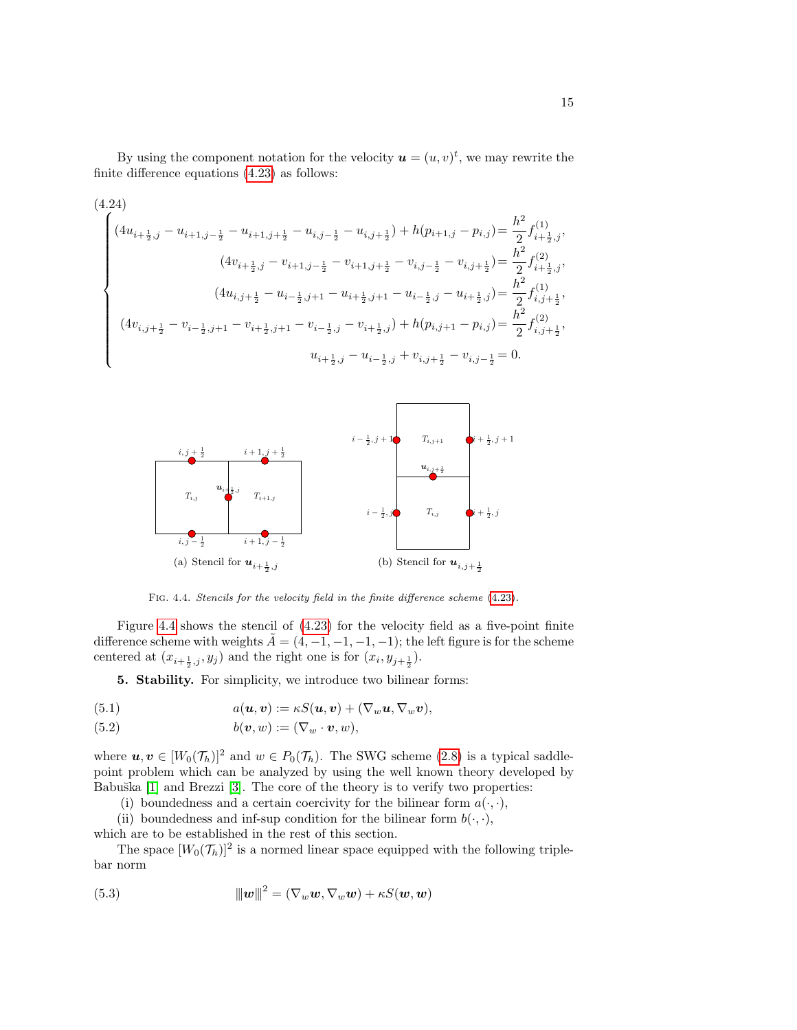By using the component notation for the velocity $\boldsymbol{u} = (u, v)^t$, we may rewrite the finite difference equations (4.23) as follows:

(4.24)

$$
\begin{cases}
(4u_{i+\frac{1}{2},j} - u_{i+1,j-\frac{1}{2}} - u_{i+1,j+\frac{1}{2}} - u_{i,j-\frac{1}{2}} - u_{i,j+\frac{1}{2}}) + h(p_{i+1,j} - p_{i,j}) = \dfrac{h^2}{2} f^{(1)}_{i+\frac{1}{2},j}, \\
(4v_{i+\frac{1}{2},j} - v_{i+1,j-\frac{1}{2}} - v_{i+1,j+\frac{1}{2}} - v_{i,j-\frac{1}{2}} - v_{i,j+\frac{1}{2}}) = \dfrac{h^2}{2} f^{(2)}_{i+\frac{1}{2},j}, \\
(4u_{i,j+\frac{1}{2}} - u_{i-\frac{1}{2},j+1} - u_{i+\frac{1}{2},j+1} - u_{i-\frac{1}{2},j} - u_{i+\frac{1}{2},j}) = \dfrac{h^2}{2} f^{(1)}_{i,j+\frac{1}{2}}, \\
(4v_{i,j+\frac{1}{2}} - v_{i-\frac{1}{2},j+1} - v_{i+\frac{1}{2},j+1} - v_{i-\frac{1}{2},j} - v_{i+\frac{1}{2},j}) + h(p_{i,j+1} - p_{i,j}) = \dfrac{h^2}{2} f^{(2)}_{i,j+\frac{1}{2}}, \\
u_{i+\frac{1}{2},j} - u_{i-\frac{1}{2},j} + v_{i,j+\frac{1}{2}} - v_{i,j-\frac{1}{2}} = 0.
\end{cases}
$$

(a) Stencil for $\boldsymbol{u}_{i+\frac{1}{2},j}$ (b) Stencil for $\boldsymbol{u}_{i,j+\frac{1}{2}}$

Fig. 4.4. *Stencils for the velocity field in the finite difference scheme* (4.23).

Figure 4.4 shows the stencil of (4.23) for the velocity field as a five-point finite difference scheme with weights $\tilde{A} = (4, -1, -1, -1, -1)$; the left figure is for the scheme centered at $(x_{i+\frac{1}{2},j}, y_j)$ and the right one is for $(x_i, y_{j+\frac{1}{2}})$.

## 5. Stability.

For simplicity, we introduce two bilinear forms:

$$
a(\boldsymbol{u}, \boldsymbol{v}) := \kappa S(\boldsymbol{u}, \boldsymbol{v}) + (\nabla_w \boldsymbol{u}, \nabla_w \boldsymbol{v}), \tag{5.1}
$$

$$
b(\boldsymbol{v}, w) := (\nabla_w \cdot \boldsymbol{v}, w), \tag{5.2}
$$

where $\boldsymbol{u}, \boldsymbol{v} \in [W_0(\mathcal{T}_h)]^2$ and $w \in P_0(\mathcal{T}_h)$. The SWG scheme (2.8) is a typical saddle-point problem which can be analyzed by using the well known theory developed by Babuška [1] and Brezzi [3]. The core of the theory is to verify two properties:

(i) boundedness and a certain coercivity for the bilinear form $a(\cdot, \cdot)$,

(ii) boundedness and inf-sup condition for the bilinear form $b(\cdot, \cdot)$,

which are to be established in the rest of this section.

The space $[W_0(\mathcal{T}_h)]^2$ is a normed linear space equipped with the following triple-bar norm

$$
|||\boldsymbol{w}|||^2 = (\nabla_w \boldsymbol{w}, \nabla_w \boldsymbol{w}) + \kappa S(\boldsymbol{w}, \boldsymbol{w}) \tag{5.3}
$$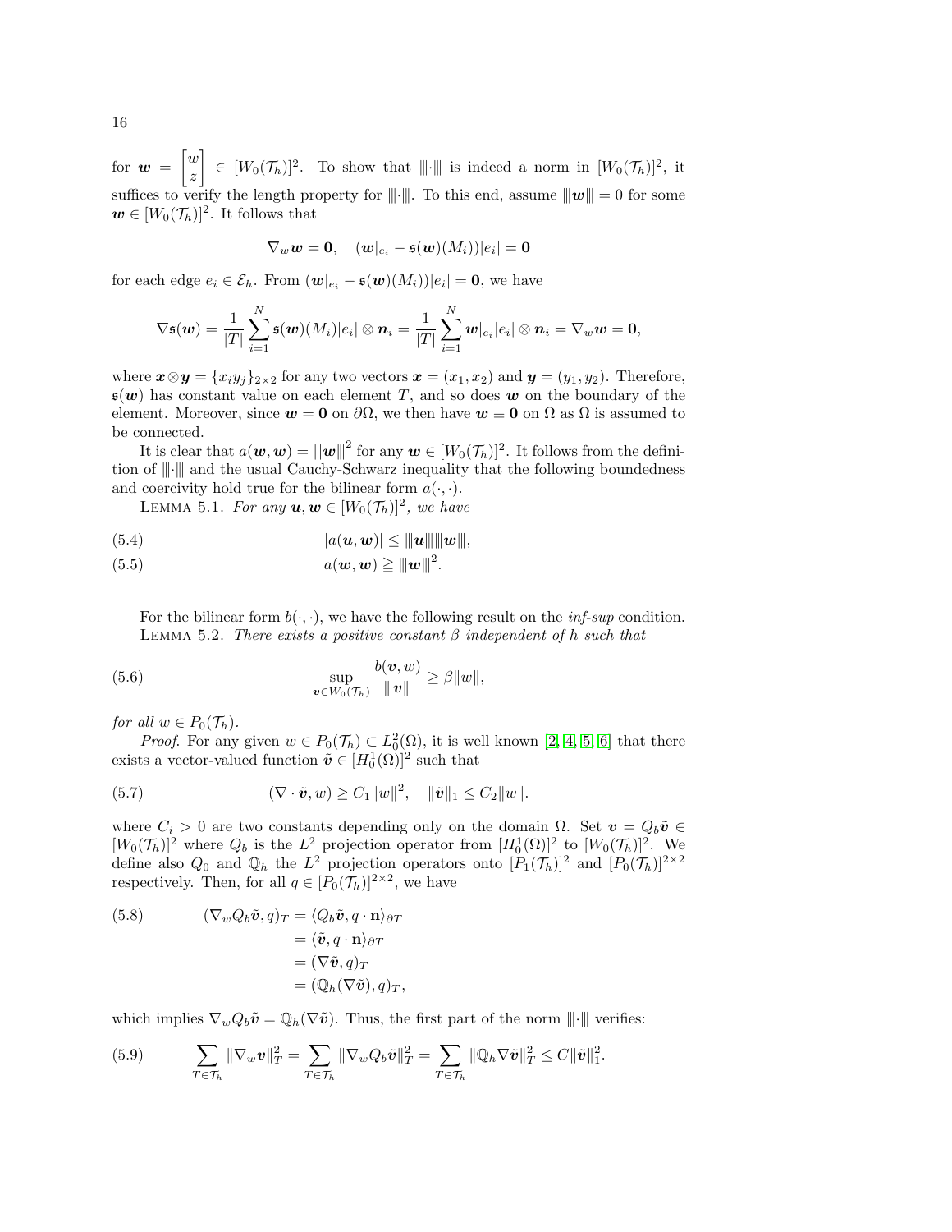for $\boldsymbol{w} = \begin{bmatrix} w \\ z \end{bmatrix} \in [W_0(\mathcal{T}_h)]^2$. To show that $|\!|\!|\cdot|\!|\!|$ is indeed a norm in $[W_0(\mathcal{T}_h)]^2$, it suffices to verify the length property for $|\!|\!|\cdot|\!|\!|$. To this end, assume $|\!|\!|\boldsymbol{w}|\!|\!| = 0$ for some $\boldsymbol{w} \in [W_0(\mathcal{T}_h)]^2$. It follows that

$$\nabla_w \boldsymbol{w} = \boldsymbol{0}, \quad (\boldsymbol{w}|_{e_i} - \mathfrak{s}(\boldsymbol{w})(M_i))|e_i| = \boldsymbol{0}$$

for each edge $e_i \in \mathcal{E}_h$. From $(\boldsymbol{w}|_{e_i} - \mathfrak{s}(\boldsymbol{w})(M_i))|e_i| = \boldsymbol{0}$, we have

$$\nabla \mathfrak{s}(\boldsymbol{w}) = \frac{1}{|T|} \sum_{i=1}^{N} \mathfrak{s}(\boldsymbol{w})(M_i)|e_i| \otimes \boldsymbol{n}_i = \frac{1}{|T|} \sum_{i=1}^{N} \boldsymbol{w}|_{e_i} |e_i| \otimes \boldsymbol{n}_i = \nabla_w \boldsymbol{w} = \boldsymbol{0},$$

where $\boldsymbol{x} \otimes \boldsymbol{y} = \{x_i y_j\}_{2\times 2}$ for any two vectors $\boldsymbol{x} = (x_1, x_2)$ and $\boldsymbol{y} = (y_1, y_2)$. Therefore, $\mathfrak{s}(\boldsymbol{w})$ has constant value on each element $T$, and so does $\boldsymbol{w}$ on the boundary of the element. Moreover, since $\boldsymbol{w} = \boldsymbol{0}$ on $\partial\Omega$, we then have $\boldsymbol{w} \equiv \boldsymbol{0}$ on $\Omega$ as $\Omega$ is assumed to be connected.

It is clear that $a(\boldsymbol{w}, \boldsymbol{w}) = |\!|\!|\boldsymbol{w}|\!|\!|^2$ for any $\boldsymbol{w} \in [W_0(\mathcal{T}_h)]^2$. It follows from the definition of $|\!|\!|\cdot|\!|\!|$ and the usual Cauchy-Schwarz inequality that the following boundedness and coercivity hold true for the bilinear form $a(\cdot, \cdot)$.

LEMMA 5.1. *For any $\boldsymbol{u}, \boldsymbol{w} \in [W_0(\mathcal{T}_h)]^2$, we have*

$$|a(\boldsymbol{u}, \boldsymbol{w})| \le |\!|\!|\boldsymbol{u}|\!|\!| |\!|\!|\boldsymbol{w}|\!|\!|, \tag{5.4}$$

$$a(\boldsymbol{w}, \boldsymbol{w}) \geqq |\!|\!|\boldsymbol{w}|\!|\!|^2. \tag{5.5}$$

For the bilinear form $b(\cdot, \cdot)$, we have the following result on the *inf-sup* condition.

LEMMA 5.2. *There exists a positive constant $\beta$ independent of $h$ such that*

$$\sup_{\boldsymbol{v} \in W_0(\mathcal{T}_h)} \frac{b(\boldsymbol{v}, w)}{|\!|\!|\boldsymbol{v}|\!|\!|} \ge \beta \|w\|, \tag{5.6}$$

*for all $w \in P_0(\mathcal{T}_h)$.*

*Proof.* For any given $w \in P_0(\mathcal{T}_h) \subset L_0^2(\Omega)$, it is well known [2, 4, 5, 6] that there exists a vector-valued function $\tilde{\boldsymbol{v}} \in [H_0^1(\Omega)]^2$ such that

$$(\nabla \cdot \tilde{\boldsymbol{v}}, w) \ge C_1 \|w\|^2, \quad \|\tilde{\boldsymbol{v}}\|_1 \le C_2 \|w\|. \tag{5.7}$$

where $C_i > 0$ are two constants depending only on the domain $\Omega$. Set $\boldsymbol{v} = Q_b \tilde{\boldsymbol{v}} \in [W_0(\mathcal{T}_h)]^2$ where $Q_b$ is the $L^2$ projection operator from $[H_0^1(\Omega)]^2$ to $[W_0(\mathcal{T}_h)]^2$. We define also $Q_0$ and $\mathbb{Q}_h$ the $L^2$ projection operators onto $[P_1(\mathcal{T}_h)]^2$ and $[P_0(\mathcal{T}_h)]^{2\times 2}$ respectively. Then, for all $q \in [P_0(\mathcal{T}_h)]^{2\times 2}$, we have

$$\begin{aligned}
(\nabla_w Q_b \tilde{\boldsymbol{v}}, q)_T &= \langle Q_b \tilde{\boldsymbol{v}}, q \cdot \mathbf{n} \rangle_{\partial T} \\
&= \langle \tilde{\boldsymbol{v}}, q \cdot \mathbf{n} \rangle_{\partial T} \\
&= (\nabla \tilde{\boldsymbol{v}}, q)_T \\
&= (\mathbb{Q}_h(\nabla \tilde{\boldsymbol{v}}), q)_T,
\end{aligned} \tag{5.8}$$

which implies $\nabla_w Q_b \tilde{\boldsymbol{v}} = \mathbb{Q}_h(\nabla \tilde{\boldsymbol{v}})$. Thus, the first part of the norm $|\!|\!|\cdot|\!|\!|$ verifies:

$$\sum_{T \in \mathcal{T}_h} \|\nabla_w \boldsymbol{v}\|_T^2 = \sum_{T \in \mathcal{T}_h} \|\nabla_w Q_b \tilde{\boldsymbol{v}}\|_T^2 = \sum_{T \in \mathcal{T}_h} \|\mathbb{Q}_h \nabla \tilde{\boldsymbol{v}}\|_T^2 \le C \|\tilde{\boldsymbol{v}}\|_1^2. \tag{5.9}$$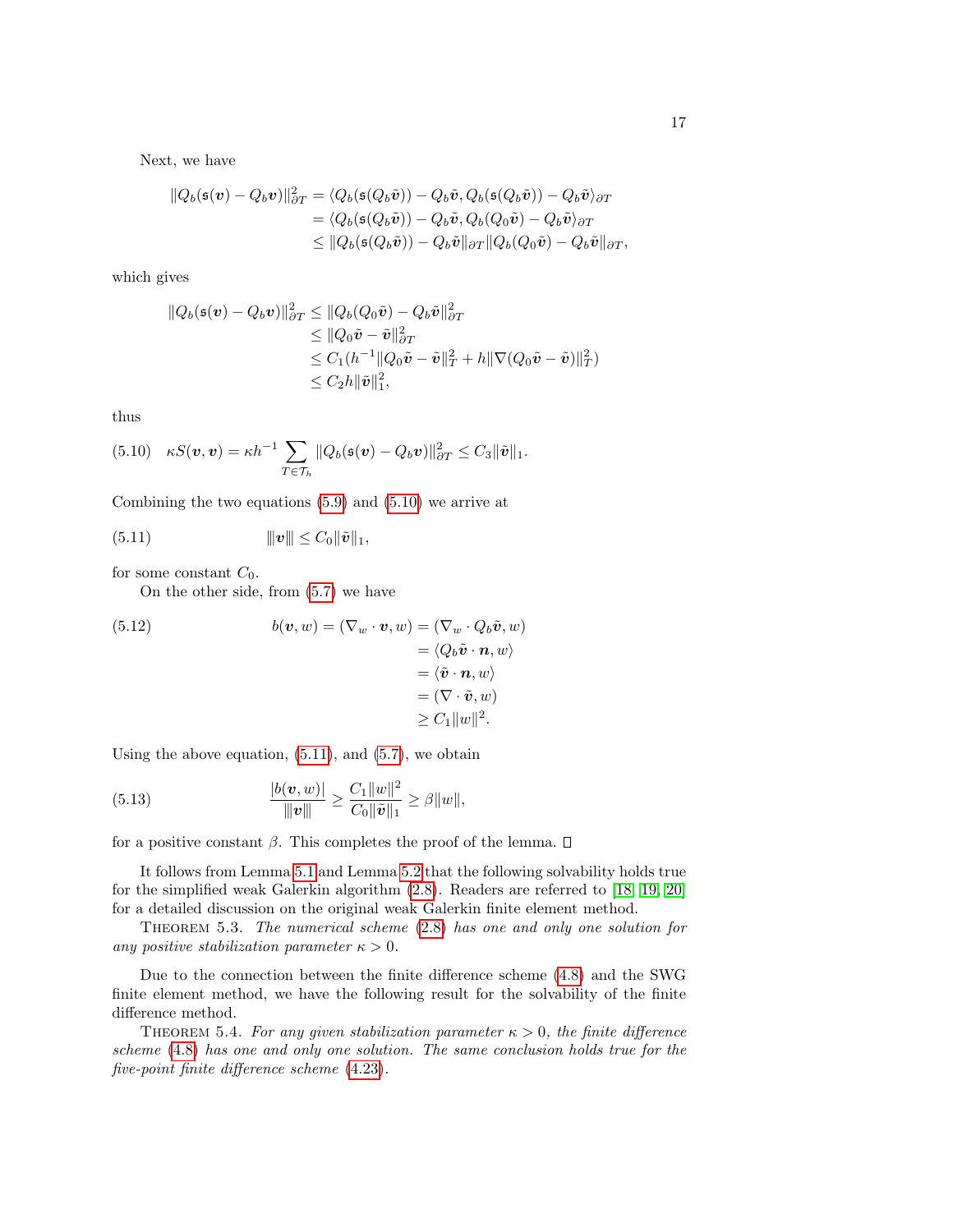Next, we have

$$
\begin{aligned}
\|Q_b(\mathfrak{s}(\boldsymbol{v})-Q_b\boldsymbol{v})\|_{\partial T}^2 &= \langle Q_b(\mathfrak{s}(Q_b\tilde{\boldsymbol{v}}))-Q_b\tilde{\boldsymbol{v}}, Q_b(\mathfrak{s}(Q_b\tilde{\boldsymbol{v}}))-Q_b\tilde{\boldsymbol{v}}\rangle_{\partial T}\\
&= \langle Q_b(\mathfrak{s}(Q_b\tilde{\boldsymbol{v}}))-Q_b\tilde{\boldsymbol{v}}, Q_b(Q_0\tilde{\boldsymbol{v}})-Q_b\tilde{\boldsymbol{v}}\rangle_{\partial T}\\
&\le \|Q_b(\mathfrak{s}(Q_b\tilde{\boldsymbol{v}}))-Q_b\tilde{\boldsymbol{v}}\|_{\partial T}\|Q_b(Q_0\tilde{\boldsymbol{v}})-Q_b\tilde{\boldsymbol{v}}\|_{\partial T},
\end{aligned}
$$

which gives

$$
\begin{aligned}
\|Q_b(\mathfrak{s}(\boldsymbol{v})-Q_b\boldsymbol{v})\|_{\partial T}^2 &\le \|Q_b(Q_0\tilde{\boldsymbol{v}})-Q_b\tilde{\boldsymbol{v}}\|_{\partial T}^2\\
&\le \|Q_0\tilde{\boldsymbol{v}}-\tilde{\boldsymbol{v}}\|_{\partial T}^2\\
&\le C_1(h^{-1}\|Q_0\tilde{\boldsymbol{v}}-\tilde{\boldsymbol{v}}\|_T^2+h\|\nabla(Q_0\tilde{\boldsymbol{v}}-\tilde{\boldsymbol{v}})\|_T^2)\\
&\le C_2h\|\tilde{\boldsymbol{v}}\|_1^2,
\end{aligned}
$$

thus

$$
\kappa S(\boldsymbol{v},\boldsymbol{v}) = \kappa h^{-1}\sum_{T\in\mathcal{T}_h}\|Q_b(\mathfrak{s}(\boldsymbol{v})-Q_b\boldsymbol{v})\|_{\partial T}^2 \le C_3\|\tilde{\boldsymbol{v}}\|_1. \tag{5.10}
$$

Combining the two equations (5.9) and (5.10) we arrive at

$$
|||\boldsymbol{v}||| \le C_0\|\tilde{\boldsymbol{v}}\|_1, \tag{5.11}
$$

for some constant $C_0$.

On the other side, from (5.7) we have

$$
\begin{aligned}
b(\boldsymbol{v},w) = (\nabla_w\cdot\boldsymbol{v},w) &= (\nabla_w\cdot Q_b\tilde{\boldsymbol{v}},w)\\
&= \langle Q_b\tilde{\boldsymbol{v}}\cdot\boldsymbol{n},w\rangle\\
&= \langle \tilde{\boldsymbol{v}}\cdot\boldsymbol{n},w\rangle\\
&= (\nabla\cdot\tilde{\boldsymbol{v}},w)\\
&\ge C_1\|w\|^2.
\end{aligned} \tag{5.12}
$$

Using the above equation, (5.11), and (5.7), we obtain

$$
\frac{|b(\boldsymbol{v},w)|}{|||\boldsymbol{v}|||} \ge \frac{C_1\|w\|^2}{C_0\|\tilde{\boldsymbol{v}}\|_1} \ge \beta\|w\|, \tag{5.13}
$$

for a positive constant $\beta$. This completes the proof of the lemma. □

It follows from Lemma 5.1 and Lemma 5.2 that the following solvability holds true for the simplified weak Galerkin algorithm (2.8). Readers are referred to [18, 19, 20] for a detailed discussion on the original weak Galerkin finite element method.

Theorem 5.3. *The numerical scheme (2.8) has one and only one solution for any positive stabilization parameter $\kappa > 0$.*

Due to the connection between the finite difference scheme (4.8) and the SWG finite element method, we have the following result for the solvability of the finite difference method.

Theorem 5.4. *For any given stabilization parameter $\kappa > 0$, the finite difference scheme (4.8) has one and only one solution. The same conclusion holds true for the five-point finite difference scheme (4.23).*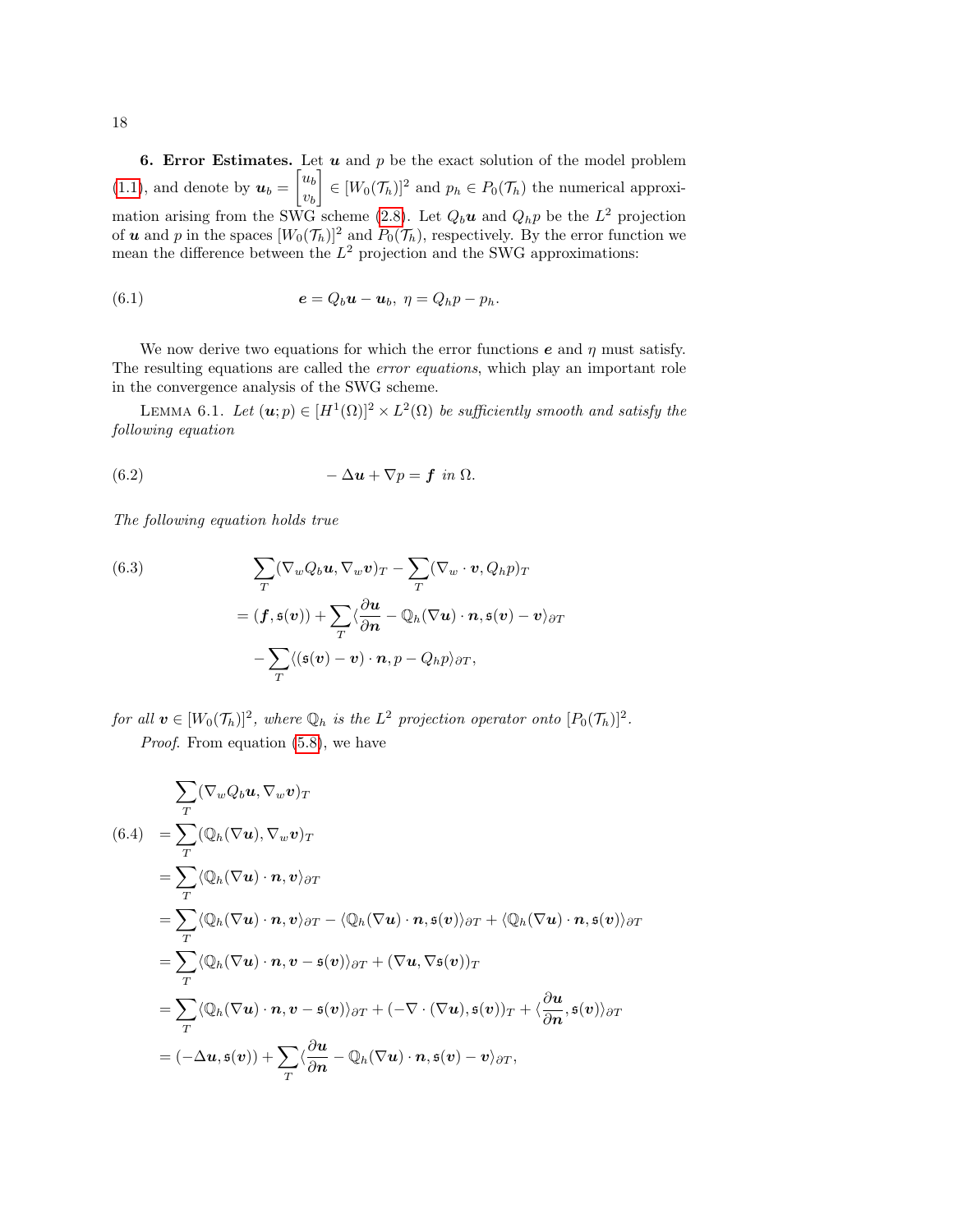**6. Error Estimates.** Let $\boldsymbol{u}$ and $p$ be the exact solution of the model problem (1.1), and denote by $\boldsymbol{u}_b = \begin{bmatrix} u_b \\ v_b \end{bmatrix} \in [W_0(\mathcal{T}_h)]^2$ and $p_h \in P_0(\mathcal{T}_h)$ the numerical approximation arising from the SWG scheme (2.8). Let $Q_b\boldsymbol{u}$ and $Q_h p$ be the $L^2$ projection of $\boldsymbol{u}$ and $p$ in the spaces $[W_0(\mathcal{T}_h)]^2$ and $P_0(\mathcal{T}_h)$, respectively. By the error function we mean the difference between the $L^2$ projection and the SWG approximations:

$$
\boldsymbol{e} = Q_b\boldsymbol{u} - \boldsymbol{u}_b,\ \eta = Q_h p - p_h. \tag{6.1}
$$

We now derive two equations for which the error functions $\boldsymbol{e}$ and $\eta$ must satisfy. The resulting equations are called the *error equations*, which play an important role in the convergence analysis of the SWG scheme.

Lemma 6.1. *Let $(\boldsymbol{u}; p) \in [H^1(\Omega)]^2 \times L^2(\Omega)$ be sufficiently smooth and satisfy the following equation*

$$
-\Delta\boldsymbol{u} + \nabla p = \boldsymbol{f} \ \text{ in } \Omega. \tag{6.2}
$$

*The following equation holds true*

$$
\begin{aligned}
&\sum_T (\nabla_w Q_b\boldsymbol{u}, \nabla_w \boldsymbol{v})_T - \sum_T (\nabla_w \cdot \boldsymbol{v}, Q_h p)_T \\
&= (\boldsymbol{f}, \mathfrak{s}(\boldsymbol{v})) + \sum_T \langle \frac{\partial \boldsymbol{u}}{\partial \boldsymbol{n}} - \mathbb{Q}_h(\nabla\boldsymbol{u})\cdot\boldsymbol{n}, \mathfrak{s}(\boldsymbol{v}) - \boldsymbol{v}\rangle_{\partial T} \\
&\quad - \sum_T \langle (\mathfrak{s}(\boldsymbol{v}) - \boldsymbol{v})\cdot\boldsymbol{n}, p - Q_h p\rangle_{\partial T},
\end{aligned} \tag{6.3}
$$

*for all $\boldsymbol{v} \in [W_0(\mathcal{T}_h)]^2$, where $\mathbb{Q}_h$ is the $L^2$ projection operator onto $[P_0(\mathcal{T}_h)]^2$.*

*Proof.* From equation (5.8), we have

$$
\begin{aligned}
&\sum_T (\nabla_w Q_b\boldsymbol{u}, \nabla_w \boldsymbol{v})_T \\
&= \sum_T (\mathbb{Q}_h(\nabla\boldsymbol{u}), \nabla_w\boldsymbol{v})_T \\
&= \sum_T \langle \mathbb{Q}_h(\nabla\boldsymbol{u})\cdot\boldsymbol{n}, \boldsymbol{v}\rangle_{\partial T} \\
&= \sum_T \langle \mathbb{Q}_h(\nabla\boldsymbol{u})\cdot\boldsymbol{n}, \boldsymbol{v}\rangle_{\partial T} - \langle \mathbb{Q}_h(\nabla\boldsymbol{u})\cdot\boldsymbol{n}, \mathfrak{s}(\boldsymbol{v})\rangle_{\partial T} + \langle \mathbb{Q}_h(\nabla\boldsymbol{u})\cdot\boldsymbol{n}, \mathfrak{s}(\boldsymbol{v})\rangle_{\partial T} \\
&= \sum_T \langle \mathbb{Q}_h(\nabla\boldsymbol{u})\cdot\boldsymbol{n}, \boldsymbol{v} - \mathfrak{s}(\boldsymbol{v})\rangle_{\partial T} + (\nabla\boldsymbol{u}, \nabla\mathfrak{s}(\boldsymbol{v}))_T \\
&= \sum_T \langle \mathbb{Q}_h(\nabla\boldsymbol{u})\cdot\boldsymbol{n}, \boldsymbol{v} - \mathfrak{s}(\boldsymbol{v})\rangle_{\partial T} + (-\nabla\cdot(\nabla\boldsymbol{u}), \mathfrak{s}(\boldsymbol{v}))_T + \langle \frac{\partial \boldsymbol{u}}{\partial \boldsymbol{n}}, \mathfrak{s}(\boldsymbol{v})\rangle_{\partial T} \\
&= (-\Delta\boldsymbol{u}, \mathfrak{s}(\boldsymbol{v})) + \sum_T \langle \frac{\partial \boldsymbol{u}}{\partial \boldsymbol{n}} - \mathbb{Q}_h(\nabla\boldsymbol{u})\cdot\boldsymbol{n}, \mathfrak{s}(\boldsymbol{v}) - \boldsymbol{v}\rangle_{\partial T},
\end{aligned} \tag{6.4}
$$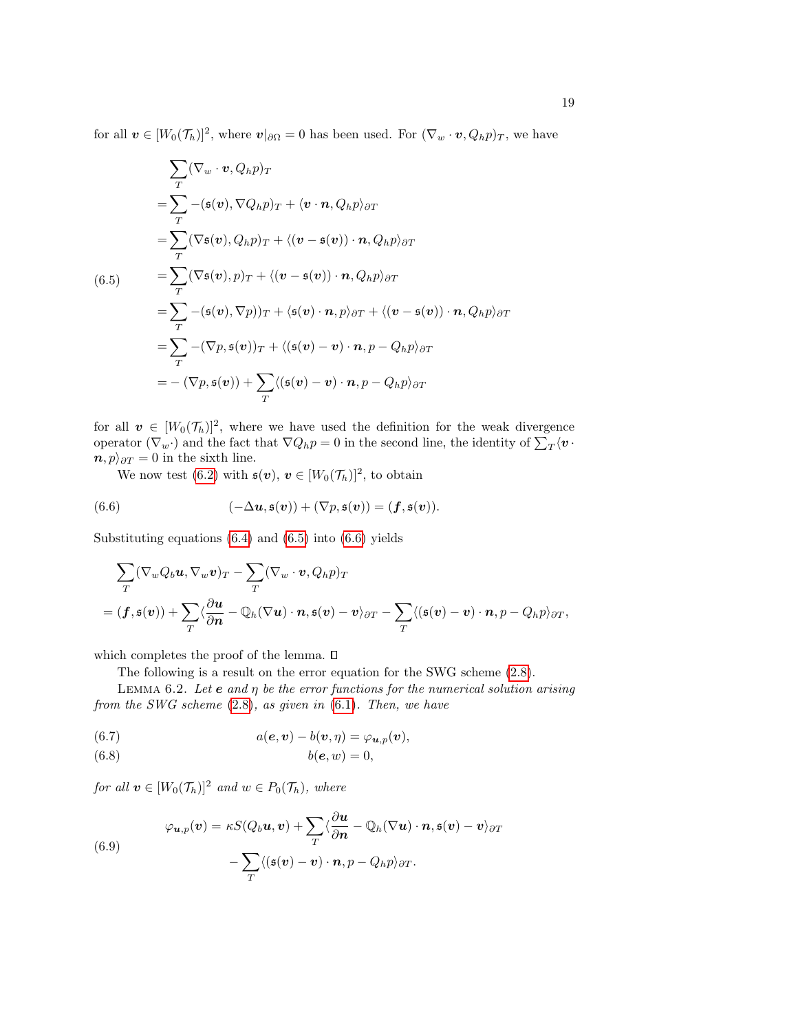for all $\boldsymbol{v} \in [W_0(\mathcal{T}_h)]^2$, where $\boldsymbol{v}|_{\partial\Omega} = 0$ has been used. For $(\nabla_w \cdot \boldsymbol{v}, Q_h p)_T$, we have

$$
\begin{aligned}
&\sum_T (\nabla_w \cdot \boldsymbol{v}, Q_h p)_T \\
=&\sum_T -(\mathfrak{s}(\boldsymbol{v}), \nabla Q_h p)_T + \langle \boldsymbol{v} \cdot \boldsymbol{n}, Q_h p \rangle_{\partial T} \\
=&\sum_T (\nabla \mathfrak{s}(\boldsymbol{v}), Q_h p)_T + \langle (\boldsymbol{v} - \mathfrak{s}(\boldsymbol{v})) \cdot \boldsymbol{n}, Q_h p \rangle_{\partial T} \\
=&\sum_T (\nabla \mathfrak{s}(\boldsymbol{v}), p)_T + \langle (\boldsymbol{v} - \mathfrak{s}(\boldsymbol{v})) \cdot \boldsymbol{n}, Q_h p \rangle_{\partial T} \\
=&\sum_T -(\mathfrak{s}(\boldsymbol{v}), \nabla p))_T + \langle \mathfrak{s}(\boldsymbol{v}) \cdot \boldsymbol{n}, p \rangle_{\partial T} + \langle (\boldsymbol{v} - \mathfrak{s}(\boldsymbol{v})) \cdot \boldsymbol{n}, Q_h p \rangle_{\partial T} \\
=&\sum_T -(\nabla p, \mathfrak{s}(\boldsymbol{v}))_T + \langle (\mathfrak{s}(\boldsymbol{v}) - \boldsymbol{v}) \cdot \boldsymbol{n}, p - Q_h p \rangle_{\partial T} \\
=&-(\nabla p, \mathfrak{s}(\boldsymbol{v})) + \sum_T \langle (\mathfrak{s}(\boldsymbol{v}) - \boldsymbol{v}) \cdot \boldsymbol{n}, p - Q_h p \rangle_{\partial T}
\end{aligned} \tag{6.5}
$$

for all $\boldsymbol{v} \in [W_0(\mathcal{T}_h)]^2$, where we have used the definition for the weak divergence operator $(\nabla_w \cdot)$ and the fact that $\nabla Q_h p = 0$ in the second line, the identity of $\sum_T \langle \boldsymbol{v} \cdot \boldsymbol{n}, p \rangle_{\partial T} = 0$ in the sixth line.

We now test (6.2) with $\mathfrak{s}(\boldsymbol{v})$, $\boldsymbol{v} \in [W_0(\mathcal{T}_h)]^2$, to obtain

$$
(-\Delta \boldsymbol{u}, \mathfrak{s}(\boldsymbol{v})) + (\nabla p, \mathfrak{s}(\boldsymbol{v})) = (\boldsymbol{f}, \mathfrak{s}(\boldsymbol{v})). \tag{6.6}
$$

Substituting equations (6.4) and (6.5) into (6.6) yields

$$
\begin{aligned}
&\sum_T (\nabla_w Q_b \boldsymbol{u}, \nabla_w \boldsymbol{v})_T - \sum_T (\nabla_w \cdot \boldsymbol{v}, Q_h p)_T \\
=&\,(\boldsymbol{f}, \mathfrak{s}(\boldsymbol{v})) + \sum_T \langle \frac{\partial \boldsymbol{u}}{\partial \boldsymbol{n}} - \mathbb{Q}_h(\nabla \boldsymbol{u}) \cdot \boldsymbol{n}, \mathfrak{s}(\boldsymbol{v}) - \boldsymbol{v} \rangle_{\partial T} - \sum_T \langle (\mathfrak{s}(\boldsymbol{v}) - \boldsymbol{v}) \cdot \boldsymbol{n}, p - Q_h p \rangle_{\partial T},
\end{aligned}
$$

which completes the proof of the lemma. ☐

The following is a result on the error equation for the SWG scheme (2.8).

Lemma 6.2. *Let $\boldsymbol{e}$ and $\eta$ be the error functions for the numerical solution arising from the SWG scheme (2.8), as given in (6.1). Then, we have*

$$
a(\boldsymbol{e}, \boldsymbol{v}) - b(\boldsymbol{v}, \eta) = \varphi_{\boldsymbol{u},p}(\boldsymbol{v}), \tag{6.7}
$$

$$
b(\boldsymbol{e}, w) = 0, \tag{6.8}
$$

*for all $\boldsymbol{v} \in [W_0(\mathcal{T}_h)]^2$ and $w \in P_0(\mathcal{T}_h)$, where*

$$
\begin{aligned}
\varphi_{\boldsymbol{u},p}(\boldsymbol{v}) =&\, \kappa S(Q_b \boldsymbol{u}, \boldsymbol{v}) + \sum_T \langle \frac{\partial \boldsymbol{u}}{\partial \boldsymbol{n}} - \mathbb{Q}_h(\nabla \boldsymbol{u}) \cdot \boldsymbol{n}, \mathfrak{s}(\boldsymbol{v}) - \boldsymbol{v} \rangle_{\partial T} \\
&- \sum_T \langle (\mathfrak{s}(\boldsymbol{v}) - \boldsymbol{v}) \cdot \boldsymbol{n}, p - Q_h p \rangle_{\partial T}.
\end{aligned} \tag{6.9}
$$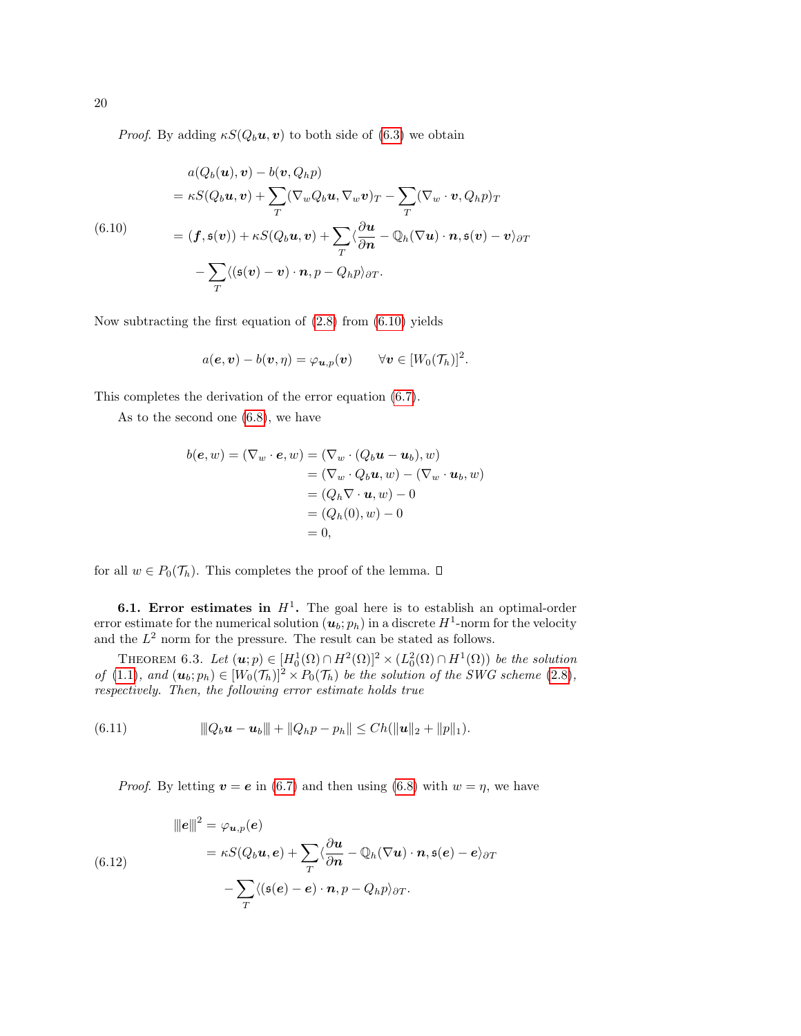*Proof.* By adding $\kappa S(Q_b \boldsymbol{u}, \boldsymbol{v})$ to both side of (6.3) we obtain

$$
\begin{aligned}
& a(Q_b(\boldsymbol{u}), \boldsymbol{v}) - b(\boldsymbol{v}, Q_h p) \\
&= \kappa S(Q_b \boldsymbol{u}, \boldsymbol{v}) + \sum_T (\nabla_w Q_b \boldsymbol{u}, \nabla_w \boldsymbol{v})_T - \sum_T (\nabla_w \cdot \boldsymbol{v}, Q_h p)_T \\
&= (\boldsymbol{f}, \mathfrak{s}(\boldsymbol{v})) + \kappa S(Q_b \boldsymbol{u}, \boldsymbol{v}) + \sum_T \langle \frac{\partial \boldsymbol{u}}{\partial \boldsymbol{n}} - \mathbb{Q}_h(\nabla \boldsymbol{u}) \cdot \boldsymbol{n}, \mathfrak{s}(\boldsymbol{v}) - \boldsymbol{v} \rangle_{\partial T} \\
&\quad - \sum_T \langle (\mathfrak{s}(\boldsymbol{v}) - \boldsymbol{v}) \cdot \boldsymbol{n}, p - Q_h p \rangle_{\partial T}.
\end{aligned} \tag{6.10}
$$

Now subtracting the first equation of (2.8) from (6.10) yields

$$
a(\boldsymbol{e}, \boldsymbol{v}) - b(\boldsymbol{v}, \eta) = \varphi_{\boldsymbol{u},p}(\boldsymbol{v}) \qquad \forall \boldsymbol{v} \in [W_0(\mathcal{T}_h)]^2.
$$

This completes the derivation of the error equation (6.7).

As to the second one (6.8), we have

$$
\begin{aligned}
b(\boldsymbol{e}, w) = (\nabla_w \cdot \boldsymbol{e}, w) &= (\nabla_w \cdot (Q_b \boldsymbol{u} - \boldsymbol{u}_b), w) \\
&= (\nabla_w \cdot Q_b \boldsymbol{u}, w) - (\nabla_w \cdot \boldsymbol{u}_b, w) \\
&= (Q_h \nabla \cdot \boldsymbol{u}, w) - 0 \\
&= (Q_h(0), w) - 0 \\
&= 0,
\end{aligned}
$$

for all $w \in P_0(\mathcal{T}_h)$. This completes the proof of the lemma. □

**6.1. Error estimates in $H^1$.** The goal here is to establish an optimal-order error estimate for the numerical solution $(\boldsymbol{u}_b; p_h)$ in a discrete $H^1$-norm for the velocity and the $L^2$ norm for the pressure. The result can be stated as follows.

THEOREM 6.3. *Let $(\boldsymbol{u}; p) \in [H_0^1(\Omega) \cap H^2(\Omega)]^2 \times (L_0^2(\Omega) \cap H^1(\Omega))$ be the solution of (1.1), and $(\boldsymbol{u}_b; p_h) \in [W_0(\mathcal{T}_h)]^2 \times P_0(\mathcal{T}_h)$ be the solution of the SWG scheme (2.8), respectively. Then, the following error estimate holds true*

$$
|||Q_b \boldsymbol{u} - \boldsymbol{u}_b||| + \|Q_h p - p_h\| \le Ch(\|\boldsymbol{u}\|_2 + \|p\|_1). \tag{6.11}
$$

*Proof.* By letting $\boldsymbol{v} = \boldsymbol{e}$ in (6.7) and then using (6.8) with $w = \eta$, we have

$$
\begin{aligned}
|||\boldsymbol{e}|||^2 &= \varphi_{\boldsymbol{u},p}(\boldsymbol{e}) \\
&= \kappa S(Q_b \boldsymbol{u}, \boldsymbol{e}) + \sum_T \langle \frac{\partial \boldsymbol{u}}{\partial \boldsymbol{n}} - \mathbb{Q}_h(\nabla \boldsymbol{u}) \cdot \boldsymbol{n}, \mathfrak{s}(\boldsymbol{e}) - \boldsymbol{e} \rangle_{\partial T} \\
&\quad - \sum_T \langle (\mathfrak{s}(\boldsymbol{e}) - \boldsymbol{e}) \cdot \boldsymbol{n}, p - Q_h p \rangle_{\partial T}.
\end{aligned} \tag{6.12}
$$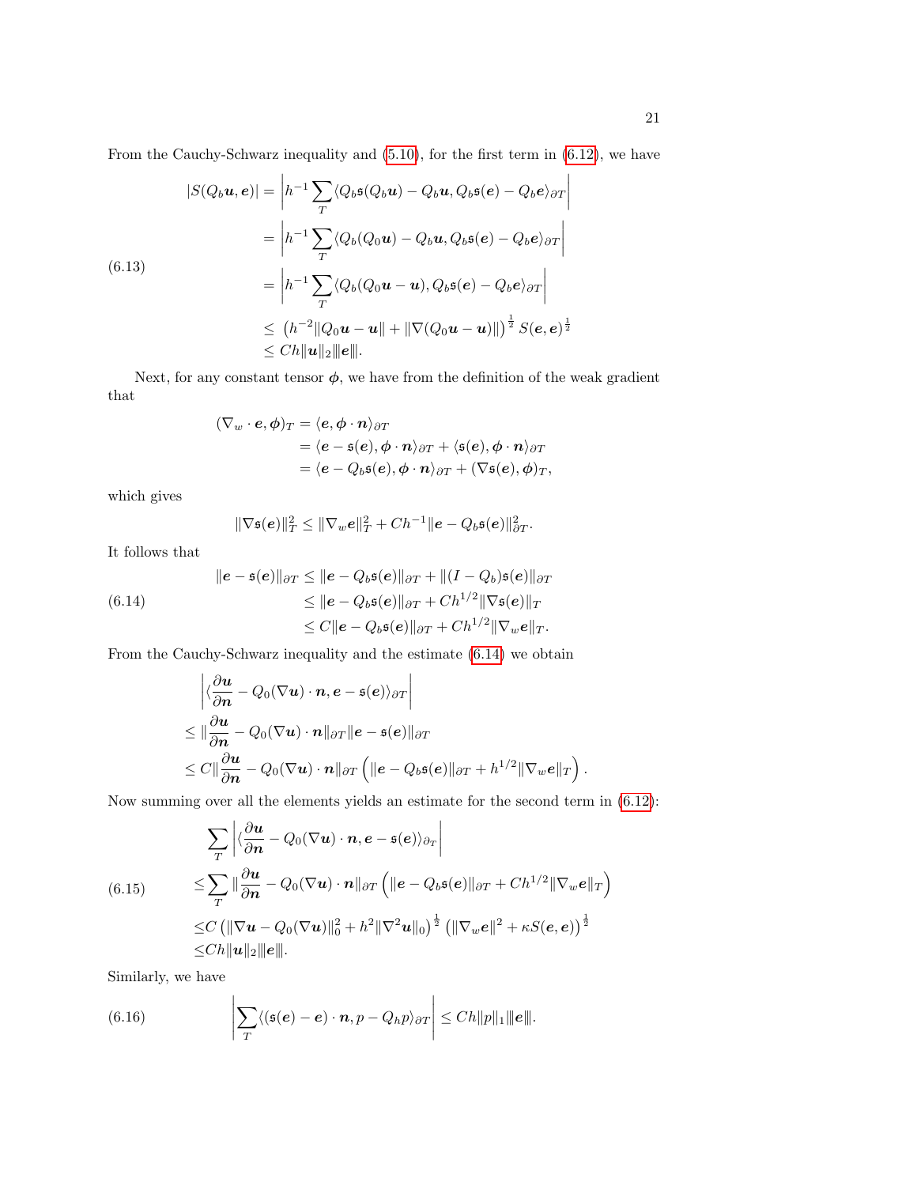From the Cauchy-Schwarz inequality and (5.10), for the first term in (6.12), we have

$$
\begin{aligned}
|S(Q_b\boldsymbol{u},\boldsymbol{e})| &= \left| h^{-1}\sum_T \langle Q_b\mathfrak{s}(Q_b\boldsymbol{u}) - Q_b\boldsymbol{u}, Q_b\mathfrak{s}(\boldsymbol{e}) - Q_b\boldsymbol{e}\rangle_{\partial T}\right| \\
&= \left| h^{-1}\sum_T \langle Q_b(Q_0\boldsymbol{u}) - Q_b\boldsymbol{u}, Q_b\mathfrak{s}(\boldsymbol{e}) - Q_b\boldsymbol{e}\rangle_{\partial T}\right| \\
&= \left| h^{-1}\sum_T \langle Q_b(Q_0\boldsymbol{u} - \boldsymbol{u}), Q_b\mathfrak{s}(\boldsymbol{e}) - Q_b\boldsymbol{e}\rangle_{\partial T}\right| \\
&\leq \left(h^{-2}\|Q_0\boldsymbol{u}-\boldsymbol{u}\| + \|\nabla(Q_0\boldsymbol{u}-\boldsymbol{u})\|\right)^{\frac{1}{2}} S(\boldsymbol{e},\boldsymbol{e})^{\frac{1}{2}} \\
&\leq Ch\|\boldsymbol{u}\|_2 |||\boldsymbol{e}|||.
\end{aligned}
\tag{6.13}
$$

Next, for any constant tensor $\boldsymbol{\phi}$, we have from the definition of the weak gradient that

$$
\begin{aligned}
(\nabla_w\cdot\boldsymbol{e},\boldsymbol{\phi})_T &= \langle \boldsymbol{e},\boldsymbol{\phi}\cdot\boldsymbol{n}\rangle_{\partial T} \\
&= \langle \boldsymbol{e}-\mathfrak{s}(\boldsymbol{e}),\boldsymbol{\phi}\cdot\boldsymbol{n}\rangle_{\partial T} + \langle \mathfrak{s}(\boldsymbol{e}),\boldsymbol{\phi}\cdot\boldsymbol{n}\rangle_{\partial T} \\
&= \langle \boldsymbol{e}-Q_b\mathfrak{s}(\boldsymbol{e}),\boldsymbol{\phi}\cdot\boldsymbol{n}\rangle_{\partial T} + (\nabla\mathfrak{s}(\boldsymbol{e}),\boldsymbol{\phi})_T,
\end{aligned}
$$

which gives

$$
\|\nabla\mathfrak{s}(\boldsymbol{e})\|_T^2 \leq \|\nabla_w\boldsymbol{e}\|_T^2 + Ch^{-1}\|\boldsymbol{e}-Q_b\mathfrak{s}(\boldsymbol{e})\|_{\partial T}^2.
$$

It follows that

$$
\begin{aligned}
\|\boldsymbol{e}-\mathfrak{s}(\boldsymbol{e})\|_{\partial T} &\leq \|\boldsymbol{e}-Q_b\mathfrak{s}(\boldsymbol{e})\|_{\partial T} + \|(I-Q_b)\mathfrak{s}(\boldsymbol{e})\|_{\partial T} \\
&\leq \|\boldsymbol{e}-Q_b\mathfrak{s}(\boldsymbol{e})\|_{\partial T} + Ch^{1/2}\|\nabla\mathfrak{s}(\boldsymbol{e})\|_T \\
&\leq C\|\boldsymbol{e}-Q_b\mathfrak{s}(\boldsymbol{e})\|_{\partial T} + Ch^{1/2}\|\nabla_w\boldsymbol{e}\|_T.
\end{aligned}
\tag{6.14}
$$

From the Cauchy-Schwarz inequality and the estimate (6.14) we obtain

$$
\begin{aligned}
&\left|\langle\frac{\partial\boldsymbol{u}}{\partial\boldsymbol{n}} - Q_0(\nabla\boldsymbol{u})\cdot\boldsymbol{n}, \boldsymbol{e}-\mathfrak{s}(\boldsymbol{e})\rangle_{\partial T}\right| \\
\leq\ & \|\frac{\partial\boldsymbol{u}}{\partial\boldsymbol{n}} - Q_0(\nabla\boldsymbol{u})\cdot\boldsymbol{n}\|_{\partial T}\|\boldsymbol{e}-\mathfrak{s}(\boldsymbol{e})\|_{\partial T} \\
\leq\ & C\|\frac{\partial\boldsymbol{u}}{\partial\boldsymbol{n}} - Q_0(\nabla\boldsymbol{u})\cdot\boldsymbol{n}\|_{\partial T}\left(\|\boldsymbol{e}-Q_b\mathfrak{s}(\boldsymbol{e})\|_{\partial T} + h^{1/2}\|\nabla_w\boldsymbol{e}\|_T\right).
\end{aligned}
$$

Now summing over all the elements yields an estimate for the second term in (6.12):

$$
\begin{aligned}
&\sum_T\left|\langle\frac{\partial\boldsymbol{u}}{\partial\boldsymbol{n}} - Q_0(\nabla\boldsymbol{u})\cdot\boldsymbol{n}, \boldsymbol{e}-\mathfrak{s}(\boldsymbol{e})\rangle_{\partial_T}\right| \\
\leq & \sum_T \|\frac{\partial\boldsymbol{u}}{\partial\boldsymbol{n}} - Q_0(\nabla\boldsymbol{u})\cdot\boldsymbol{n}\|_{\partial T}\left(\|\boldsymbol{e}-Q_b\mathfrak{s}(\boldsymbol{e})\|_{\partial T} + Ch^{1/2}\|\nabla_w\boldsymbol{e}\|_T\right) \\
\leq & C\left(\|\nabla\boldsymbol{u}-Q_0(\nabla\boldsymbol{u})\|_0^2 + h^2\|\nabla^2\boldsymbol{u}\|_0\right)^{\frac{1}{2}}\left(\|\nabla_w\boldsymbol{e}\|^2 + \kappa S(\boldsymbol{e},\boldsymbol{e})\right)^{\frac{1}{2}} \\
\leq & Ch\|\boldsymbol{u}\|_2|||\boldsymbol{e}|||.
\end{aligned}
\tag{6.15}
$$

Similarly, we have

$$
\left|\sum_T\langle(\mathfrak{s}(\boldsymbol{e})-\boldsymbol{e})\cdot\boldsymbol{n}, p-Q_hp\rangle_{\partial T}\right| \leq Ch\|p\|_1|||\boldsymbol{e}|||.
\tag{6.16}
$$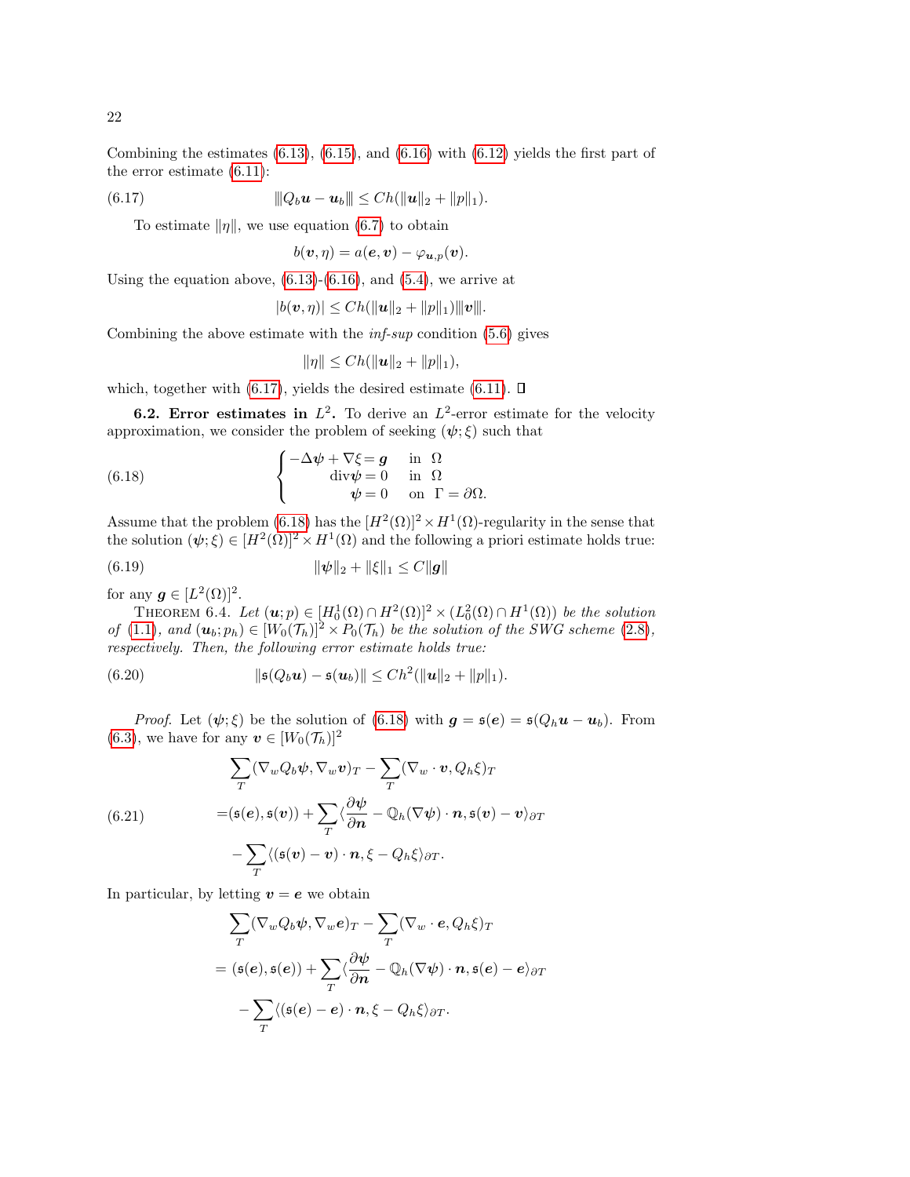Combining the estimates (6.13), (6.15), and (6.16) with (6.12) yields the first part of the error estimate (6.11):

$$
\|\!|Q_b \boldsymbol{u} - \boldsymbol{u}_b|\!\|\leq Ch(\|\boldsymbol{u}\|_2 + \|p\|_1). \tag{6.17}
$$

To estimate $\|\eta\|$, we use equation (6.7) to obtain

$$
b(\boldsymbol{v}, \eta) = a(\boldsymbol{e}, \boldsymbol{v}) - \varphi_{\boldsymbol{u},p}(\boldsymbol{v}).
$$

Using the equation above, (6.13)-(6.16), and (5.4), we arrive at

$$
|b(\boldsymbol{v}, \eta)| \leq Ch(\|\boldsymbol{u}\|_2 + \|p\|_1)\|\!|\boldsymbol{v}|\!\|.
$$

Combining the above estimate with the *inf-sup* condition (5.6) gives

$$
\|\eta\| \leq Ch(\|\boldsymbol{u}\|_2 + \|p\|_1),
$$

which, together with (6.17), yields the desired estimate (6.11). ∎

**6.2. Error estimates in $L^2$.** To derive an $L^2$-error estimate for the velocity approximation, we consider the problem of seeking $(\boldsymbol{\psi}; \xi)$ such that

$$
\begin{cases}
-\Delta \boldsymbol{\psi} + \nabla \xi = \boldsymbol{g} & \text{in } \ \Omega \\
\qquad \operatorname{div} \boldsymbol{\psi} = 0 & \text{in } \ \Omega \\
\qquad\quad \boldsymbol{\psi} = 0 & \text{on } \ \Gamma = \partial\Omega.
\end{cases} \tag{6.18}
$$

Assume that the problem (6.18) has the $[H^2(\Omega)]^2 \times H^1(\Omega)$-regularity in the sense that the solution $(\boldsymbol{\psi}; \xi) \in [H^2(\Omega)]^2 \times H^1(\Omega)$ and the following a priori estimate holds true:

$$
\|\boldsymbol{\psi}\|_2 + \|\xi\|_1 \leq C\|\boldsymbol{g}\| \tag{6.19}
$$

for any $\boldsymbol{g} \in [L^2(\Omega)]^2$.

Theorem 6.4. *Let $(\boldsymbol{u}; p) \in [H_0^1(\Omega) \cap H^2(\Omega)]^2 \times (L_0^2(\Omega) \cap H^1(\Omega))$ be the solution of (1.1), and $(\boldsymbol{u}_b; p_h) \in [W_0(\mathcal{T}_h)]^2 \times P_0(\mathcal{T}_h)$ be the solution of the SWG scheme (2.8), respectively. Then, the following error estimate holds true:*

$$
\|\mathfrak{s}(Q_b \boldsymbol{u}) - \mathfrak{s}(\boldsymbol{u}_b)\| \leq Ch^2(\|\boldsymbol{u}\|_2 + \|p\|_1). \tag{6.20}
$$

*Proof.* Let $(\boldsymbol{\psi}; \xi)$ be the solution of (6.18) with $\boldsymbol{g} = \mathfrak{s}(\boldsymbol{e}) = \mathfrak{s}(Q_h \boldsymbol{u} - \boldsymbol{u}_b)$. From (6.3), we have for any $\boldsymbol{v} \in [W_0(\mathcal{T}_h)]^2$

$$
\begin{aligned}
&\sum_T (\nabla_w Q_b \boldsymbol{\psi}, \nabla_w \boldsymbol{v})_T - \sum_T (\nabla_w \cdot \boldsymbol{v}, Q_h \xi)_T \\
=&(\mathfrak{s}(\boldsymbol{e}), \mathfrak{s}(\boldsymbol{v})) + \sum_T \langle \frac{\partial \boldsymbol{\psi}}{\partial \boldsymbol{n}} - \mathbb{Q}_h(\nabla \boldsymbol{\psi}) \cdot \boldsymbol{n}, \mathfrak{s}(\boldsymbol{v}) - \boldsymbol{v} \rangle_{\partial T} \\
&- \sum_T \langle (\mathfrak{s}(\boldsymbol{v}) - \boldsymbol{v}) \cdot \boldsymbol{n}, \xi - Q_h \xi \rangle_{\partial T}.
\end{aligned} \tag{6.21}
$$

In particular, by letting $\boldsymbol{v} = \boldsymbol{e}$ we obtain

$$
\begin{aligned}
&\sum_T (\nabla_w Q_b \boldsymbol{\psi}, \nabla_w \boldsymbol{e})_T - \sum_T (\nabla_w \cdot \boldsymbol{e}, Q_h \xi)_T \\
=\ &(\mathfrak{s}(\boldsymbol{e}), \mathfrak{s}(\boldsymbol{e})) + \sum_T \langle \frac{\partial \boldsymbol{\psi}}{\partial \boldsymbol{n}} - \mathbb{Q}_h(\nabla \boldsymbol{\psi}) \cdot \boldsymbol{n}, \mathfrak{s}(\boldsymbol{e}) - \boldsymbol{e} \rangle_{\partial T} \\
&- \sum_T \langle (\mathfrak{s}(\boldsymbol{e}) - \boldsymbol{e}) \cdot \boldsymbol{n}, \xi - Q_h \xi \rangle_{\partial T}.
\end{aligned}
$$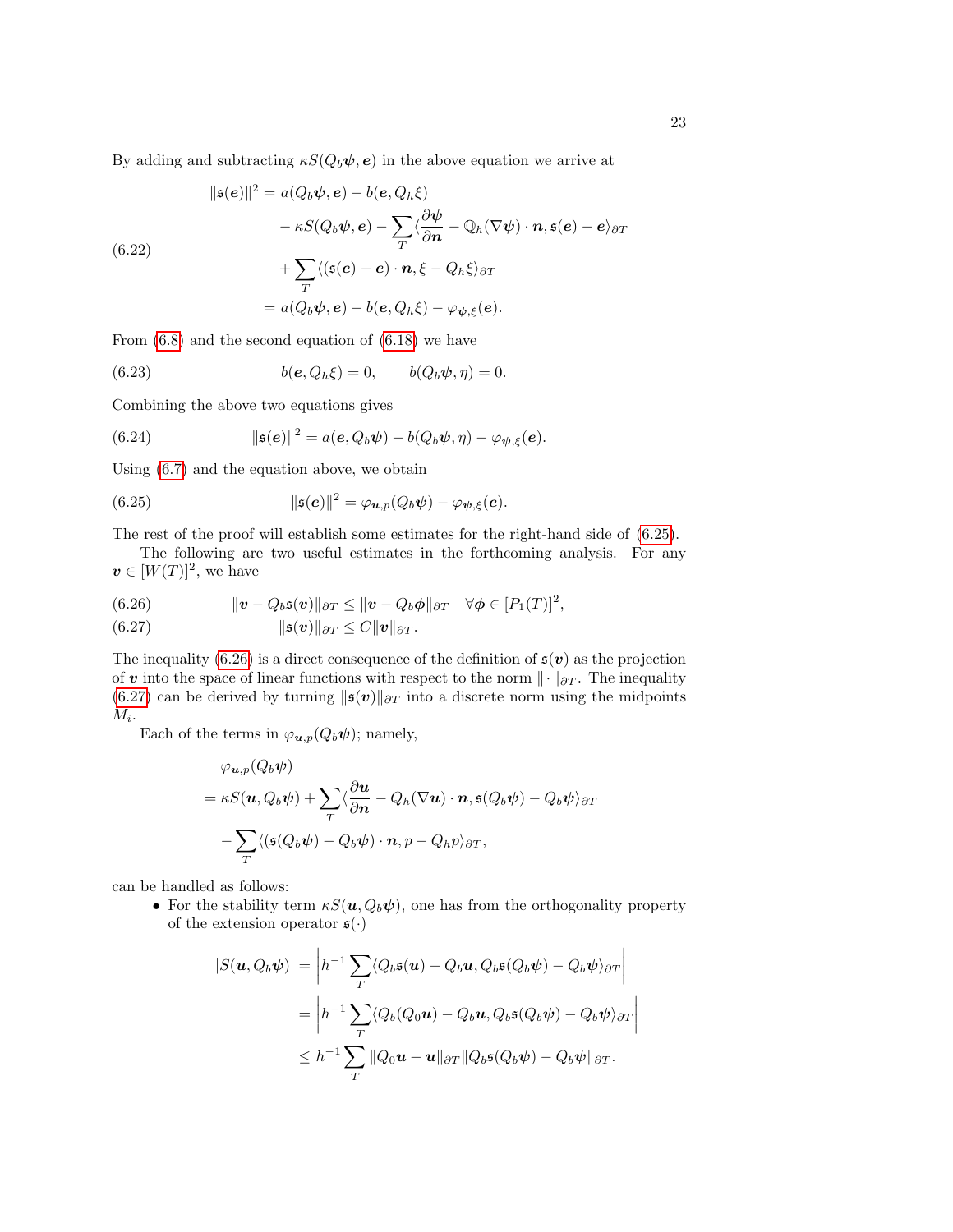By adding and subtracting $\kappa S(Q_b\boldsymbol{\psi}, \boldsymbol{e})$ in the above equation we arrive at

$$
\begin{aligned}
\|\mathfrak{s}(\boldsymbol{e})\|^2 &= a(Q_b\boldsymbol{\psi}, \boldsymbol{e}) - b(\boldsymbol{e}, Q_h\xi) \\
&\quad - \kappa S(Q_b\boldsymbol{\psi}, \boldsymbol{e}) - \sum_T \langle \frac{\partial \boldsymbol{\psi}}{\partial \boldsymbol{n}} - \mathbb{Q}_h(\nabla\boldsymbol{\psi}) \cdot \boldsymbol{n}, \mathfrak{s}(\boldsymbol{e}) - \boldsymbol{e}\rangle_{\partial T} \\
&\quad + \sum_T \langle (\mathfrak{s}(\boldsymbol{e}) - \boldsymbol{e}) \cdot \boldsymbol{n}, \xi - Q_h\xi\rangle_{\partial T} \\
&= a(Q_b\boldsymbol{\psi}, \boldsymbol{e}) - b(\boldsymbol{e}, Q_h\xi) - \varphi_{\boldsymbol{\psi},\xi}(\boldsymbol{e}).
\end{aligned} \tag{6.22}
$$

From (6.8) and the second equation of (6.18) we have

$$
b(\boldsymbol{e}, Q_h\xi) = 0, \qquad b(Q_b\boldsymbol{\psi}, \eta) = 0. \tag{6.23}
$$

Combining the above two equations gives

$$
\|\mathfrak{s}(\boldsymbol{e})\|^2 = a(\boldsymbol{e}, Q_b\boldsymbol{\psi}) - b(Q_b\boldsymbol{\psi}, \eta) - \varphi_{\boldsymbol{\psi},\xi}(\boldsymbol{e}). \tag{6.24}
$$

Using (6.7) and the equation above, we obtain

$$
\|\mathfrak{s}(\boldsymbol{e})\|^2 = \varphi_{\boldsymbol{u},p}(Q_b\boldsymbol{\psi}) - \varphi_{\boldsymbol{\psi},\xi}(\boldsymbol{e}). \tag{6.25}
$$

The rest of the proof will establish some estimates for the right-hand side of (6.25).

The following are two useful estimates in the forthcoming analysis. For any $\boldsymbol{v} \in [W(T)]^2$, we have

$$
\|\boldsymbol{v} - Q_b\mathfrak{s}(\boldsymbol{v})\|_{\partial T} \le \|\boldsymbol{v} - Q_b\boldsymbol{\phi}\|_{\partial T} \quad \forall \boldsymbol{\phi} \in [P_1(T)]^2, \tag{6.26}
$$

$$
\|\mathfrak{s}(\boldsymbol{v})\|_{\partial T} \le C\|\boldsymbol{v}\|_{\partial T}. \tag{6.27}
$$

The inequality (6.26) is a direct consequence of the definition of $\mathfrak{s}(\boldsymbol{v})$ as the projection of $\boldsymbol{v}$ into the space of linear functions with respect to the norm $\|\cdot\|_{\partial T}$. The inequality (6.27) can be derived by turning $\|\mathfrak{s}(\boldsymbol{v})\|_{\partial T}$ into a discrete norm using the midpoints $M_i$.

Each of the terms in $\varphi_{\boldsymbol{u},p}(Q_b\boldsymbol{\psi})$; namely,

$$
\begin{aligned}
&\varphi_{\boldsymbol{u},p}(Q_b\boldsymbol{\psi}) \\
&= \kappa S(\boldsymbol{u}, Q_b\boldsymbol{\psi}) + \sum_T \langle \frac{\partial \boldsymbol{u}}{\partial \boldsymbol{n}} - Q_h(\nabla\boldsymbol{u}) \cdot \boldsymbol{n}, \mathfrak{s}(Q_b\boldsymbol{\psi}) - Q_b\boldsymbol{\psi}\rangle_{\partial T} \\
&\quad - \sum_T \langle (\mathfrak{s}(Q_b\boldsymbol{\psi}) - Q_b\boldsymbol{\psi}) \cdot \boldsymbol{n}, p - Q_hp\rangle_{\partial T},
\end{aligned}
$$

can be handled as follows:

- For the stability term $\kappa S(\boldsymbol{u}, Q_b\boldsymbol{\psi})$, one has from the orthogonality property of the extension operator $\mathfrak{s}(\cdot)$

$$
\begin{aligned}
|S(\boldsymbol{u}, Q_b\boldsymbol{\psi})| &= \left| h^{-1} \sum_T \langle Q_b\mathfrak{s}(\boldsymbol{u}) - Q_b\boldsymbol{u}, Q_b\mathfrak{s}(Q_b\boldsymbol{\psi}) - Q_b\boldsymbol{\psi}\rangle_{\partial T} \right| \\
&= \left| h^{-1} \sum_T \langle Q_b(Q_0\boldsymbol{u}) - Q_b\boldsymbol{u}, Q_b\mathfrak{s}(Q_b\boldsymbol{\psi}) - Q_b\boldsymbol{\psi}\rangle_{\partial T} \right| \\
&\le h^{-1} \sum_T \|Q_0\boldsymbol{u} - \boldsymbol{u}\|_{\partial T} \|Q_b\mathfrak{s}(Q_b\boldsymbol{\psi}) - Q_b\boldsymbol{\psi}\|_{\partial T}.
\end{aligned}
$$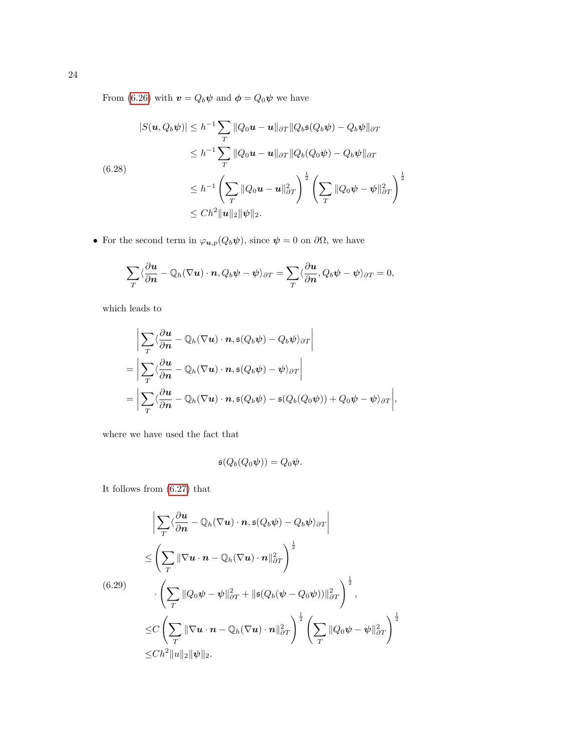From (6.26) with $\boldsymbol{v} = Q_b\boldsymbol{\psi}$ and $\boldsymbol{\phi} = Q_0\boldsymbol{\psi}$ we have

$$
\begin{aligned}
|S(\boldsymbol{u}, Q_b\boldsymbol{\psi})| &\leq h^{-1}\sum_T \|Q_0\boldsymbol{u} - \boldsymbol{u}\|_{\partial T}\|Q_b\mathfrak{s}(Q_b\boldsymbol{\psi}) - Q_b\boldsymbol{\psi}\|_{\partial T} \\
&\leq h^{-1}\sum_T \|Q_0\boldsymbol{u} - \boldsymbol{u}\|_{\partial T}\|Q_b(Q_0\boldsymbol{\psi}) - Q_b\boldsymbol{\psi}\|_{\partial T} \\
&\leq h^{-1}\left(\sum_T \|Q_0\boldsymbol{u} - \boldsymbol{u}\|_{\partial T}^2\right)^{\frac{1}{2}}\left(\sum_T \|Q_0\boldsymbol{\psi} - \boldsymbol{\psi}\|_{\partial T}^2\right)^{\frac{1}{2}} \\
&\leq Ch^2\|\boldsymbol{u}\|_2\|\boldsymbol{\psi}\|_2.
\end{aligned} \tag{6.28}
$$

- For the second term in $\varphi_{\boldsymbol{u},p}(Q_b\boldsymbol{\psi})$, since $\boldsymbol{\psi} = 0$ on $\partial\Omega$, we have

$$
\sum_T \langle \frac{\partial \boldsymbol{u}}{\partial \boldsymbol{n}} - \mathbb{Q}_h(\nabla\boldsymbol{u})\cdot\boldsymbol{n}, Q_b\boldsymbol{\psi} - \boldsymbol{\psi}\rangle_{\partial T} = \sum_T \langle \frac{\partial \boldsymbol{u}}{\partial \boldsymbol{n}}, Q_b\boldsymbol{\psi} - \boldsymbol{\psi}\rangle_{\partial T} = 0,
$$

which leads to

$$
\begin{aligned}
&\left|\sum_T \langle \frac{\partial \boldsymbol{u}}{\partial \boldsymbol{n}} - \mathbb{Q}_h(\nabla\boldsymbol{u})\cdot\boldsymbol{n}, \mathfrak{s}(Q_b\boldsymbol{\psi}) - Q_b\boldsymbol{\psi}\rangle_{\partial T}\right| \\
=&\left|\sum_T \langle \frac{\partial \boldsymbol{u}}{\partial \boldsymbol{n}} - \mathbb{Q}_h(\nabla\boldsymbol{u})\cdot\boldsymbol{n}, \mathfrak{s}(Q_b\boldsymbol{\psi}) - \boldsymbol{\psi}\rangle_{\partial T}\right| \\
=&\left|\sum_T \langle \frac{\partial \boldsymbol{u}}{\partial \boldsymbol{n}} - \mathbb{Q}_h(\nabla\boldsymbol{u})\cdot\boldsymbol{n}, \mathfrak{s}(Q_b\boldsymbol{\psi}) - \mathfrak{s}(Q_b(Q_0\boldsymbol{\psi})) + Q_0\boldsymbol{\psi} - \boldsymbol{\psi}\rangle_{\partial T}\right|,
\end{aligned}
$$

where we have used the fact that

$$
\mathfrak{s}(Q_b(Q_0\boldsymbol{\psi})) = Q_0\boldsymbol{\psi}.
$$

It follows from (6.27) that

$$
\begin{aligned}
&\left|\sum_T \langle \frac{\partial \boldsymbol{u}}{\partial \boldsymbol{n}} - \mathbb{Q}_h(\nabla\boldsymbol{u})\cdot\boldsymbol{n}, \mathfrak{s}(Q_b\boldsymbol{\psi}) - Q_b\boldsymbol{\psi}\rangle_{\partial T}\right| \\
\leq&\left(\sum_T \|\nabla\boldsymbol{u}\cdot\boldsymbol{n} - \mathbb{Q}_h(\nabla\boldsymbol{u})\cdot\boldsymbol{n}\|_{\partial T}^2\right)^{\frac{1}{2}} \\
&\cdot\left(\sum_T \|Q_0\boldsymbol{\psi} - \boldsymbol{\psi}\|_{\partial T}^2 + \|\mathfrak{s}(Q_b(\boldsymbol{\psi} - Q_0\boldsymbol{\psi}))\|_{\partial T}^2\right)^{\frac{1}{2}}, \\
\leq& C\left(\sum_T \|\nabla\boldsymbol{u}\cdot\boldsymbol{n} - \mathbb{Q}_h(\nabla\boldsymbol{u})\cdot\boldsymbol{n}\|_{\partial T}^2\right)^{\frac{1}{2}}\left(\sum_T \|Q_0\boldsymbol{\psi} - \boldsymbol{\psi}\|_{\partial T}^2\right)^{\frac{1}{2}} \\
\leq& Ch^2\|u\|_2\|\boldsymbol{\psi}\|_2.
\end{aligned} \tag{6.29}
$$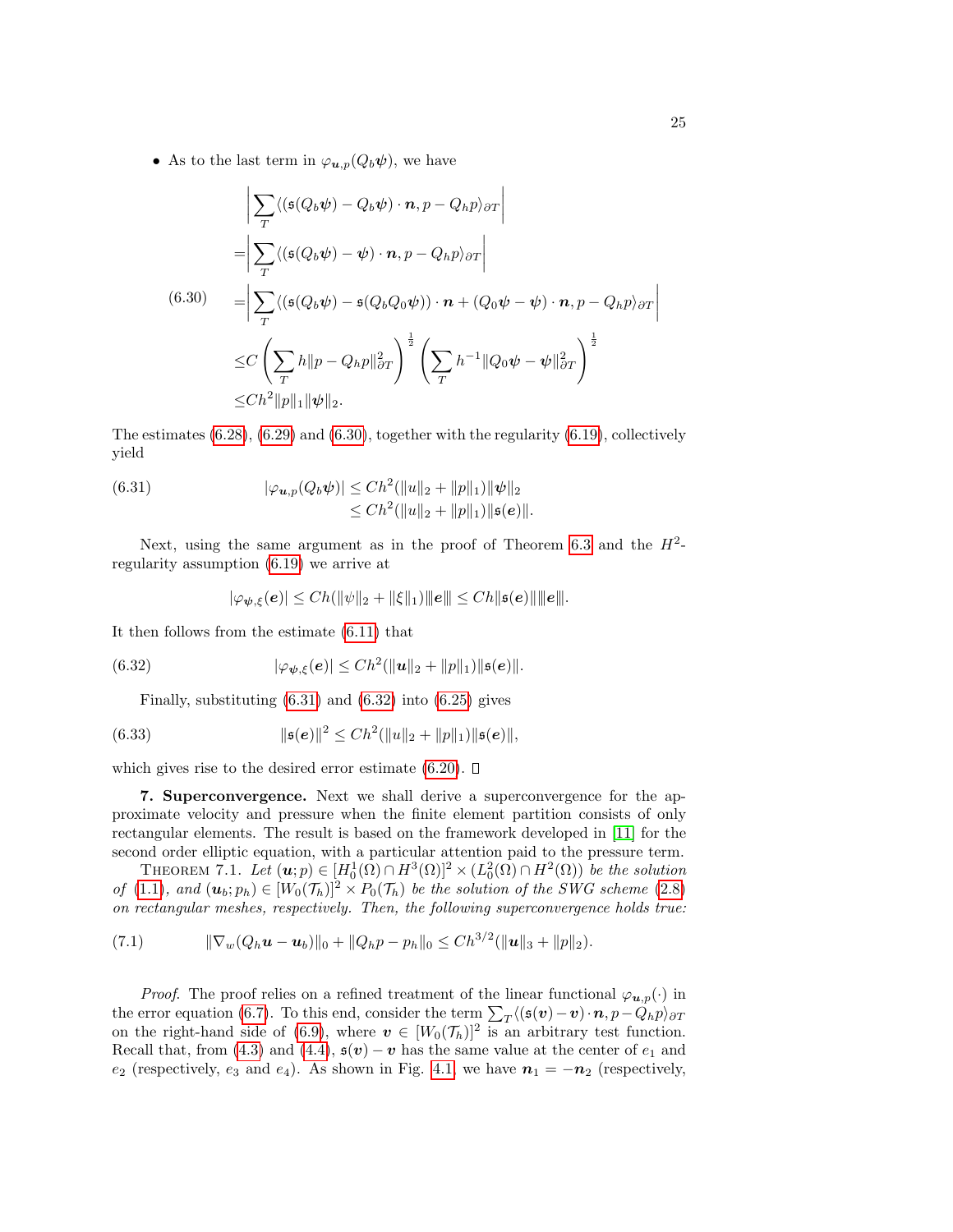- As to the last term in $\varphi_{\boldsymbol{u},p}(Q_b\boldsymbol{\psi})$, we have

$$
\begin{aligned}
&\left|\sum_T \langle (\mathfrak{s}(Q_b\boldsymbol{\psi}) - Q_b\boldsymbol{\psi})\cdot\boldsymbol{n}, p - Q_h p\rangle_{\partial T}\right| \\
=&\left|\sum_T \langle (\mathfrak{s}(Q_b\boldsymbol{\psi}) - \boldsymbol{\psi})\cdot\boldsymbol{n}, p - Q_h p\rangle_{\partial T}\right| \\
=&\left|\sum_T \langle (\mathfrak{s}(Q_b\boldsymbol{\psi}) - \mathfrak{s}(Q_bQ_0\boldsymbol{\psi}))\cdot\boldsymbol{n} + (Q_0\boldsymbol{\psi} - \boldsymbol{\psi})\cdot\boldsymbol{n}, p - Q_h p\rangle_{\partial T}\right| \\
\le& C\left(\sum_T h\|p - Q_h p\|_{\partial T}^2\right)^{\frac{1}{2}}\left(\sum_T h^{-1}\|Q_0\boldsymbol{\psi} - \boldsymbol{\psi}\|_{\partial T}^2\right)^{\frac{1}{2}} \\
\le& Ch^2\|p\|_1\|\boldsymbol{\psi}\|_2.
\end{aligned}
\tag{6.30}
$$

The estimates (6.28), (6.29) and (6.30), together with the regularity (6.19), collectively yield

$$
\begin{aligned}
|\varphi_{\boldsymbol{u},p}(Q_b\boldsymbol{\psi})| &\le Ch^2(\|u\|_2 + \|p\|_1)\|\boldsymbol{\psi}\|_2 \\
&\le Ch^2(\|u\|_2 + \|p\|_1)\|\mathfrak{s}(\boldsymbol{e})\|.
\end{aligned}
\tag{6.31}
$$

Next, using the same argument as in the proof of Theorem 6.3 and the $H^2$-regularity assumption (6.19) we arrive at

$$
|\varphi_{\boldsymbol{\psi},\xi}(\boldsymbol{e})| \le Ch(\|\psi\|_2 + \|\xi\|_1)|\!|\!|\boldsymbol{e}|\!|\!| \le Ch\|\mathfrak{s}(\boldsymbol{e})\||\!|\!|\boldsymbol{e}|\!|\!|.
$$

It then follows from the estimate (6.11) that

$$
|\varphi_{\boldsymbol{\psi},\xi}(\boldsymbol{e})| \le Ch^2(\|\boldsymbol{u}\|_2 + \|p\|_1)\|\mathfrak{s}(\boldsymbol{e})\|.
\tag{6.32}
$$

Finally, substituting (6.31) and (6.32) into (6.25) gives

$$
\|\mathfrak{s}(\boldsymbol{e})\|^2 \le Ch^2(\|u\|_2 + \|p\|_1)\|\mathfrak{s}(\boldsymbol{e})\|,
\tag{6.33}
$$

which gives rise to the desired error estimate (6.20). □

**7. Superconvergence.** Next we shall derive a superconvergence for the approximate velocity and pressure when the finite element partition consists of only rectangular elements. The result is based on the framework developed in [11] for the second order elliptic equation, with a particular attention paid to the pressure term.

THEOREM 7.1. *Let $(\boldsymbol{u};p) \in [H_0^1(\Omega)\cap H^3(\Omega)]^2 \times (L_0^2(\Omega)\cap H^2(\Omega))$ be the solution of (1.1), and $(\boldsymbol{u}_b;p_h) \in [W_0(\mathcal{T}_h)]^2 \times P_0(\mathcal{T}_h)$ be the solution of the SWG scheme (2.8) on rectangular meshes, respectively. Then, the following superconvergence holds true:*

$$
\|\nabla_w(Q_h\boldsymbol{u} - \boldsymbol{u}_b)\|_0 + \|Q_h p - p_h\|_0 \le Ch^{3/2}(\|\boldsymbol{u}\|_3 + \|p\|_2).
\tag{7.1}
$$

*Proof.* The proof relies on a refined treatment of the linear functional $\varphi_{\boldsymbol{u},p}(\cdot)$ in the error equation (6.7). To this end, consider the term $\sum_T\langle(\mathfrak{s}(\boldsymbol{v}) - \boldsymbol{v})\cdot\boldsymbol{n}, p - Q_h p\rangle_{\partial T}$ on the right-hand side of (6.9), where $\boldsymbol{v} \in [W_0(\mathcal{T}_h)]^2$ is an arbitrary test function. Recall that, from (4.3) and (4.4), $\mathfrak{s}(\boldsymbol{v}) - \boldsymbol{v}$ has the same value at the center of $e_1$ and $e_2$ (respectively, $e_3$ and $e_4$). As shown in Fig. 4.1, we have $\boldsymbol{n}_1 = -\boldsymbol{n}_2$ (respectively,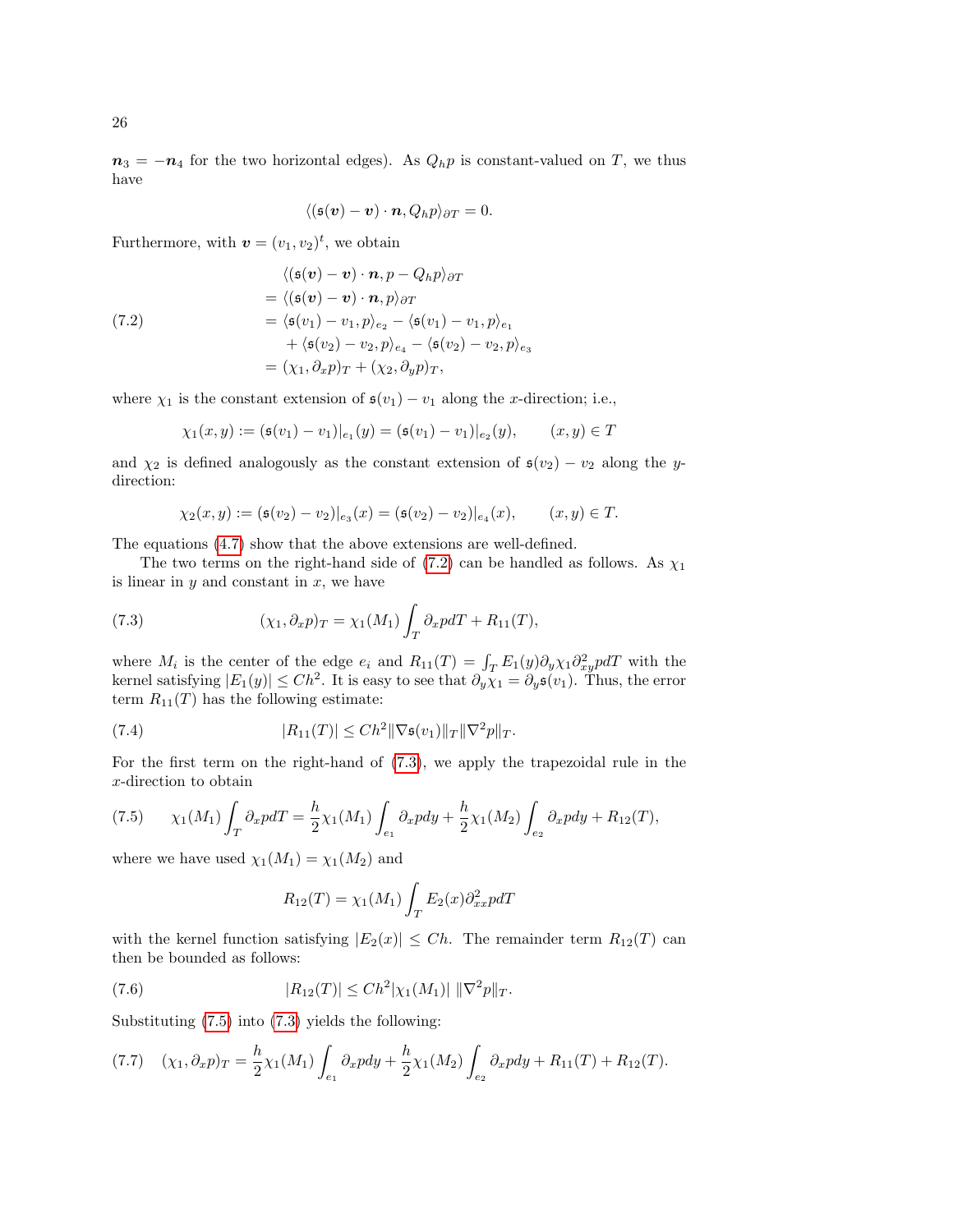$\boldsymbol{n}_3 = -\boldsymbol{n}_4$ for the two horizontal edges). As $Q_h p$ is constant-valued on $T$, we thus have

$$\langle (\mathfrak{s}(\boldsymbol{v}) - \boldsymbol{v}) \cdot \boldsymbol{n}, Q_h p \rangle_{\partial T} = 0.$$

Furthermore, with $\boldsymbol{v} = (v_1, v_2)^t$, we obtain

$$
\begin{aligned}
&\langle (\mathfrak{s}(\boldsymbol{v}) - \boldsymbol{v}) \cdot \boldsymbol{n}, p - Q_h p \rangle_{\partial T} \\
&= \langle (\mathfrak{s}(\boldsymbol{v}) - \boldsymbol{v}) \cdot \boldsymbol{n}, p \rangle_{\partial T} \\
&= \langle \mathfrak{s}(v_1) - v_1, p \rangle_{e_2} - \langle \mathfrak{s}(v_1) - v_1, p \rangle_{e_1} \\
&\quad + \langle \mathfrak{s}(v_2) - v_2, p \rangle_{e_4} - \langle \mathfrak{s}(v_2) - v_2, p \rangle_{e_3} \\
&= (\chi_1, \partial_x p)_T + (\chi_2, \partial_y p)_T,
\end{aligned}
\tag{7.2}
$$

where $\chi_1$ is the constant extension of $\mathfrak{s}(v_1) - v_1$ along the $x$-direction; i.e.,

$$\chi_1(x, y) := (\mathfrak{s}(v_1) - v_1)|_{e_1}(y) = (\mathfrak{s}(v_1) - v_1)|_{e_2}(y), \qquad (x, y) \in T$$

and $\chi_2$ is defined analogously as the constant extension of $\mathfrak{s}(v_2) - v_2$ along the $y$-direction:

$$\chi_2(x, y) := (\mathfrak{s}(v_2) - v_2)|_{e_3}(x) = (\mathfrak{s}(v_2) - v_2)|_{e_4}(x), \qquad (x, y) \in T.$$

The equations (4.7) show that the above extensions are well-defined.

The two terms on the right-hand side of (7.2) can be handled as follows. As $\chi_1$ is linear in $y$ and constant in $x$, we have

$$(\chi_1, \partial_x p)_T = \chi_1(M_1) \int_T \partial_x p dT + R_{11}(T), \tag{7.3}$$

where $M_i$ is the center of the edge $e_i$ and $R_{11}(T) = \int_T E_1(y) \partial_y \chi_1 \partial^2_{xy} p dT$ with the kernel satisfying $|E_1(y)| \le Ch^2$. It is easy to see that $\partial_y \chi_1 = \partial_y \mathfrak{s}(v_1)$. Thus, the error term $R_{11}(T)$ has the following estimate:

$$|R_{11}(T)| \le Ch^2 \|\nabla \mathfrak{s}(v_1)\|_T \|\nabla^2 p\|_T. \tag{7.4}$$

For the first term on the right-hand of (7.3), we apply the trapezoidal rule in the $x$-direction to obtain

$$\chi_1(M_1) \int_T \partial_x p dT = \frac{h}{2} \chi_1(M_1) \int_{e_1} \partial_x p dy + \frac{h}{2} \chi_1(M_2) \int_{e_2} \partial_x p dy + R_{12}(T), \tag{7.5}$$

where we have used $\chi_1(M_1) = \chi_1(M_2)$ and

$$R_{12}(T) = \chi_1(M_1) \int_T E_2(x) \partial^2_{xx} p dT$$

with the kernel function satisfying $|E_2(x)| \le Ch$. The remainder term $R_{12}(T)$ can then be bounded as follows:

$$|R_{12}(T)| \le Ch^2 |\chi_1(M_1)| \, \|\nabla^2 p\|_T. \tag{7.6}$$

Substituting (7.5) into (7.3) yields the following:

$$(\chi_1, \partial_x p)_T = \frac{h}{2} \chi_1(M_1) \int_{e_1} \partial_x p dy + \frac{h}{2} \chi_1(M_2) \int_{e_2} \partial_x p dy + R_{11}(T) + R_{12}(T). \tag{7.7}$$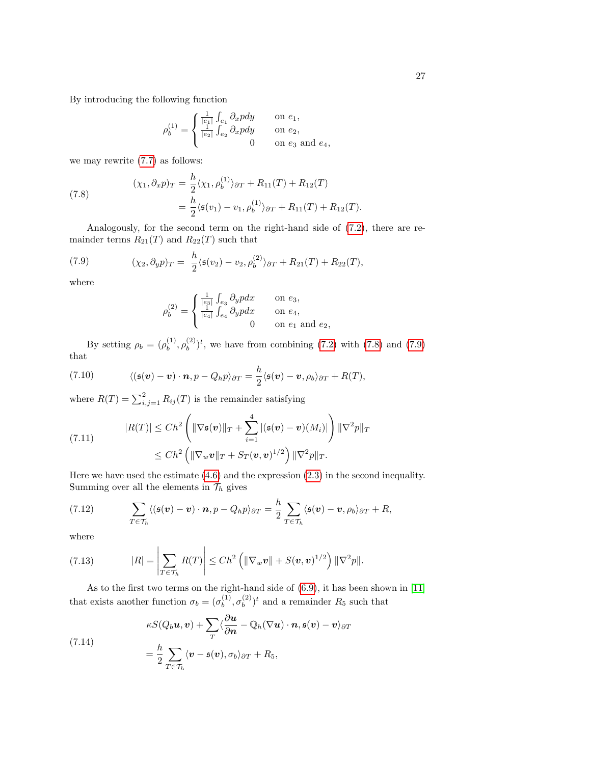By introducing the following function

$$
\rho_b^{(1)} = \begin{cases} \frac{1}{|e_1|}\int_{e_1} \partial_x p dy & \text{on } e_1, \\ \frac{1}{|e_2|}\int_{e_2} \partial_x p dy & \text{on } e_2, \\ 0 & \text{on } e_3 \text{ and } e_4, \end{cases}
$$

we may rewrite (7.7) as follows:

$$
\begin{aligned}
(\chi_1, \partial_x p)_T &= \frac{h}{2}\langle \chi_1, \rho_b^{(1)}\rangle_{\partial T} + R_{11}(T) + R_{12}(T) \\
&= \frac{h}{2}\langle \mathfrak{s}(v_1) - v_1, \rho_b^{(1)}\rangle_{\partial T} + R_{11}(T) + R_{12}(T).
\end{aligned} \tag{7.8}
$$

Analogously, for the second term on the right-hand side of (7.2), there are remainder terms $R_{21}(T)$ and $R_{22}(T)$ such that

$$
(\chi_2, \partial_y p)_T = \frac{h}{2}\langle \mathfrak{s}(v_2) - v_2, \rho_b^{(2)}\rangle_{\partial T} + R_{21}(T) + R_{22}(T), \tag{7.9}
$$

where

$$
\rho_b^{(2)} = \begin{cases} \frac{1}{|e_3|}\int_{e_3} \partial_y p dx & \text{on } e_3, \\ \frac{1}{|e_4|}\int_{e_4} \partial_y p dx & \text{on } e_4, \\ 0 & \text{on } e_1 \text{ and } e_2, \end{cases}
$$

By setting $\rho_b = (\rho_b^{(1)}, \rho_b^{(2)})^t$, we have from combining (7.2) with (7.8) and (7.9) that

$$
\langle (\mathfrak{s}(\boldsymbol{v}) - \boldsymbol{v}) \cdot \boldsymbol{n}, p - Q_h p\rangle_{\partial T} = \frac{h}{2}\langle \mathfrak{s}(\boldsymbol{v}) - \boldsymbol{v}, \rho_b\rangle_{\partial T} + R(T), \tag{7.10}
$$

where $R(T) = \sum_{i,j=1}^{2} R_{ij}(T)$ is the remainder satisfying

$$
\begin{aligned}
|R(T)| &\le Ch^2 \left( \|\nabla \mathfrak{s}(\boldsymbol{v})\|_T + \sum_{i=1}^{4} |(\mathfrak{s}(\boldsymbol{v}) - \boldsymbol{v})(M_i)| \right) \|\nabla^2 p\|_T \\
&\le Ch^2 \left( \|\nabla_w \boldsymbol{v}\|_T + S_T(\boldsymbol{v}, \boldsymbol{v})^{1/2} \right) \|\nabla^2 p\|_T.
\end{aligned} \tag{7.11}
$$

Here we have used the estimate (4.6) and the expression (2.3) in the second inequality. Summing over all the elements in $\mathcal{T}_h$ gives

$$
\sum_{T \in \mathcal{T}_h} \langle (\mathfrak{s}(\boldsymbol{v}) - \boldsymbol{v}) \cdot \boldsymbol{n}, p - Q_h p\rangle_{\partial T} = \frac{h}{2} \sum_{T \in \mathcal{T}_h} \langle \mathfrak{s}(\boldsymbol{v}) - \boldsymbol{v}, \rho_b\rangle_{\partial T} + R, \tag{7.12}
$$

where

$$
|R| = \left| \sum_{T \in \mathcal{T}_h} R(T) \right| \le Ch^2 \left( \|\nabla_w \boldsymbol{v}\| + S(\boldsymbol{v}, \boldsymbol{v})^{1/2} \right) \|\nabla^2 p\|. \tag{7.13}
$$

As to the first two terms on the right-hand side of (6.9), it has been shown in [11] that exists another function $\sigma_b = (\sigma_b^{(1)}, \sigma_b^{(2)})^t$ and a remainder $R_5$ such that

$$
\begin{aligned}
&\kappa S(Q_b \boldsymbol{u}, \boldsymbol{v}) + \sum_T \langle \frac{\partial \boldsymbol{u}}{\partial \boldsymbol{n}} - \mathbb{Q}_h(\nabla \boldsymbol{u}) \cdot \boldsymbol{n}, \mathfrak{s}(\boldsymbol{v}) - \boldsymbol{v}\rangle_{\partial T} \\
&= \frac{h}{2} \sum_{T \in \mathcal{T}_h} \langle \boldsymbol{v} - \mathfrak{s}(\boldsymbol{v}), \sigma_b\rangle_{\partial T} + R_5,
\end{aligned} \tag{7.14}
$$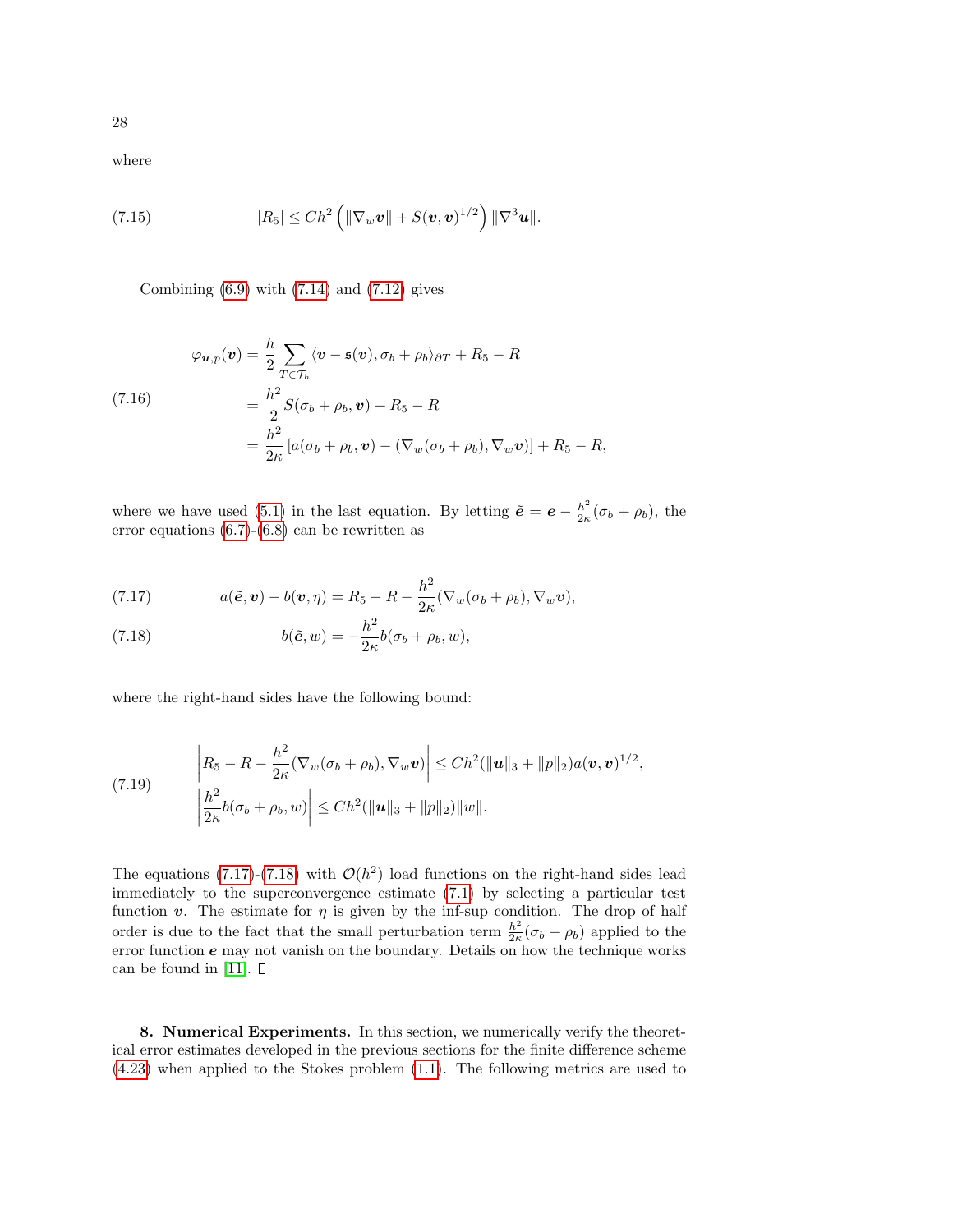where

$$
|R_5| \leq Ch^2 \left( \|\nabla_w \boldsymbol{v}\| + S(\boldsymbol{v}, \boldsymbol{v})^{1/2} \right) \|\nabla^3 \boldsymbol{u}\|. \tag{7.15}
$$

Combining (6.9) with (7.14) and (7.12) gives

$$
\begin{aligned}
\varphi_{\boldsymbol{u},p}(\boldsymbol{v}) &= \frac{h}{2} \sum_{T \in \mathcal{T}_h} \langle \boldsymbol{v} - \mathfrak{s}(\boldsymbol{v}), \sigma_b + \rho_b \rangle_{\partial T} + R_5 - R \\
&= \frac{h^2}{2} S(\sigma_b + \rho_b, \boldsymbol{v}) + R_5 - R \\
&= \frac{h^2}{2\kappa} \left[ a(\sigma_b + \rho_b, \boldsymbol{v}) - (\nabla_w (\sigma_b + \rho_b), \nabla_w \boldsymbol{v}) \right] + R_5 - R,
\end{aligned} \tag{7.16}
$$

where we have used (5.1) in the last equation. By letting $\tilde{\boldsymbol{e}} = \boldsymbol{e} - \frac{h^2}{2\kappa}(\sigma_b + \rho_b)$, the error equations (6.7)-(6.8) can be rewritten as

$$
a(\tilde{\boldsymbol{e}}, \boldsymbol{v}) - b(\boldsymbol{v}, \eta) = R_5 - R - \frac{h^2}{2\kappa} (\nabla_w (\sigma_b + \rho_b), \nabla_w \boldsymbol{v}), \tag{7.17}
$$

$$
b(\tilde{\boldsymbol{e}}, w) = -\frac{h^2}{2\kappa} b(\sigma_b + \rho_b, w), \tag{7.18}
$$

where the right-hand sides have the following bound:

$$
\begin{aligned}
&\left| R_5 - R - \frac{h^2}{2\kappa} (\nabla_w (\sigma_b + \rho_b), \nabla_w \boldsymbol{v}) \right| \leq Ch^2 (\|\boldsymbol{u}\|_3 + \|p\|_2) a(\boldsymbol{v}, \boldsymbol{v})^{1/2}, \\
&\left| \frac{h^2}{2\kappa} b(\sigma_b + \rho_b, w) \right| \leq Ch^2 (\|\boldsymbol{u}\|_3 + \|p\|_2) \|w\|.
\end{aligned} \tag{7.19}
$$

The equations (7.17)-(7.18) with $\mathcal{O}(h^2)$ load functions on the right-hand sides lead immediately to the superconvergence estimate (7.1) by selecting a particular test function $\boldsymbol{v}$. The estimate for $\eta$ is given by the inf-sup condition. The drop of half order is due to the fact that the small perturbation term $\frac{h^2}{2\kappa}(\sigma_b + \rho_b)$ applied to the error function $\boldsymbol{e}$ may not vanish on the boundary. Details on how the technique works can be found in [11]. ∎

**8. Numerical Experiments.** In this section, we numerically verify the theoretical error estimates developed in the previous sections for the finite difference scheme (4.23) when applied to the Stokes problem (1.1). The following metrics are used to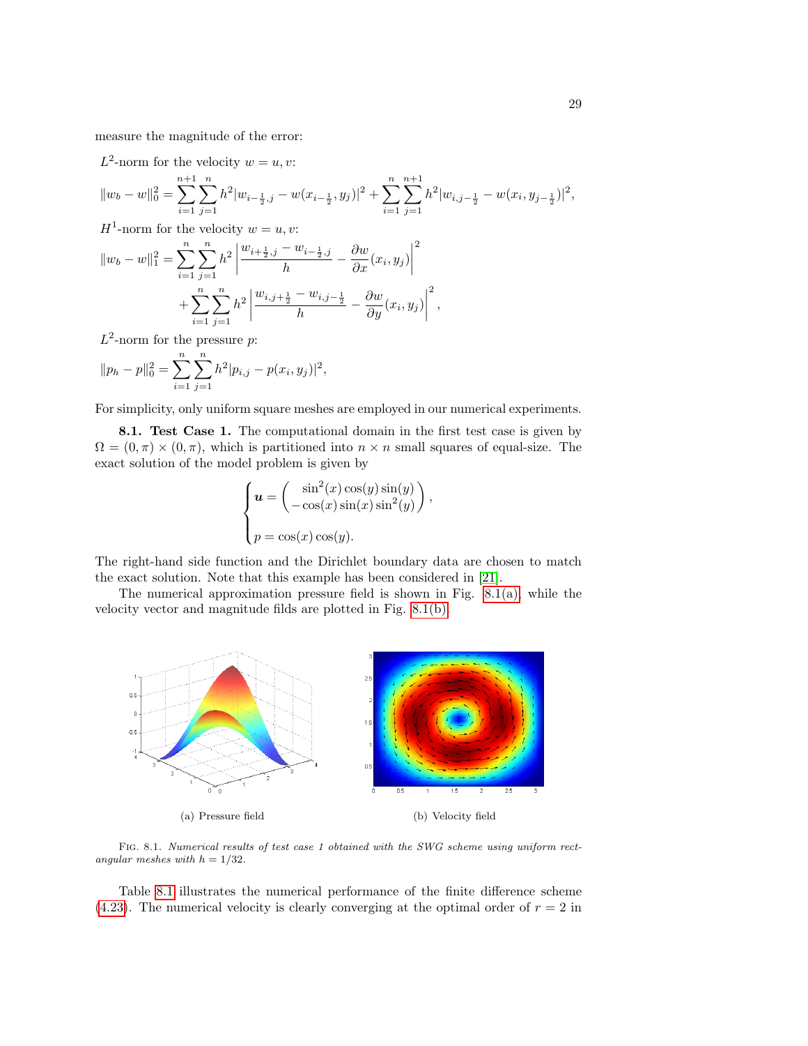measure the magnitude of the error:

$L^2$-norm for the velocity $w = u, v$:

$$\|w_b - w\|_0^2 = \sum_{i=1}^{n+1}\sum_{j=1}^{n} h^2 |w_{i-\frac{1}{2},j} - w(x_{i-\frac{1}{2}}, y_j)|^2 + \sum_{i=1}^{n}\sum_{j=1}^{n+1} h^2 |w_{i,j-\frac{1}{2}} - w(x_i, y_{j-\frac{1}{2}})|^2,$$

$H^1$-norm for the velocity $w = u, v$:

$$\|w_b - w\|_1^2 = \sum_{i=1}^{n}\sum_{j=1}^{n} h^2 \left| \frac{w_{i+\frac{1}{2},j} - w_{i-\frac{1}{2},j}}{h} - \frac{\partial w}{\partial x}(x_i, y_j) \right|^2 + \sum_{i=1}^{n}\sum_{j=1}^{n} h^2 \left| \frac{w_{i,j+\frac{1}{2}} - w_{i,j-\frac{1}{2}}}{h} - \frac{\partial w}{\partial y}(x_i, y_j) \right|^2,$$

$L^2$-norm for the pressure $p$:

$$\|p_h - p\|_0^2 = \sum_{i=1}^{n}\sum_{j=1}^{n} h^2 |p_{i,j} - p(x_i, y_j)|^2,$$

For simplicity, only uniform square meshes are employed in our numerical experiments.

**8.1. Test Case 1.** The computational domain in the first test case is given by $\Omega = (0, \pi) \times (0, \pi)$, which is partitioned into $n \times n$ small squares of equal-size. The exact solution of the model problem is given by

$$\begin{cases} \boldsymbol{u} = \begin{pmatrix} \sin^2(x)\cos(y)\sin(y) \\ -\cos(x)\sin(x)\sin^2(y) \end{pmatrix}, \\ \\ p = \cos(x)\cos(y). \end{cases}$$

The right-hand side function and the Dirichlet boundary data are chosen to match the exact solution. Note that this example has been considered in [21].

The numerical approximation pressure field is shown in Fig. 8.1(a), while the velocity vector and magnitude filds are plotted in Fig. 8.1(b).

(a) Pressure field

(b) Velocity field

Fig. 8.1. *Numerical results of test case 1 obtained with the SWG scheme using uniform rectangular meshes with $h = 1/32$.*

Table 8.1 illustrates the numerical performance of the finite difference scheme (4.23). The numerical velocity is clearly converging at the optimal order of $r = 2$ in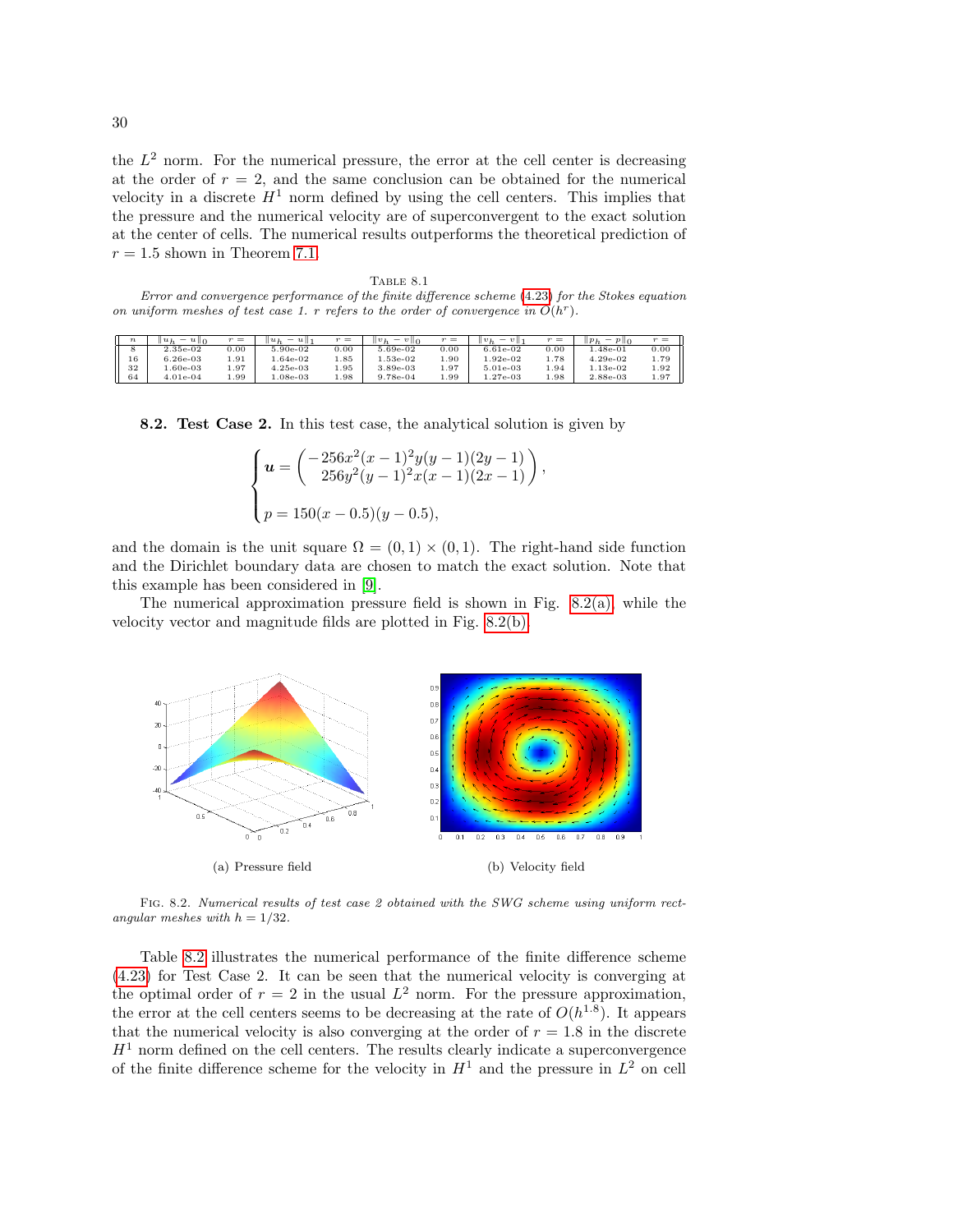the $L^2$ norm. For the numerical pressure, the error at the cell center is decreasing at the order of $r = 2$, and the same conclusion can be obtained for the numerical velocity in a discrete $H^1$ norm defined by using the cell centers. This implies that the pressure and the numerical velocity are of superconvergent to the exact solution at the center of cells. The numerical results outperforms the theoretical prediction of $r = 1.5$ shown in Theorem 7.1.

TABLE 8.1
*Error and convergence performance of the finite difference scheme (4.23) for the Stokes equation on uniform meshes of test case 1. $r$ refers to the order of convergence in $O(h^r)$.*

| $n$ | $\|u_h - u\|_0$ | $r=$ | $\|u_h - u\|_1$ | $r=$ | $\|v_h - v\|_0$ | $r=$ | $\|v_h - v\|_1$ | $r=$ | $\|p_h - p\|_0$ | $r=$ |
|---|---|---|---|---|---|---|---|---|---|---|
| 8 | 2.35e-02 | 0.00 | 5.90e-02 | 0.00 | 5.69e-02 | 0.00 | 6.61e-02 | 0.00 | 1.48e-01 | 0.00 |
| 16 | 6.26e-03 | 1.91 | 1.64e-02 | 1.85 | 1.53e-02 | 1.90 | 1.92e-02 | 1.78 | 4.29e-02 | 1.79 |
| 32 | 1.60e-03 | 1.97 | 4.25e-03 | 1.95 | 3.89e-03 | 1.97 | 5.01e-03 | 1.94 | 1.13e-02 | 1.92 |
| 64 | 4.01e-04 | 1.99 | 1.08e-03 | 1.98 | 9.78e-04 | 1.99 | 1.27e-03 | 1.98 | 2.88e-03 | 1.97 |

**8.2. Test Case 2.** In this test case, the analytical solution is given by

$$
\begin{cases}
\boldsymbol{u} = \begin{pmatrix} -256x^2(x-1)^2y(y-1)(2y-1) \\ 256y^2(y-1)^2x(x-1)(2x-1) \end{pmatrix}, \\[2ex]
p = 150(x-0.5)(y-0.5),
\end{cases}
$$

and the domain is the unit square $\Omega = (0,1) \times (0,1)$. The right-hand side function and the Dirichlet boundary data are chosen to match the exact solution. Note that this example has been considered in [9].

The numerical approximation pressure field is shown in Fig. 8.2(a), while the velocity vector and magnitude filds are plotted in Fig. 8.2(b).

(a) Pressure field

(b) Velocity field

FIG. 8.2. *Numerical results of test case 2 obtained with the SWG scheme using uniform rectangular meshes with $h = 1/32$.*

Table 8.2 illustrates the numerical performance of the finite difference scheme (4.23) for Test Case 2. It can be seen that the numerical velocity is converging at the optimal order of $r = 2$ in the usual $L^2$ norm. For the pressure approximation, the error at the cell centers seems to be decreasing at the rate of $O(h^{1.8})$. It appears that the numerical velocity is also converging at the order of $r = 1.8$ in the discrete $H^1$ norm defined on the cell centers. The results clearly indicate a superconvergence of the finite difference scheme for the velocity in $H^1$ and the pressure in $L^2$ on cell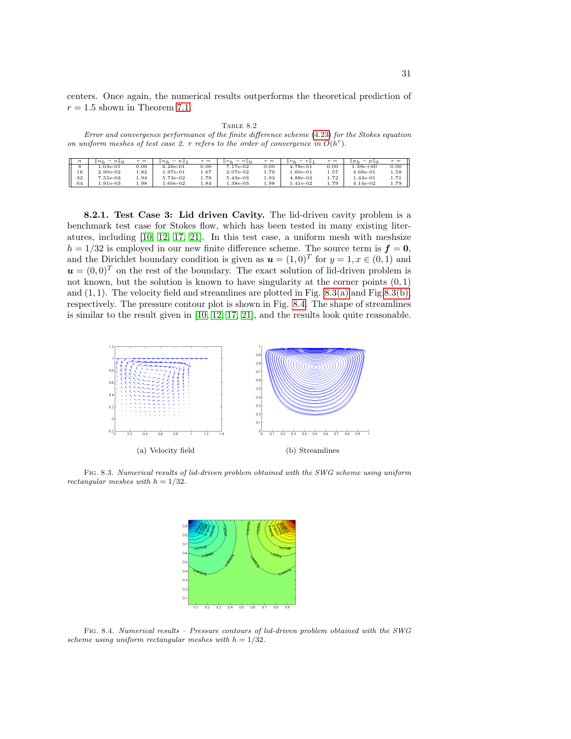centers. Once again, the numerical results outperforms the theoretical prediction of $r = 1.5$ shown in Theorem 7.1.

TABLE 8.2
*Error and convergence performance of the finite difference scheme (4.23) for the Stokes equation on uniform meshes of test case 2. r refers to the order of convergence in $O(h^r)$.*

| $n$ | $\|u_h - u\|_0$ | $r =$ | $\|u_h - u\|_1$ | $r =$ | $\|v_h - v\|_0$ | $r =$ | $\|v_h - v\|_1$ | $r =$ | $\|p_h - p\|_0$ | $r =$ |
|---|---|---|---|---|---|---|---|---|---|---|
| 8 | 1.03e-01 | 0.00 | 6.26e-01 | 0.00 | 7.17e-02 | 0.00 | 4.78e-01 | 0.00 | 1.39e+00 | 0.00 |
| 16 | 2.90e-02 | 1.82 | 1.97e-01 | 1.67 | 2.07e-02 | 1.79 | 1.60e-01 | 1.57 | 4.68e-01 | 1.58 |
| 32 | 7.55e-03 | 1.94 | 5.73e-02 | 1.78 | 5.43e-03 | 1.93 | 4.88e-02 | 1.72 | 1.43e-01 | 1.71 |
| 64 | 1.91e-03 | 1.98 | 1.60e-02 | 1.84 | 1.38e-03 | 1.98 | 1.41e-02 | 1.79 | 4.14e-02 | 1.79 |

**8.2.1. Test Case 3: Lid driven Cavity.** The lid-driven cavity problem is a benchmark test case for Stokes flow, which has been tested in many existing literatures, including [10, 12, 17, 21]. In this test case, a uniform mesh with meshsize $h = 1/32$ is employed in our new finite difference scheme. The source term is $\boldsymbol{f} = \boldsymbol{0}$, and the Dirichlet boundary condition is given as $\boldsymbol{u} = (1, 0)^T$ for $y = 1, x \in (0, 1)$ and $\boldsymbol{u} = (0, 0)^T$ on the rest of the boundary. The exact solution of lid-driven problem is not known, but the solution is known to have singularity at the corner points $(0, 1)$ and $(1, 1)$. The velocity field and streamlines are plotted in Fig. 8.3(a) and Fig.8.3(b), respectively. The pressure contour plot is shown in Fig. 8.4. The shape of streamlines is similar to the result given in [10, 12, 17, 21], and the results look quite reasonable.

(a) Velocity field

(b) Streamlines

FIG. 8.3. *Numerical results of lid-driven problem obtained with the SWG scheme using uniform rectangular meshes with $h = 1/32$.*

FIG. 8.4. *Numerical results – Pressure contours of lid-driven problem obtained with the SWG scheme using uniform rectangular meshes with $h = 1/32$.*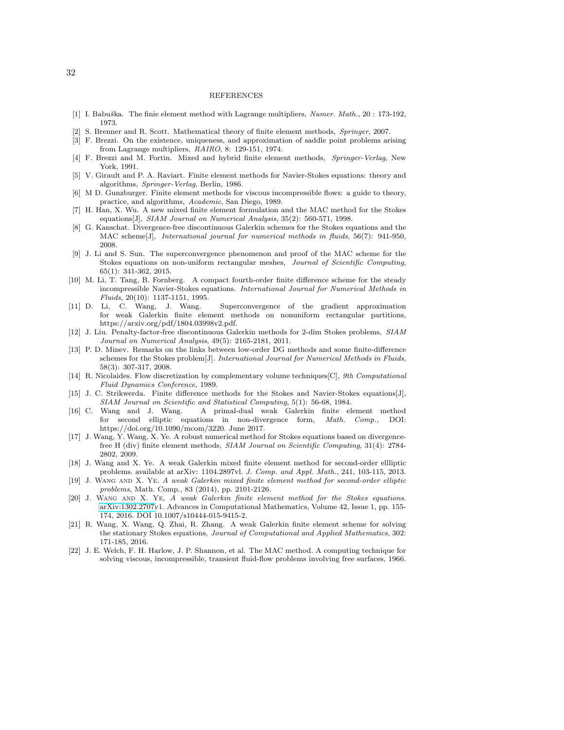## REFERENCES

[1] I. Babuška. The finie element method with Lagrange multipliers, *Numer. Math.*, 20 : 173-192, 1973.

[2] S. Brenner and R. Scott. Mathematical theory of finite element methods, *Springer*, 2007.

[3] F. Brezzi. On the existence, uniqueness, and approximation of saddle point problems arising from Lagrange multipliers, *RAIRO*, 8: 129-151, 1974.

[4] F. Brezzi and M. Fortin. Mixed and hybrid finite element methods, *Springer-Verlag*, New York, 1991.

[5] V. Girault and P. A. Raviart. Finite element methods for Navier-Stokes equations: theory and algorithms, *Springer-Verlag*, Berlin, 1986.

[6] M D. Gunzburger. Finite element methods for viscous incompressible flows: a guide to theory, practice, and algorithms, *Academic*, San Diego, 1989.

[7] H. Han, X. Wu. A new mixed finite element formulation and the MAC method for the Stokes equations[J], *SIAM Journal on Numerical Analysis*, 35(2): 560-571, 1998.

[8] G. Kanschat. Divergence-free discontinuous Galerkin schemes for the Stokes equations and the MAC scheme[J], *International journal for numerical methods in fluids*, 56(7): 941-950, 2008.

[9] J. Li and S. Sun. The superconvergence phenomenon and proof of the MAC scheme for the Stokes equations on non-uniform rectangular meshes, *Journal of Scientific Computing*, 65(1): 341-362, 2015.

[10] M. Li, T. Tang, B. Fornberg. A compact fourth-order finite difference scheme for the steady incompressible Navier-Stokes equations. *International Journal for Numerical Methods in Fluids*, 20(10): 1137-1151, 1995.

[11] D. Li, C. Wang, J. Wang. Superconvergence of the gradient approximation for weak Galerkin finite element methods on nonuniform rectangular partitions, https://arxiv.org/pdf/1804.03998v2.pdf.

[12] J. Liu. Penalty-factor-free discontinuous Galerkin methods for 2-dim Stokes problems, *SIAM Journal on Numerical Analysis*, 49(5): 2165-2181, 2011.

[13] P. D. Minev. Remarks on the links between low-order DG methods and some finite-difference schemes for the Stokes problem[J]. *International Journal for Numerical Methods in Fluids*, 58(3): 307-317, 2008.

[14] R. Nicolaides. Flow discretization by complementary volume techniques[C], *9th Computational Fluid Dynamics Conference,* 1989.

[15] J. C. Strikwerda. Finite difference methods for the Stokes and Navier-Stokes equations[J], *SIAM Journal on Scientific and Statistical Computing*, 5(1): 56-68, 1984.

[16] C. Wang and J. Wang. A primal-dual weak Galerkin finite element method for second elliptic equations in non-divergence form, *Math. Comp.*, DOI: https://doi.org/10.1090/mcom/3220. June 2017.

[17] J. Wang, Y. Wang, X. Ye. A robust numerical method for Stokes equations based on divergence-free H (div) finite element methods, *SIAM Journal on Scientific Computing*, 31(4): 2784-2802, 2009.

[18] J. Wang and X. Ye. A weak Galerkin mixed finite element method for second-order ellliptic problems. available at arXiv: 1104.2897vl. *J. Comp. and Appl. Math.*, 241, 103-115, 2013.

[19] J. Wang and X. Ye. *A weak Galerkin mixed finite element method for second-order elliptic problems*, Math. Comp., 83 (2014), pp. 2101-2126.

[20] J. Wang and X. Ye, *A weak Galerkin finite element method for the Stokes equations*. arXiv:1302.2707v1. Advances in Computational Mathematics, Volume 42, Issue 1, pp. 155-174, 2016. DOI 10.1007/s10444-015-9415-2.

[21] R. Wang, X. Wang, Q. Zhai, R. Zhang. A weak Galerkin finite element scheme for solving the stationary Stokes equations, *Journal of Computational and Applied Mathematics*, 302: 171-185, 2016.

[22] J. E. Welch, F. H. Harlow, J. P. Shannon, et al. The MAC method. A computing technique for solving viscous, incompressible, transient fluid-flow problems involving free surfaces, 1966.